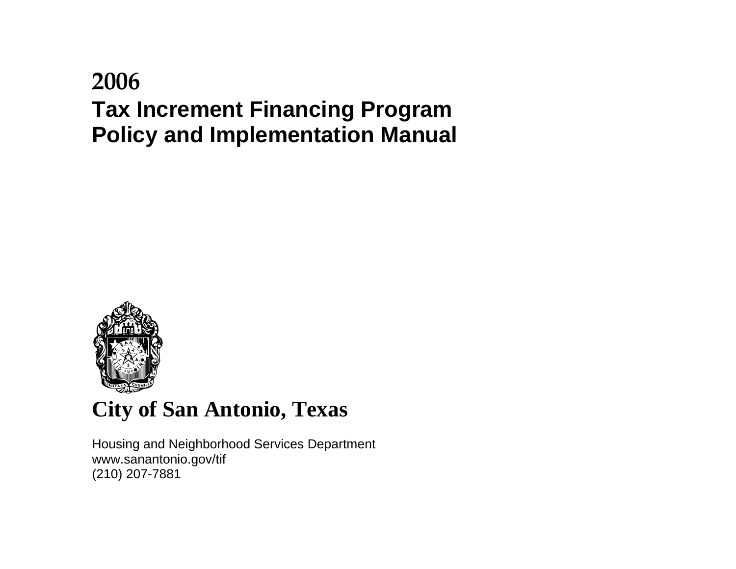# 2006
# Tax Increment Financing Program Policy and Implementation Manual

## City of San Antonio, Texas

Housing and Neighborhood Services Department
www.sanantonio.gov/tif
(210) 207-7881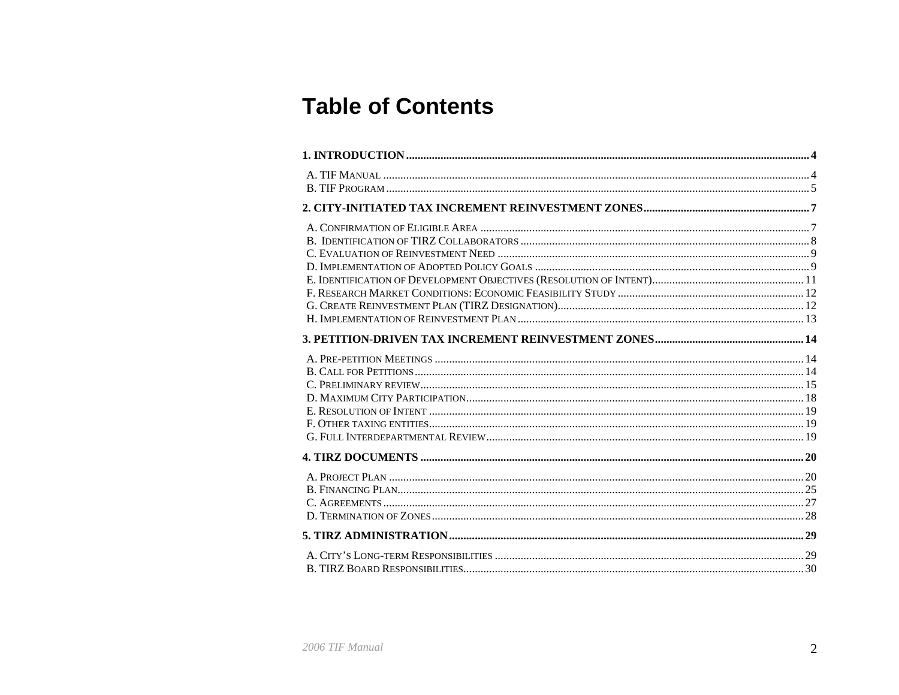# Table of Contents

**1. INTRODUCTION** .......... **4**

A. TIF MANUAL .......... 4
B. TIF PROGRAM .......... 5

**2. CITY-INITIATED TAX INCREMENT REINVESTMENT ZONES** .......... **7**

A. CONFIRMATION OF ELIGIBLE AREA .......... 7
B. IDENTIFICATION OF TIRZ COLLABORATORS .......... 8
C. EVALUATION OF REINVESTMENT NEED .......... 9
D. IMPLEMENTATION OF ADOPTED POLICY GOALS .......... 9
E. IDENTIFICATION OF DEVELOPMENT OBJECTIVES (RESOLUTION OF INTENT) .......... 11
F. RESEARCH MARKET CONDITIONS: ECONOMIC FEASIBILITY STUDY .......... 12
G. CREATE REINVESTMENT PLAN (TIRZ DESIGNATION) .......... 12
H. IMPLEMENTATION OF REINVESTMENT PLAN .......... 13

**3. PETITION-DRIVEN TAX INCREMENT REINVESTMENT ZONES** .......... **14**

A. PRE-PETITION MEETINGS .......... 14
B. CALL FOR PETITIONS .......... 14
C. PRELIMINARY REVIEW .......... 15
D. MAXIMUM CITY PARTICIPATION .......... 18
E. RESOLUTION OF INTENT .......... 19
F. OTHER TAXING ENTITIES .......... 19
G. FULL INTERDEPARTMENTAL REVIEW .......... 19

**4. TIRZ DOCUMENTS** .......... **20**

A. PROJECT PLAN .......... 20
B. FINANCING PLAN .......... 25
C. AGREEMENTS .......... 27
D. TERMINATION OF ZONES .......... 28

**5. TIRZ ADMINISTRATION** .......... **29**

A. CITY'S LONG-TERM RESPONSIBILITIES .......... 29
B. TIRZ BOARD RESPONSIBILITIES .......... 30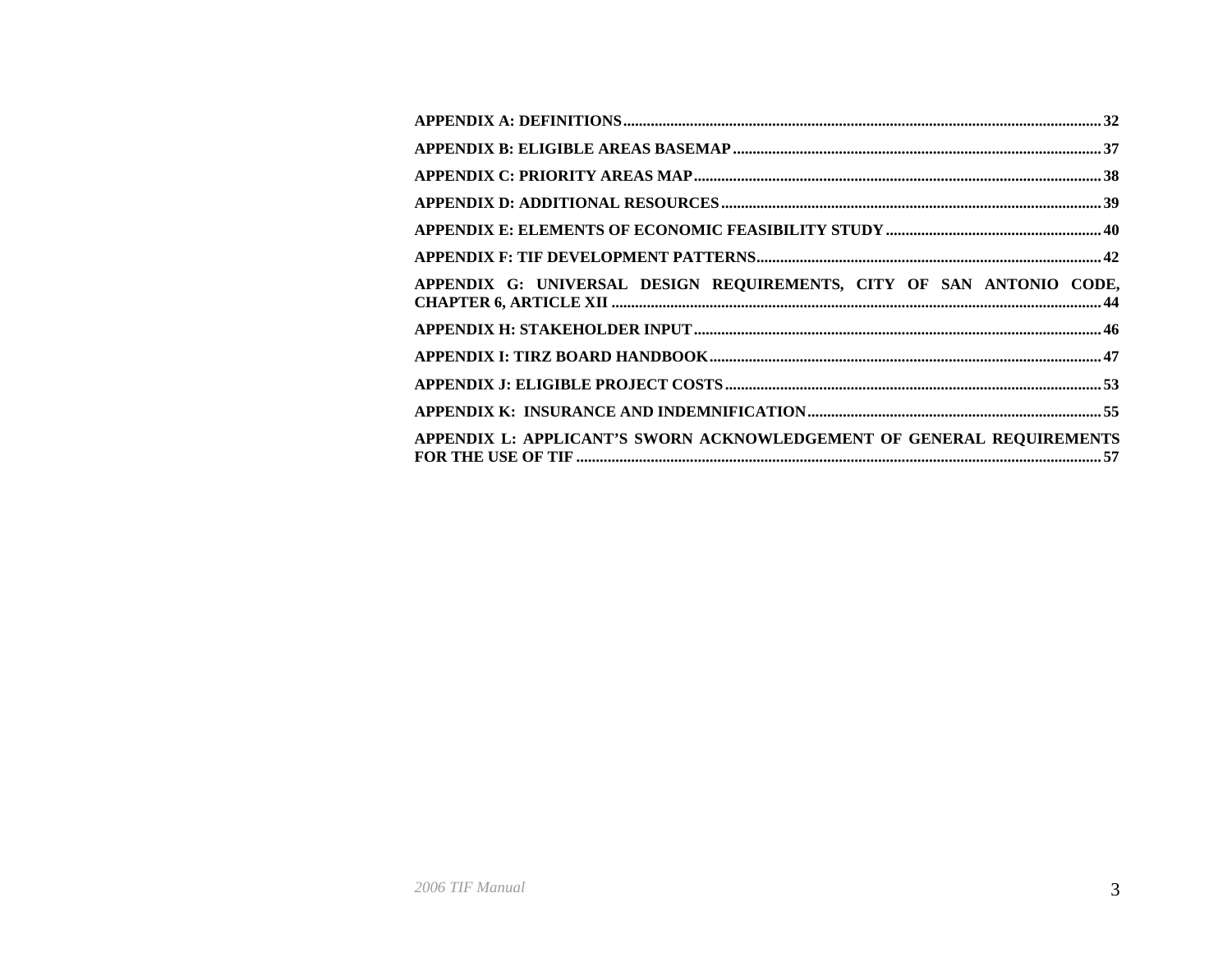**APPENDIX A: DEFINITIONS** .......... 32

**APPENDIX B: ELIGIBLE AREAS BASEMAP** .......... 37

**APPENDIX C: PRIORITY AREAS MAP** .......... 38

**APPENDIX D: ADDITIONAL RESOURCES** .......... 39

**APPENDIX E: ELEMENTS OF ECONOMIC FEASIBILITY STUDY** .......... 40

**APPENDIX F: TIF DEVELOPMENT PATTERNS** .......... 42

**APPENDIX G: UNIVERSAL DESIGN REQUIREMENTS, CITY OF SAN ANTONIO CODE, CHAPTER 6, ARTICLE XII** .......... 44

**APPENDIX H: STAKEHOLDER INPUT** .......... 46

**APPENDIX I: TIRZ BOARD HANDBOOK** .......... 47

**APPENDIX J: ELIGIBLE PROJECT COSTS** .......... 53

**APPENDIX K: INSURANCE AND INDEMNIFICATION** .......... 55

**APPENDIX L: APPLICANT'S SWORN ACKNOWLEDGEMENT OF GENERAL REQUIREMENTS FOR THE USE OF TIF** .......... 57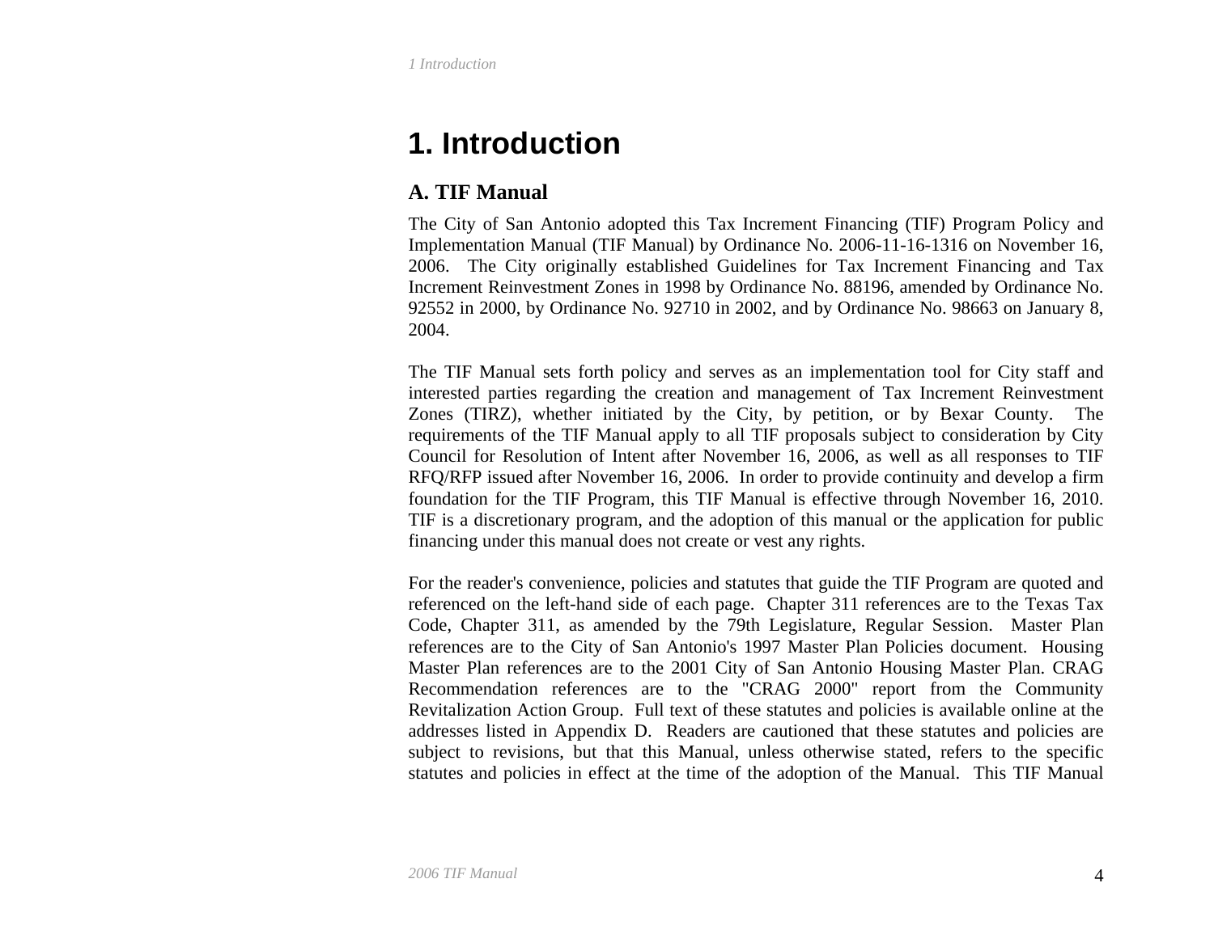# 1. Introduction

## A. TIF Manual

The City of San Antonio adopted this Tax Increment Financing (TIF) Program Policy and Implementation Manual (TIF Manual) by Ordinance No. 2006-11-16-1316 on November 16, 2006. The City originally established Guidelines for Tax Increment Financing and Tax Increment Reinvestment Zones in 1998 by Ordinance No. 88196, amended by Ordinance No. 92552 in 2000, by Ordinance No. 92710 in 2002, and by Ordinance No. 98663 on January 8, 2004.

The TIF Manual sets forth policy and serves as an implementation tool for City staff and interested parties regarding the creation and management of Tax Increment Reinvestment Zones (TIRZ), whether initiated by the City, by petition, or by Bexar County. The requirements of the TIF Manual apply to all TIF proposals subject to consideration by City Council for Resolution of Intent after November 16, 2006, as well as all responses to TIF RFQ/RFP issued after November 16, 2006. In order to provide continuity and develop a firm foundation for the TIF Program, this TIF Manual is effective through November 16, 2010. TIF is a discretionary program, and the adoption of this manual or the application for public financing under this manual does not create or vest any rights.

For the reader's convenience, policies and statutes that guide the TIF Program are quoted and referenced on the left-hand side of each page. Chapter 311 references are to the Texas Tax Code, Chapter 311, as amended by the 79th Legislature, Regular Session. Master Plan references are to the City of San Antonio's 1997 Master Plan Policies document. Housing Master Plan references are to the 2001 City of San Antonio Housing Master Plan. CRAG Recommendation references are to the "CRAG 2000" report from the Community Revitalization Action Group. Full text of these statutes and policies is available online at the addresses listed in Appendix D. Readers are cautioned that these statutes and policies are subject to revisions, but that this Manual, unless otherwise stated, refers to the specific statutes and policies in effect at the time of the adoption of the Manual. This TIF Manual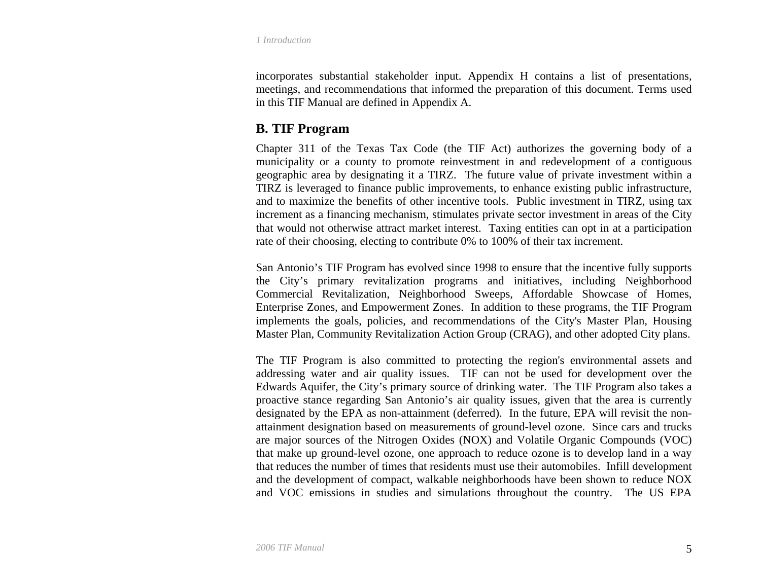incorporates substantial stakeholder input. Appendix H contains a list of presentations, meetings, and recommendations that informed the preparation of this document. Terms used in this TIF Manual are defined in Appendix A.

## B. TIF Program

Chapter 311 of the Texas Tax Code (the TIF Act) authorizes the governing body of a municipality or a county to promote reinvestment in and redevelopment of a contiguous geographic area by designating it a TIRZ. The future value of private investment within a TIRZ is leveraged to finance public improvements, to enhance existing public infrastructure, and to maximize the benefits of other incentive tools. Public investment in TIRZ, using tax increment as a financing mechanism, stimulates private sector investment in areas of the City that would not otherwise attract market interest. Taxing entities can opt in at a participation rate of their choosing, electing to contribute 0% to 100% of their tax increment.

San Antonio's TIF Program has evolved since 1998 to ensure that the incentive fully supports the City's primary revitalization programs and initiatives, including Neighborhood Commercial Revitalization, Neighborhood Sweeps, Affordable Showcase of Homes, Enterprise Zones, and Empowerment Zones. In addition to these programs, the TIF Program implements the goals, policies, and recommendations of the City's Master Plan, Housing Master Plan, Community Revitalization Action Group (CRAG), and other adopted City plans.

The TIF Program is also committed to protecting the region's environmental assets and addressing water and air quality issues. TIF can not be used for development over the Edwards Aquifer, the City's primary source of drinking water. The TIF Program also takes a proactive stance regarding San Antonio's air quality issues, given that the area is currently designated by the EPA as non-attainment (deferred). In the future, EPA will revisit the non-attainment designation based on measurements of ground-level ozone. Since cars and trucks are major sources of the Nitrogen Oxides (NOX) and Volatile Organic Compounds (VOC) that make up ground-level ozone, one approach to reduce ozone is to develop land in a way that reduces the number of times that residents must use their automobiles. Infill development and the development of compact, walkable neighborhoods have been shown to reduce NOX and VOC emissions in studies and simulations throughout the country. The US EPA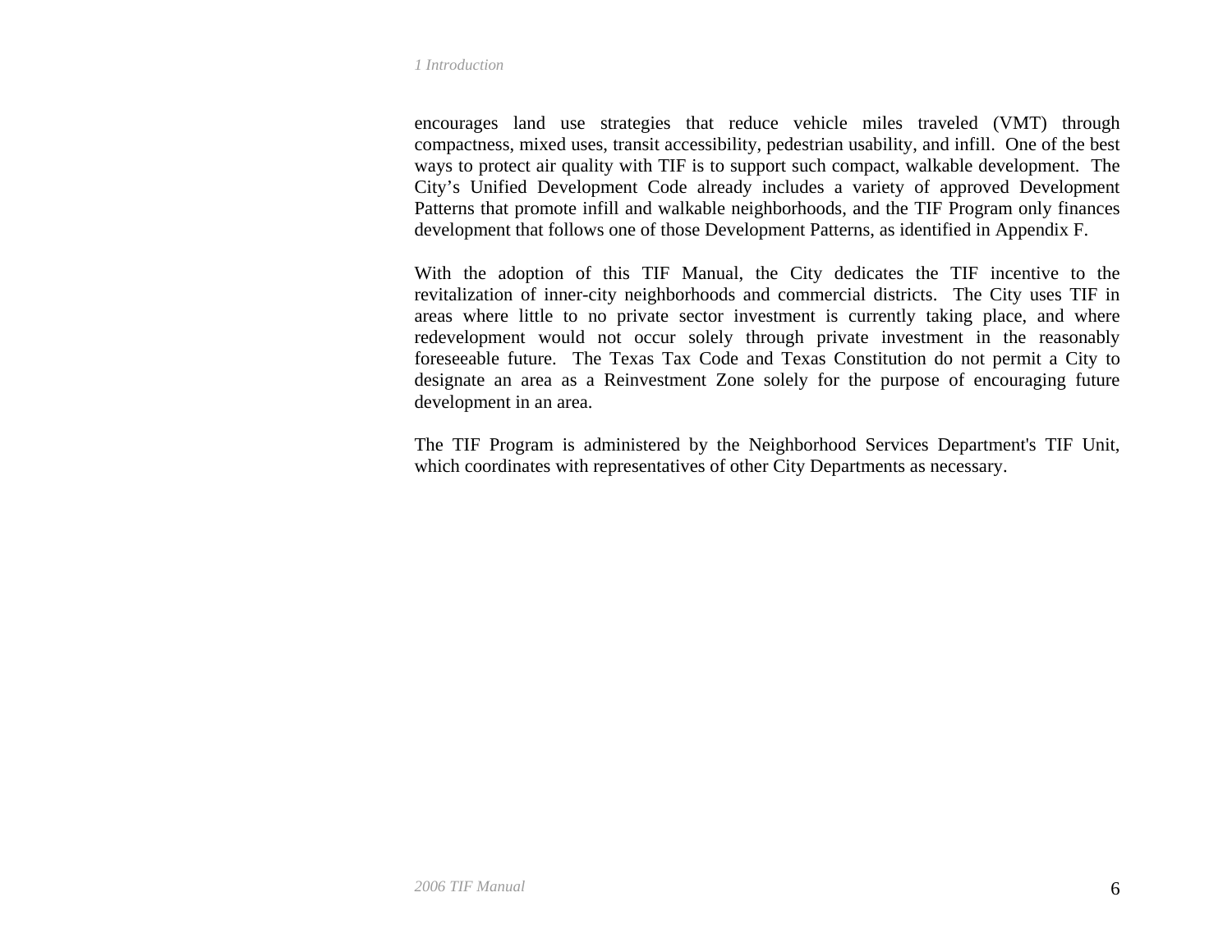encourages land use strategies that reduce vehicle miles traveled (VMT) through compactness, mixed uses, transit accessibility, pedestrian usability, and infill. One of the best ways to protect air quality with TIF is to support such compact, walkable development. The City's Unified Development Code already includes a variety of approved Development Patterns that promote infill and walkable neighborhoods, and the TIF Program only finances development that follows one of those Development Patterns, as identified in Appendix F.

With the adoption of this TIF Manual, the City dedicates the TIF incentive to the revitalization of inner-city neighborhoods and commercial districts. The City uses TIF in areas where little to no private sector investment is currently taking place, and where redevelopment would not occur solely through private investment in the reasonably foreseeable future. The Texas Tax Code and Texas Constitution do not permit a City to designate an area as a Reinvestment Zone solely for the purpose of encouraging future development in an area.

The TIF Program is administered by the Neighborhood Services Department's TIF Unit, which coordinates with representatives of other City Departments as necessary.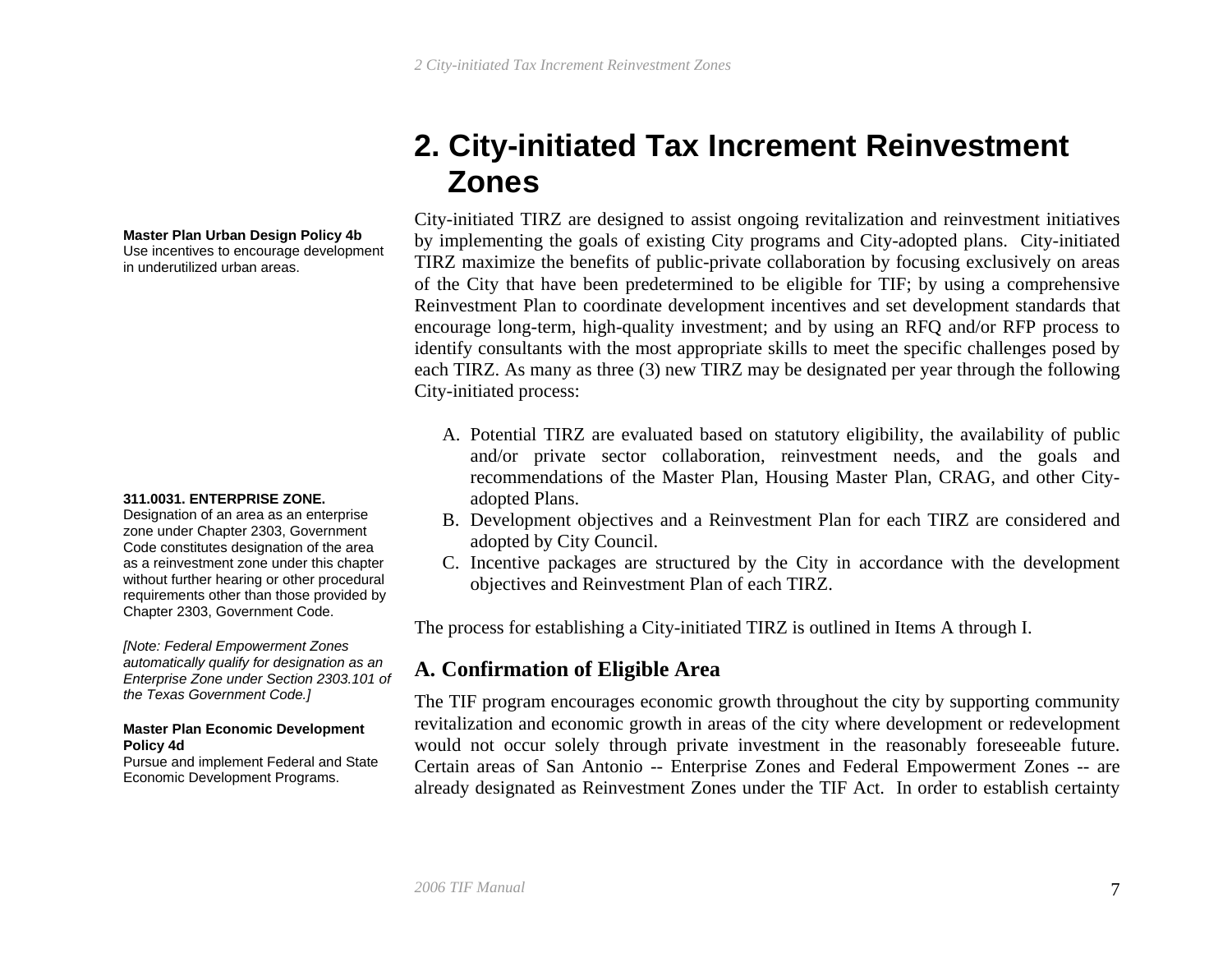# 2. City-initiated Tax Increment Reinvestment Zones

**Master Plan Urban Design Policy 4b**
Use incentives to encourage development in underutilized urban areas.

City-initiated TIRZ are designed to assist ongoing revitalization and reinvestment initiatives by implementing the goals of existing City programs and City-adopted plans. City-initiated TIRZ maximize the benefits of public-private collaboration by focusing exclusively on areas of the City that have been predetermined to be eligible for TIF; by using a comprehensive Reinvestment Plan to coordinate development incentives and set development standards that encourage long-term, high-quality investment; and by using an RFQ and/or RFP process to identify consultants with the most appropriate skills to meet the specific challenges posed by each TIRZ. As many as three (3) new TIRZ may be designated per year through the following City-initiated process:

A. Potential TIRZ are evaluated based on statutory eligibility, the availability of public and/or private sector collaboration, reinvestment needs, and the goals and recommendations of the Master Plan, Housing Master Plan, CRAG, and other City-adopted Plans.
B. Development objectives and a Reinvestment Plan for each TIRZ are considered and adopted by City Council.
C. Incentive packages are structured by the City in accordance with the development objectives and Reinvestment Plan of each TIRZ.

The process for establishing a City-initiated TIRZ is outlined in Items A through I.

**311.0031. ENTERPRISE ZONE.**
Designation of an area as an enterprise zone under Chapter 2303, Government Code constitutes designation of the area as a reinvestment zone under this chapter without further hearing or other procedural requirements other than those provided by Chapter 2303, Government Code.

*[Note: Federal Empowerment Zones automatically qualify for designation as an Enterprise Zone under Section 2303.101 of the Texas Government Code.]*

**Master Plan Economic Development Policy 4d**
Pursue and implement Federal and State Economic Development Programs.

## A. Confirmation of Eligible Area

The TIF program encourages economic growth throughout the city by supporting community revitalization and economic growth in areas of the city where development or redevelopment would not occur solely through private investment in the reasonably foreseeable future. Certain areas of San Antonio -- Enterprise Zones and Federal Empowerment Zones -- are already designated as Reinvestment Zones under the TIF Act. In order to establish certainty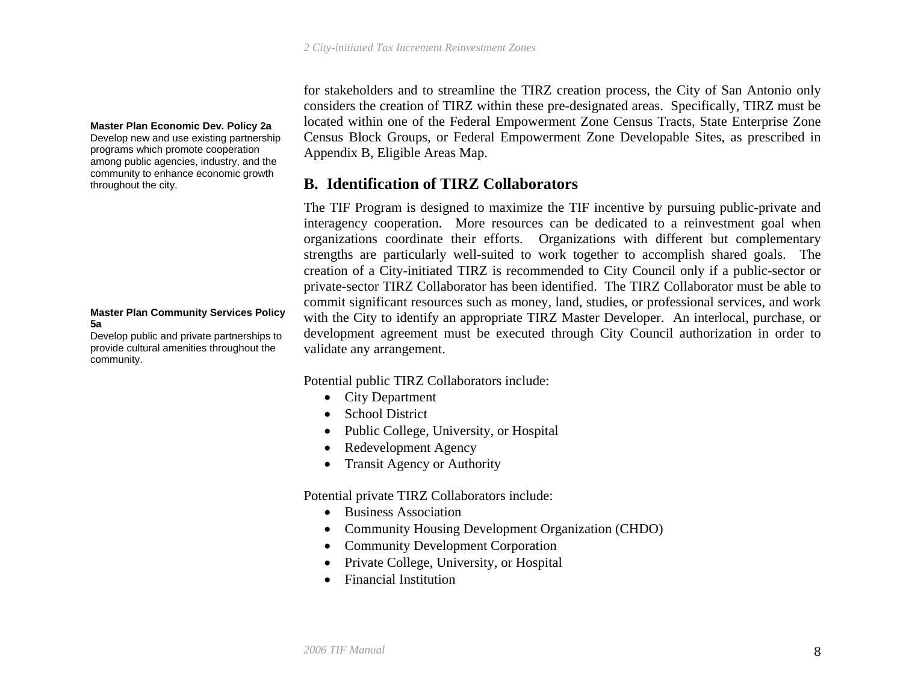for stakeholders and to streamline the TIRZ creation process, the City of San Antonio only considers the creation of TIRZ within these pre-designated areas. Specifically, TIRZ must be located within one of the Federal Empowerment Zone Census Tracts, State Enterprise Zone Census Block Groups, or Federal Empowerment Zone Developable Sites, as prescribed in Appendix B, Eligible Areas Map.

**Master Plan Economic Dev. Policy 2a**
Develop new and use existing partnership programs which promote cooperation among public agencies, industry, and the community to enhance economic growth throughout the city.

## B. Identification of TIRZ Collaborators

The TIF Program is designed to maximize the TIF incentive by pursuing public-private and interagency cooperation. More resources can be dedicated to a reinvestment goal when organizations coordinate their efforts. Organizations with different but complementary strengths are particularly well-suited to work together to accomplish shared goals. The creation of a City-initiated TIRZ is recommended to City Council only if a public-sector or private-sector TIRZ Collaborator has been identified. The TIRZ Collaborator must be able to commit significant resources such as money, land, studies, or professional services, and work with the City to identify an appropriate TIRZ Master Developer. An interlocal, purchase, or development agreement must be executed through City Council authorization in order to validate any arrangement.

**Master Plan Community Services Policy 5a**
Develop public and private partnerships to provide cultural amenities throughout the community.

Potential public TIRZ Collaborators include:

- City Department
- School District
- Public College, University, or Hospital
- Redevelopment Agency
- Transit Agency or Authority

Potential private TIRZ Collaborators include:

- Business Association
- Community Housing Development Organization (CHDO)
- Community Development Corporation
- Private College, University, or Hospital
- Financial Institution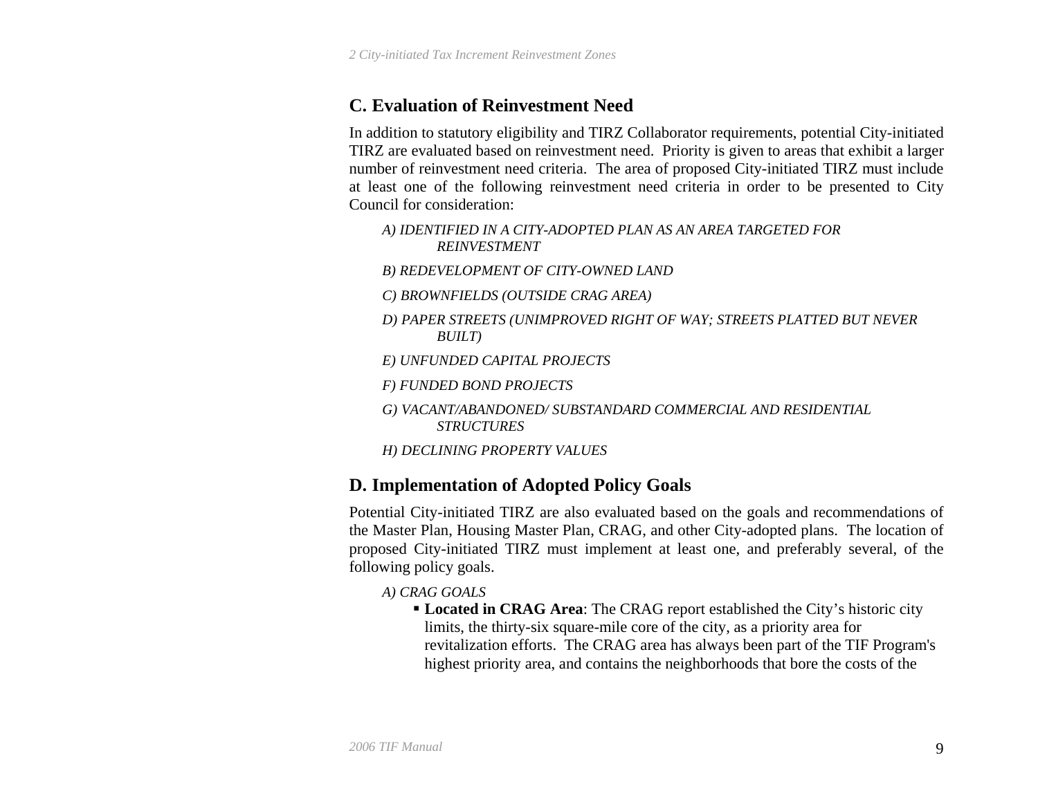## C. Evaluation of Reinvestment Need

In addition to statutory eligibility and TIRZ Collaborator requirements, potential City-initiated TIRZ are evaluated based on reinvestment need. Priority is given to areas that exhibit a larger number of reinvestment need criteria. The area of proposed City-initiated TIRZ must include at least one of the following reinvestment need criteria in order to be presented to City Council for consideration:

*A) IDENTIFIED IN A CITY-ADOPTED PLAN AS AN AREA TARGETED FOR REINVESTMENT*

*B) REDEVELOPMENT OF CITY-OWNED LAND*

*C) BROWNFIELDS (OUTSIDE CRAG AREA)*

*D) PAPER STREETS (UNIMPROVED RIGHT OF WAY; STREETS PLATTED BUT NEVER BUILT)*

*E) UNFUNDED CAPITAL PROJECTS*

*F) FUNDED BOND PROJECTS*

*G) VACANT/ABANDONED/ SUBSTANDARD COMMERCIAL AND RESIDENTIAL STRUCTURES*

*H) DECLINING PROPERTY VALUES*

## D. Implementation of Adopted Policy Goals

Potential City-initiated TIRZ are also evaluated based on the goals and recommendations of the Master Plan, Housing Master Plan, CRAG, and other City-adopted plans. The location of proposed City-initiated TIRZ must implement at least one, and preferably several, of the following policy goals.

*A) CRAG GOALS*

- **Located in CRAG Area**: The CRAG report established the City's historic city limits, the thirty-six square-mile core of the city, as a priority area for revitalization efforts. The CRAG area has always been part of the TIF Program's highest priority area, and contains the neighborhoods that bore the costs of the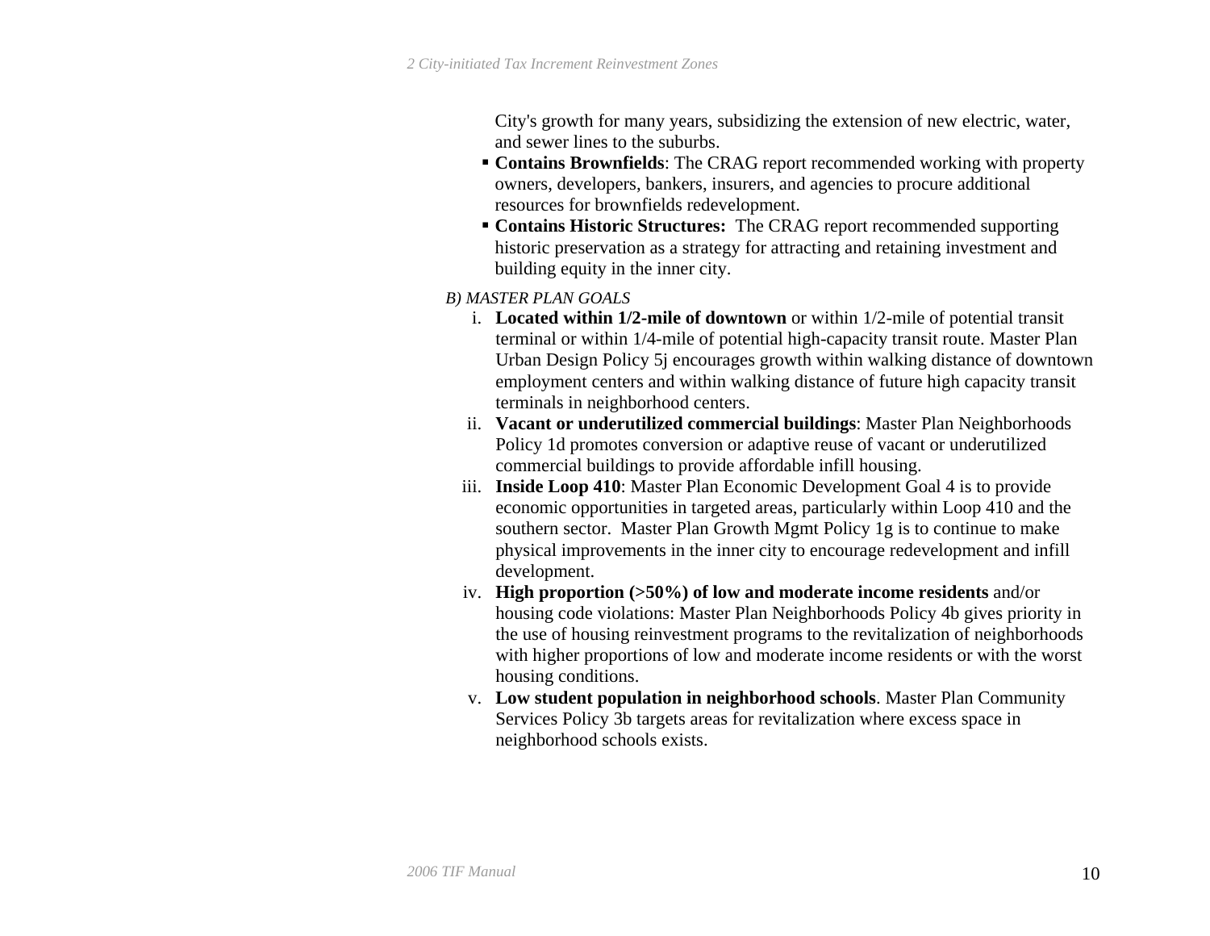City's growth for many years, subsidizing the extension of new electric, water, and sewer lines to the suburbs.

- **Contains Brownfields**: The CRAG report recommended working with property owners, developers, bankers, insurers, and agencies to procure additional resources for brownfields redevelopment.
- **Contains Historic Structures:** The CRAG report recommended supporting historic preservation as a strategy for attracting and retaining investment and building equity in the inner city.

*B) MASTER PLAN GOALS*

i. **Located within 1/2-mile of downtown** or within 1/2-mile of potential transit terminal or within 1/4-mile of potential high-capacity transit route. Master Plan Urban Design Policy 5j encourages growth within walking distance of downtown employment centers and within walking distance of future high capacity transit terminals in neighborhood centers.

ii. **Vacant or underutilized commercial buildings**: Master Plan Neighborhoods Policy 1d promotes conversion or adaptive reuse of vacant or underutilized commercial buildings to provide affordable infill housing.

iii. **Inside Loop 410**: Master Plan Economic Development Goal 4 is to provide economic opportunities in targeted areas, particularly within Loop 410 and the southern sector. Master Plan Growth Mgmt Policy 1g is to continue to make physical improvements in the inner city to encourage redevelopment and infill development.

iv. **High proportion (>50%) of low and moderate income residents** and/or housing code violations: Master Plan Neighborhoods Policy 4b gives priority in the use of housing reinvestment programs to the revitalization of neighborhoods with higher proportions of low and moderate income residents or with the worst housing conditions.

v. **Low student population in neighborhood schools**. Master Plan Community Services Policy 3b targets areas for revitalization where excess space in neighborhood schools exists.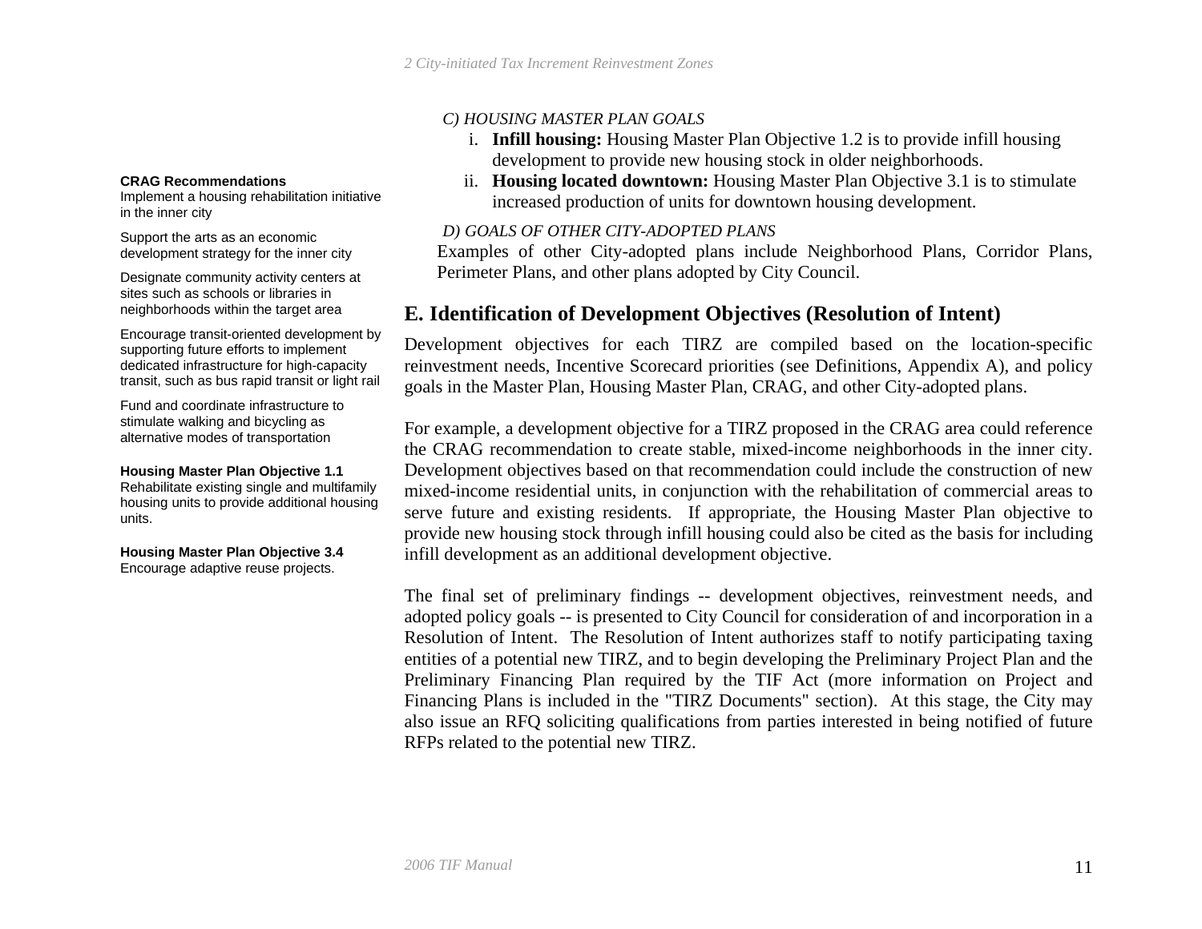*C) HOUSING MASTER PLAN GOALS*

i. **Infill housing:** Housing Master Plan Objective 1.2 is to provide infill housing development to provide new housing stock in older neighborhoods.
ii. **Housing located downtown:** Housing Master Plan Objective 3.1 is to stimulate increased production of units for downtown housing development.

*D) GOALS OF OTHER CITY-ADOPTED PLANS*

Examples of other City-adopted plans include Neighborhood Plans, Corridor Plans, Perimeter Plans, and other plans adopted by City Council.

**CRAG Recommendations**

Implement a housing rehabilitation initiative in the inner city

Support the arts as an economic development strategy for the inner city

Designate community activity centers at sites such as schools or libraries in neighborhoods within the target area

Encourage transit-oriented development by supporting future efforts to implement dedicated infrastructure for high-capacity transit, such as bus rapid transit or light rail

Fund and coordinate infrastructure to stimulate walking and bicycling as alternative modes of transportation

**Housing Master Plan Objective 1.1**

Rehabilitate existing single and multifamily housing units to provide additional housing units.

**Housing Master Plan Objective 3.4**

Encourage adaptive reuse projects.

## E. Identification of Development Objectives (Resolution of Intent)

Development objectives for each TIRZ are compiled based on the location-specific reinvestment needs, Incentive Scorecard priorities (see Definitions, Appendix A), and policy goals in the Master Plan, Housing Master Plan, CRAG, and other City-adopted plans.

For example, a development objective for a TIRZ proposed in the CRAG area could reference the CRAG recommendation to create stable, mixed-income neighborhoods in the inner city. Development objectives based on that recommendation could include the construction of new mixed-income residential units, in conjunction with the rehabilitation of commercial areas to serve future and existing residents. If appropriate, the Housing Master Plan objective to provide new housing stock through infill housing could also be cited as the basis for including infill development as an additional development objective.

The final set of preliminary findings -- development objectives, reinvestment needs, and adopted policy goals -- is presented to City Council for consideration of and incorporation in a Resolution of Intent. The Resolution of Intent authorizes staff to notify participating taxing entities of a potential new TIRZ, and to begin developing the Preliminary Project Plan and the Preliminary Financing Plan required by the TIF Act (more information on Project and Financing Plans is included in the "TIRZ Documents" section). At this stage, the City may also issue an RFQ soliciting qualifications from parties interested in being notified of future RFPs related to the potential new TIRZ.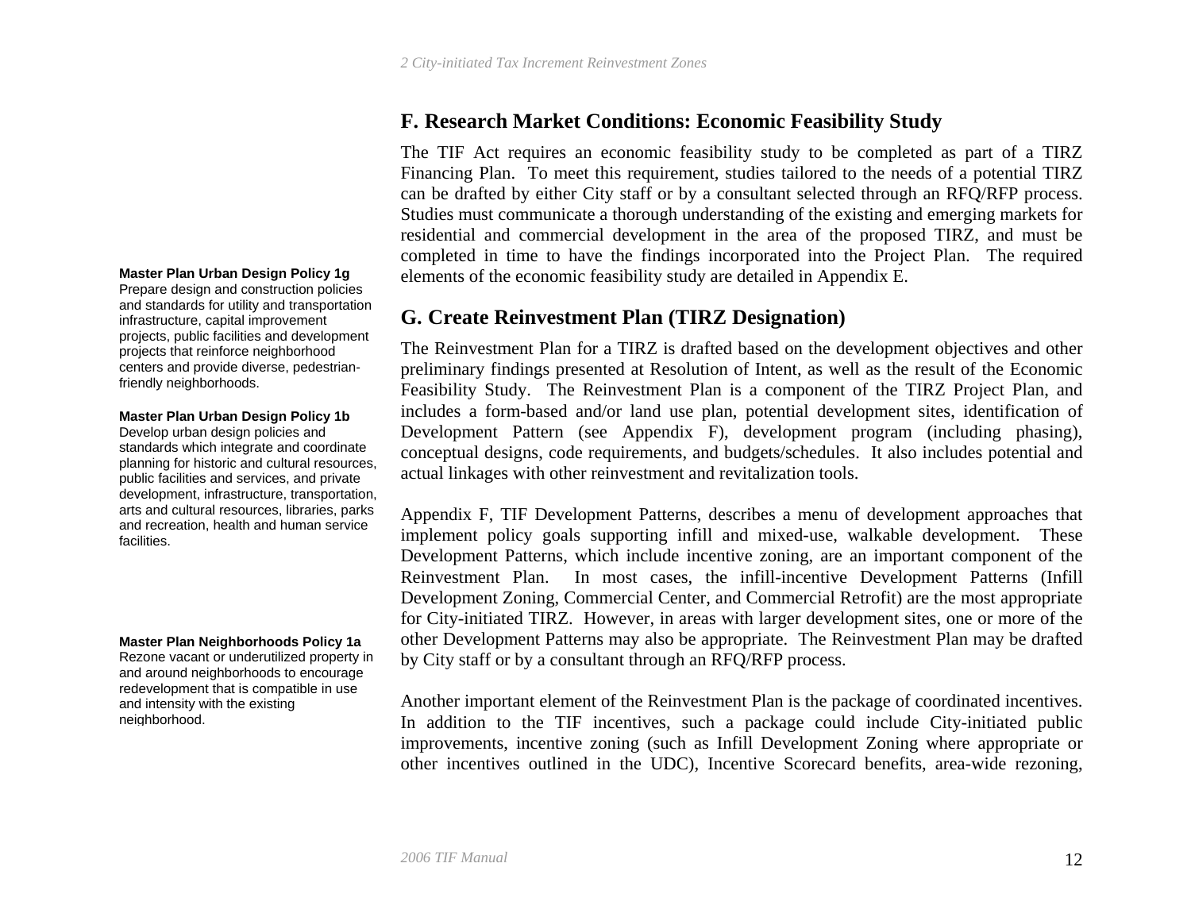## F. Research Market Conditions: Economic Feasibility Study

The TIF Act requires an economic feasibility study to be completed as part of a TIRZ Financing Plan. To meet this requirement, studies tailored to the needs of a potential TIRZ can be drafted by either City staff or by a consultant selected through an RFQ/RFP process. Studies must communicate a thorough understanding of the existing and emerging markets for residential and commercial development in the area of the proposed TIRZ, and must be completed in time to have the findings incorporated into the Project Plan. The required elements of the economic feasibility study are detailed in Appendix E.

**Master Plan Urban Design Policy 1g**
Prepare design and construction policies and standards for utility and transportation infrastructure, capital improvement projects, public facilities and development projects that reinforce neighborhood centers and provide diverse, pedestrian-friendly neighborhoods.

## G. Create Reinvestment Plan (TIRZ Designation)

The Reinvestment Plan for a TIRZ is drafted based on the development objectives and other preliminary findings presented at Resolution of Intent, as well as the result of the Economic Feasibility Study. The Reinvestment Plan is a component of the TIRZ Project Plan, and includes a form-based and/or land use plan, potential development sites, identification of Development Pattern (see Appendix F), development program (including phasing), conceptual designs, code requirements, and budgets/schedules. It also includes potential and actual linkages with other reinvestment and revitalization tools.

**Master Plan Urban Design Policy 1b**
Develop urban design policies and standards which integrate and coordinate planning for historic and cultural resources, public facilities and services, and private development, infrastructure, transportation, arts and cultural resources, libraries, parks and recreation, health and human service facilities.

Appendix F, TIF Development Patterns, describes a menu of development approaches that implement policy goals supporting infill and mixed-use, walkable development. These Development Patterns, which include incentive zoning, are an important component of the Reinvestment Plan. In most cases, the infill-incentive Development Patterns (Infill Development Zoning, Commercial Center, and Commercial Retrofit) are the most appropriate for City-initiated TIRZ. However, in areas with larger development sites, one or more of the other Development Patterns may also be appropriate. The Reinvestment Plan may be drafted by City staff or by a consultant through an RFQ/RFP process.

**Master Plan Neighborhoods Policy 1a**
Rezone vacant or underutilized property in and around neighborhoods to encourage redevelopment that is compatible in use and intensity with the existing neighborhood.

Another important element of the Reinvestment Plan is the package of coordinated incentives. In addition to the TIF incentives, such a package could include City-initiated public improvements, incentive zoning (such as Infill Development Zoning where appropriate or other incentives outlined in the UDC), Incentive Scorecard benefits, area-wide rezoning,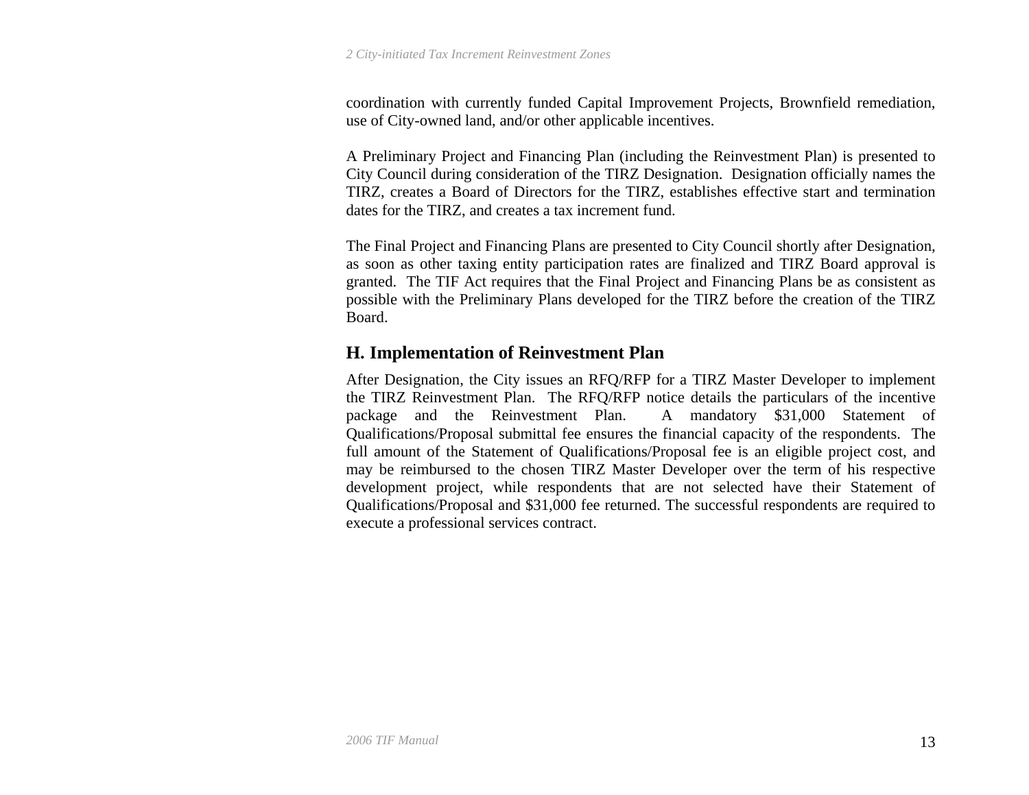coordination with currently funded Capital Improvement Projects, Brownfield remediation, use of City-owned land, and/or other applicable incentives.

A Preliminary Project and Financing Plan (including the Reinvestment Plan) is presented to City Council during consideration of the TIRZ Designation. Designation officially names the TIRZ, creates a Board of Directors for the TIRZ, establishes effective start and termination dates for the TIRZ, and creates a tax increment fund.

The Final Project and Financing Plans are presented to City Council shortly after Designation, as soon as other taxing entity participation rates are finalized and TIRZ Board approval is granted. The TIF Act requires that the Final Project and Financing Plans be as consistent as possible with the Preliminary Plans developed for the TIRZ before the creation of the TIRZ Board.

## H. Implementation of Reinvestment Plan

After Designation, the City issues an RFQ/RFP for a TIRZ Master Developer to implement the TIRZ Reinvestment Plan. The RFQ/RFP notice details the particulars of the incentive package and the Reinvestment Plan. A mandatory $31,000 Statement of Qualifications/Proposal submittal fee ensures the financial capacity of the respondents. The full amount of the Statement of Qualifications/Proposal fee is an eligible project cost, and may be reimbursed to the chosen TIRZ Master Developer over the term of his respective development project, while respondents that are not selected have their Statement of Qualifications/Proposal and $31,000 fee returned. The successful respondents are required to execute a professional services contract.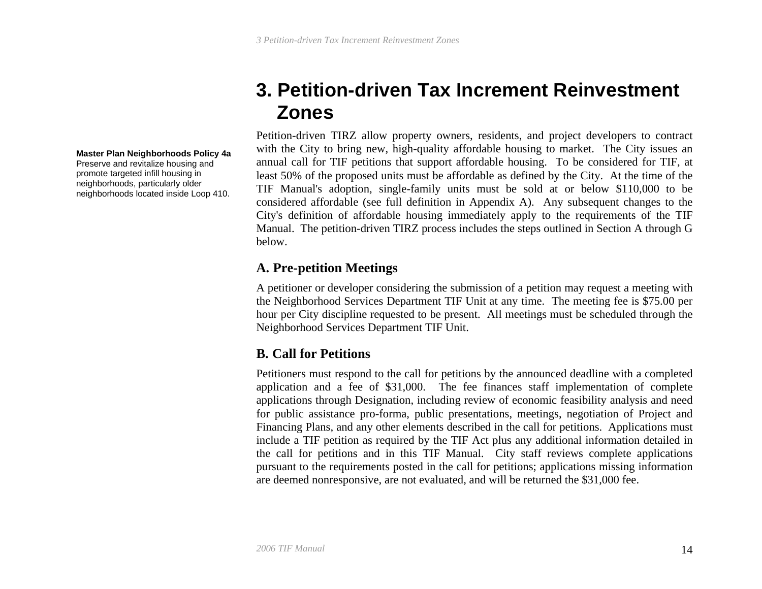# 3. Petition-driven Tax Increment Reinvestment Zones

**Master Plan Neighborhoods Policy 4a**
Preserve and revitalize housing and promote targeted infill housing in neighborhoods, particularly older neighborhoods located inside Loop 410.

Petition-driven TIRZ allow property owners, residents, and project developers to contract with the City to bring new, high-quality affordable housing to market. The City issues an annual call for TIF petitions that support affordable housing. To be considered for TIF, at least 50% of the proposed units must be affordable as defined by the City. At the time of the TIF Manual's adoption, single-family units must be sold at or below $110,000 to be considered affordable (see full definition in Appendix A). Any subsequent changes to the City's definition of affordable housing immediately apply to the requirements of the TIF Manual. The petition-driven TIRZ process includes the steps outlined in Section A through G below.

## A. Pre-petition Meetings

A petitioner or developer considering the submission of a petition may request a meeting with the Neighborhood Services Department TIF Unit at any time. The meeting fee is $75.00 per hour per City discipline requested to be present. All meetings must be scheduled through the Neighborhood Services Department TIF Unit.

## B. Call for Petitions

Petitioners must respond to the call for petitions by the announced deadline with a completed application and a fee of $31,000. The fee finances staff implementation of complete applications through Designation, including review of economic feasibility analysis and need for public assistance pro-forma, public presentations, meetings, negotiation of Project and Financing Plans, and any other elements described in the call for petitions. Applications must include a TIF petition as required by the TIF Act plus any additional information detailed in the call for petitions and in this TIF Manual. City staff reviews complete applications pursuant to the requirements posted in the call for petitions; applications missing information are deemed nonresponsive, are not evaluated, and will be returned the $31,000 fee.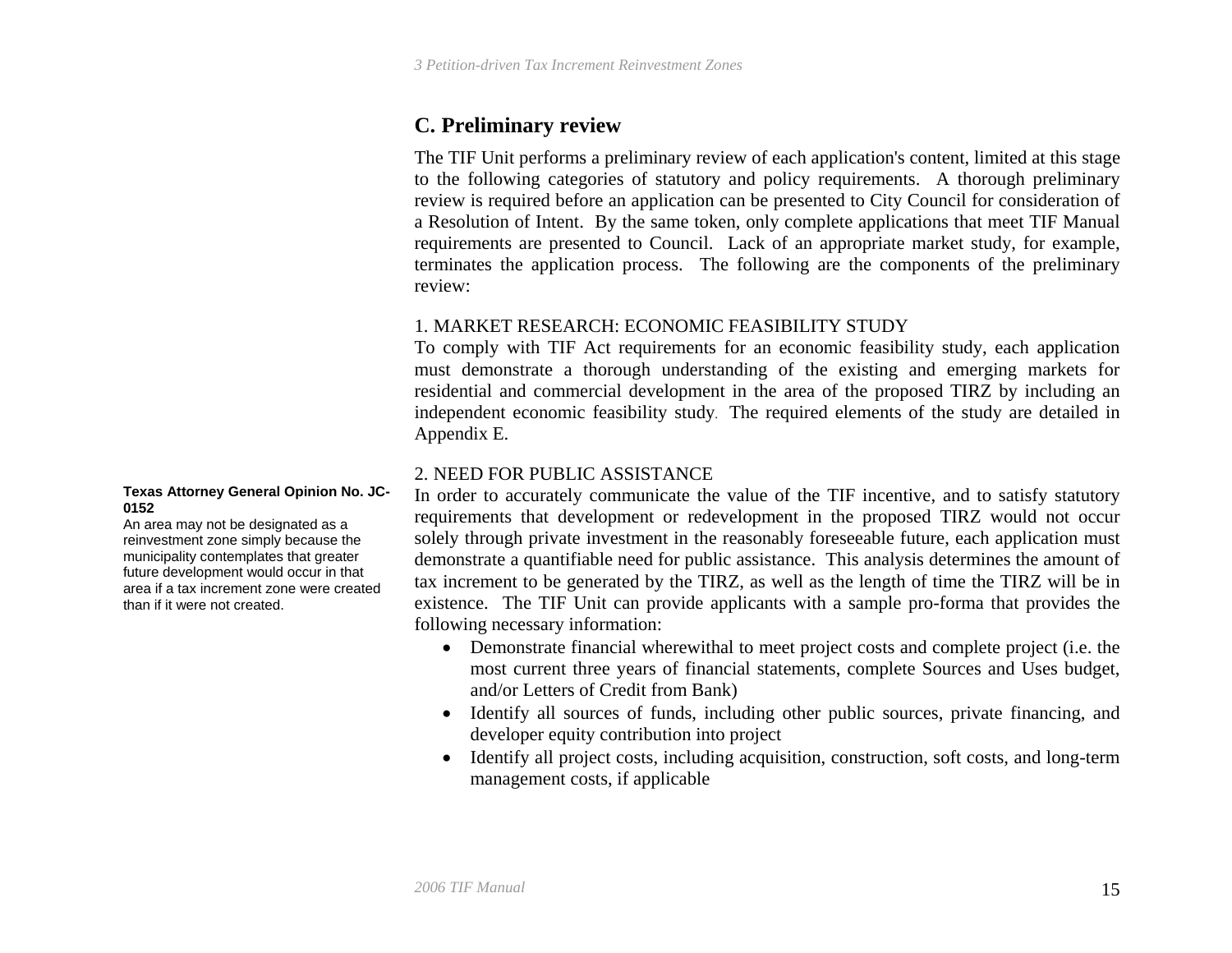## C. Preliminary review

The TIF Unit performs a preliminary review of each application's content, limited at this stage to the following categories of statutory and policy requirements. A thorough preliminary review is required before an application can be presented to City Council for consideration of a Resolution of Intent. By the same token, only complete applications that meet TIF Manual requirements are presented to Council. Lack of an appropriate market study, for example, terminates the application process. The following are the components of the preliminary review:

1. MARKET RESEARCH: ECONOMIC FEASIBILITY STUDY

To comply with TIF Act requirements for an economic feasibility study, each application must demonstrate a thorough understanding of the existing and emerging markets for residential and commercial development in the area of the proposed TIRZ by including an independent economic feasibility study. The required elements of the study are detailed in Appendix E.

2. NEED FOR PUBLIC ASSISTANCE

**Texas Attorney General Opinion No. JC-0152**

An area may not be designated as a reinvestment zone simply because the municipality contemplates that greater future development would occur in that area if a tax increment zone were created than if it were not created.

In order to accurately communicate the value of the TIF incentive, and to satisfy statutory requirements that development or redevelopment in the proposed TIRZ would not occur solely through private investment in the reasonably foreseeable future, each application must demonstrate a quantifiable need for public assistance. This analysis determines the amount of tax increment to be generated by the TIRZ, as well as the length of time the TIRZ will be in existence. The TIF Unit can provide applicants with a sample pro-forma that provides the following necessary information:

- Demonstrate financial wherewithal to meet project costs and complete project (i.e. the most current three years of financial statements, complete Sources and Uses budget, and/or Letters of Credit from Bank)
- Identify all sources of funds, including other public sources, private financing, and developer equity contribution into project
- Identify all project costs, including acquisition, construction, soft costs, and long-term management costs, if applicable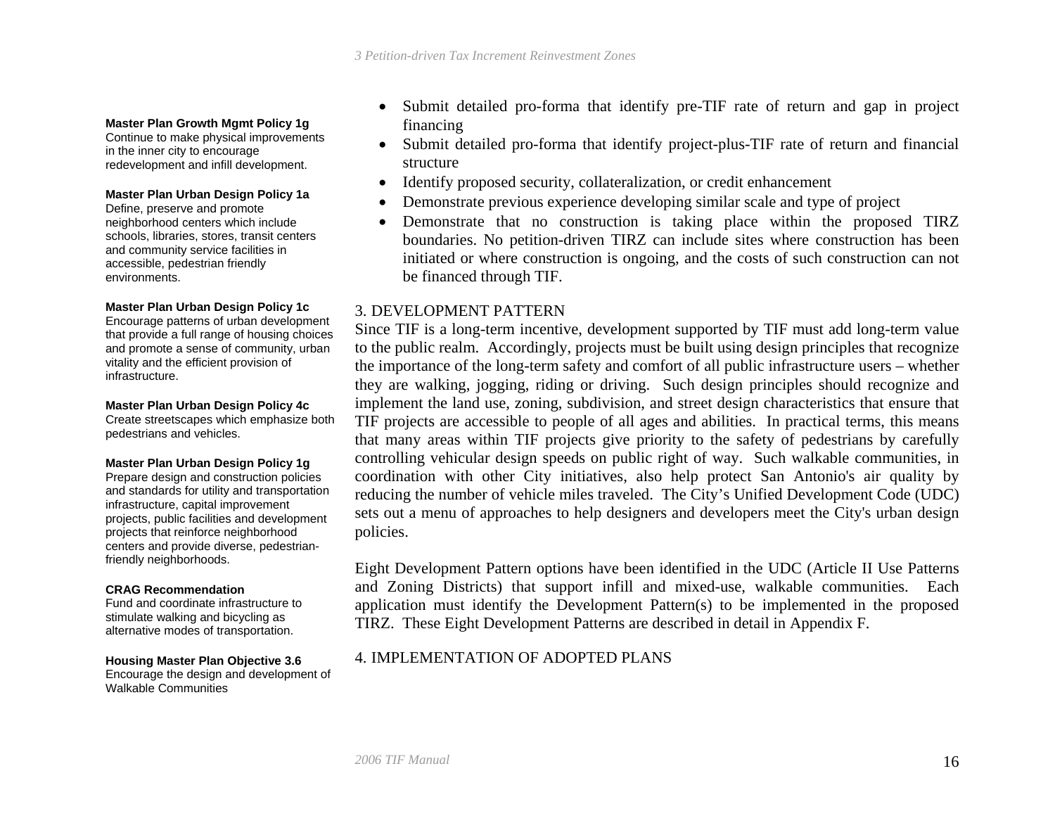**Master Plan Growth Mgmt Policy 1g**
Continue to make physical improvements in the inner city to encourage redevelopment and infill development.

**Master Plan Urban Design Policy 1a**
Define, preserve and promote neighborhood centers which include schools, libraries, stores, transit centers and community service facilities in accessible, pedestrian friendly environments.

**Master Plan Urban Design Policy 1c**
Encourage patterns of urban development that provide a full range of housing choices and promote a sense of community, urban vitality and the efficient provision of infrastructure.

**Master Plan Urban Design Policy 4c**
Create streetscapes which emphasize both pedestrians and vehicles.

**Master Plan Urban Design Policy 1g**
Prepare design and construction policies and standards for utility and transportation infrastructure, capital improvement projects, public facilities and development projects that reinforce neighborhood centers and provide diverse, pedestrian-friendly neighborhoods.

**CRAG Recommendation**
Fund and coordinate infrastructure to stimulate walking and bicycling as alternative modes of transportation.

**Housing Master Plan Objective 3.6**
Encourage the design and development of Walkable Communities

- Submit detailed pro-forma that identify pre-TIF rate of return and gap in project financing
- Submit detailed pro-forma that identify project-plus-TIF rate of return and financial structure
- Identify proposed security, collateralization, or credit enhancement
- Demonstrate previous experience developing similar scale and type of project
- Demonstrate that no construction is taking place within the proposed TIRZ boundaries. No petition-driven TIRZ can include sites where construction has been initiated or where construction is ongoing, and the costs of such construction can not be financed through TIF.

## 3. DEVELOPMENT PATTERN

Since TIF is a long-term incentive, development supported by TIF must add long-term value to the public realm. Accordingly, projects must be built using design principles that recognize the importance of the long-term safety and comfort of all public infrastructure users – whether they are walking, jogging, riding or driving. Such design principles should recognize and implement the land use, zoning, subdivision, and street design characteristics that ensure that TIF projects are accessible to people of all ages and abilities. In practical terms, this means that many areas within TIF projects give priority to the safety of pedestrians by carefully controlling vehicular design speeds on public right of way. Such walkable communities, in coordination with other City initiatives, also help protect San Antonio's air quality by reducing the number of vehicle miles traveled. The City's Unified Development Code (UDC) sets out a menu of approaches to help designers and developers meet the City's urban design policies.

Eight Development Pattern options have been identified in the UDC (Article II Use Patterns and Zoning Districts) that support infill and mixed-use, walkable communities. Each application must identify the Development Pattern(s) to be implemented in the proposed TIRZ. These Eight Development Patterns are described in detail in Appendix F.

## 4. IMPLEMENTATION OF ADOPTED PLANS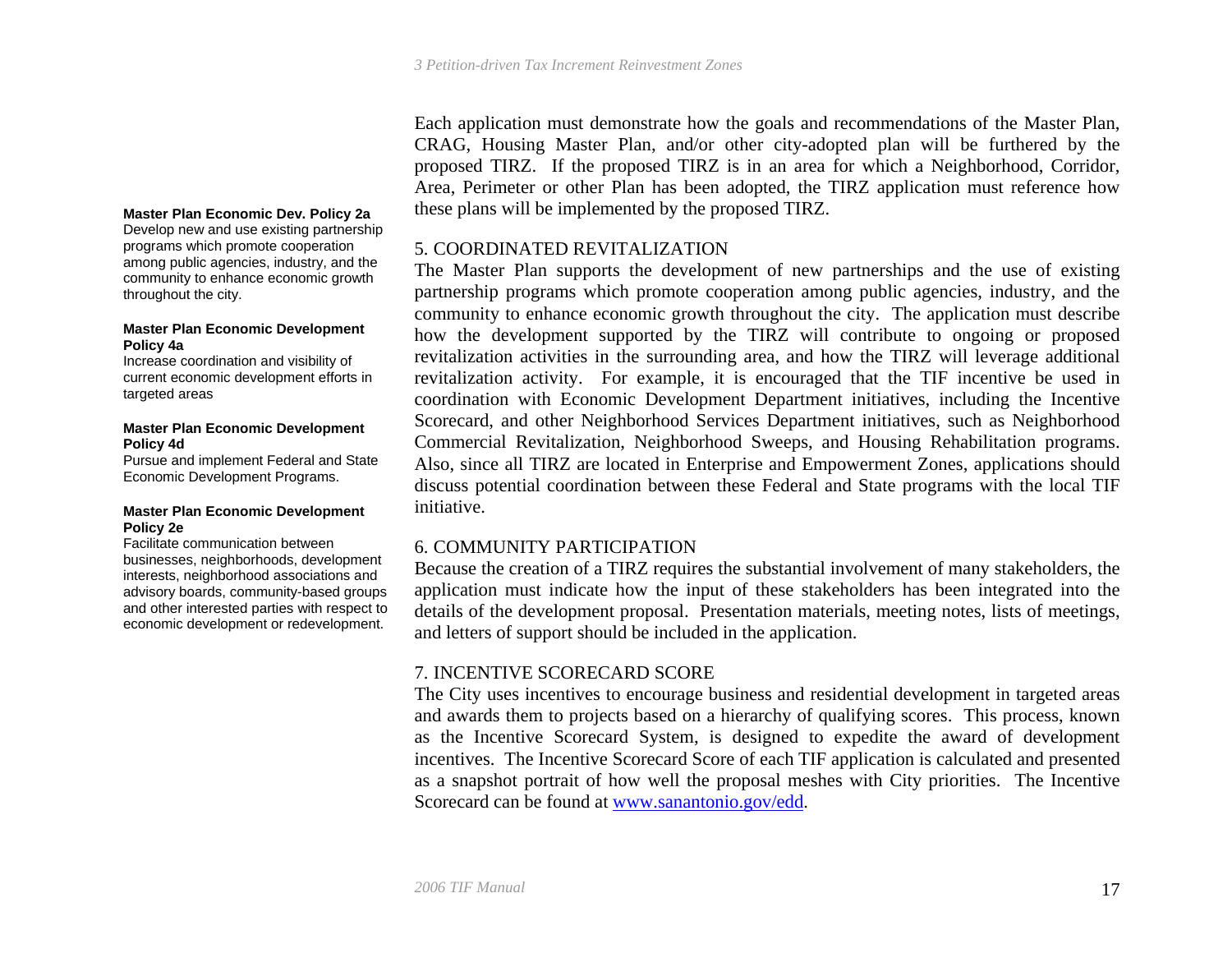Each application must demonstrate how the goals and recommendations of the Master Plan, CRAG, Housing Master Plan, and/or other city-adopted plan will be furthered by the proposed TIRZ. If the proposed TIRZ is in an area for which a Neighborhood, Corridor, Area, Perimeter or other Plan has been adopted, the TIRZ application must reference how these plans will be implemented by the proposed TIRZ.

**Master Plan Economic Dev. Policy 2a**
Develop new and use existing partnership programs which promote cooperation among public agencies, industry, and the community to enhance economic growth throughout the city.

**Master Plan Economic Development Policy 4a**
Increase coordination and visibility of current economic development efforts in targeted areas

**Master Plan Economic Development Policy 4d**
Pursue and implement Federal and State Economic Development Programs.

**Master Plan Economic Development Policy 2e**
Facilitate communication between businesses, neighborhoods, development interests, neighborhood associations and advisory boards, community-based groups and other interested parties with respect to economic development or redevelopment.

## 5. COORDINATED REVITALIZATION

The Master Plan supports the development of new partnerships and the use of existing partnership programs which promote cooperation among public agencies, industry, and the community to enhance economic growth throughout the city. The application must describe how the development supported by the TIRZ will contribute to ongoing or proposed revitalization activities in the surrounding area, and how the TIRZ will leverage additional revitalization activity. For example, it is encouraged that the TIF incentive be used in coordination with Economic Development Department initiatives, including the Incentive Scorecard, and other Neighborhood Services Department initiatives, such as Neighborhood Commercial Revitalization, Neighborhood Sweeps, and Housing Rehabilitation programs. Also, since all TIRZ are located in Enterprise and Empowerment Zones, applications should discuss potential coordination between these Federal and State programs with the local TIF initiative.

## 6. COMMUNITY PARTICIPATION

Because the creation of a TIRZ requires the substantial involvement of many stakeholders, the application must indicate how the input of these stakeholders has been integrated into the details of the development proposal. Presentation materials, meeting notes, lists of meetings, and letters of support should be included in the application.

## 7. INCENTIVE SCORECARD SCORE

The City uses incentives to encourage business and residential development in targeted areas and awards them to projects based on a hierarchy of qualifying scores. This process, known as the Incentive Scorecard System, is designed to expedite the award of development incentives. The Incentive Scorecard Score of each TIF application is calculated and presented as a snapshot portrait of how well the proposal meshes with City priorities. The Incentive Scorecard can be found at [www.sanantonio.gov/edd](http://www.sanantonio.gov/edd).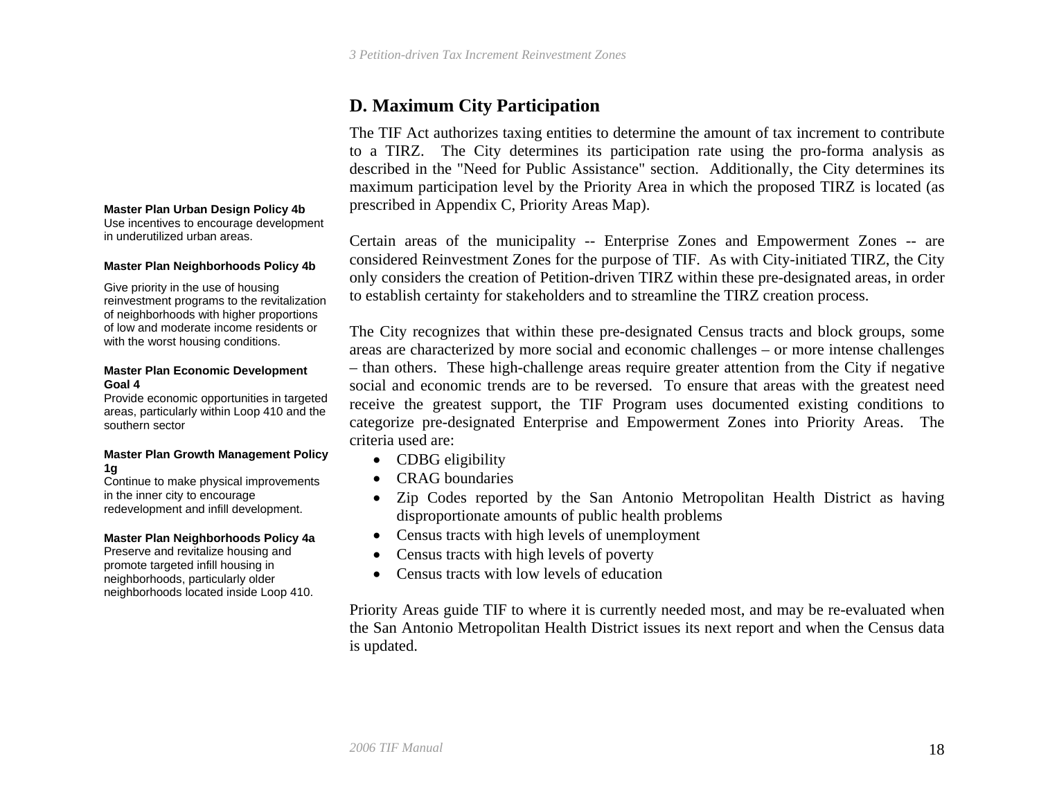## D. Maximum City Participation

The TIF Act authorizes taxing entities to determine the amount of tax increment to contribute to a TIRZ. The City determines its participation rate using the pro-forma analysis as described in the "Need for Public Assistance" section. Additionally, the City determines its maximum participation level by the Priority Area in which the proposed TIRZ is located (as prescribed in Appendix C, Priority Areas Map).

**Master Plan Urban Design Policy 4b**
Use incentives to encourage development in underutilized urban areas.

**Master Plan Neighborhoods Policy 4b**

Give priority in the use of housing reinvestment programs to the revitalization of neighborhoods with higher proportions of low and moderate income residents or with the worst housing conditions.

**Master Plan Economic Development Goal 4**
Provide economic opportunities in targeted areas, particularly within Loop 410 and the southern sector

**Master Plan Growth Management Policy 1g**
Continue to make physical improvements in the inner city to encourage redevelopment and infill development.

**Master Plan Neighborhoods Policy 4a**
Preserve and revitalize housing and promote targeted infill housing in neighborhoods, particularly older neighborhoods located inside Loop 410.

Certain areas of the municipality -- Enterprise Zones and Empowerment Zones -- are considered Reinvestment Zones for the purpose of TIF. As with City-initiated TIRZ, the City only considers the creation of Petition-driven TIRZ within these pre-designated areas, in order to establish certainty for stakeholders and to streamline the TIRZ creation process.

The City recognizes that within these pre-designated Census tracts and block groups, some areas are characterized by more social and economic challenges – or more intense challenges – than others. These high-challenge areas require greater attention from the City if negative social and economic trends are to be reversed. To ensure that areas with the greatest need receive the greatest support, the TIF Program uses documented existing conditions to categorize pre-designated Enterprise and Empowerment Zones into Priority Areas. The criteria used are:

- CDBG eligibility
- CRAG boundaries
- Zip Codes reported by the San Antonio Metropolitan Health District as having disproportionate amounts of public health problems
- Census tracts with high levels of unemployment
- Census tracts with high levels of poverty
- Census tracts with low levels of education

Priority Areas guide TIF to where it is currently needed most, and may be re-evaluated when the San Antonio Metropolitan Health District issues its next report and when the Census data is updated.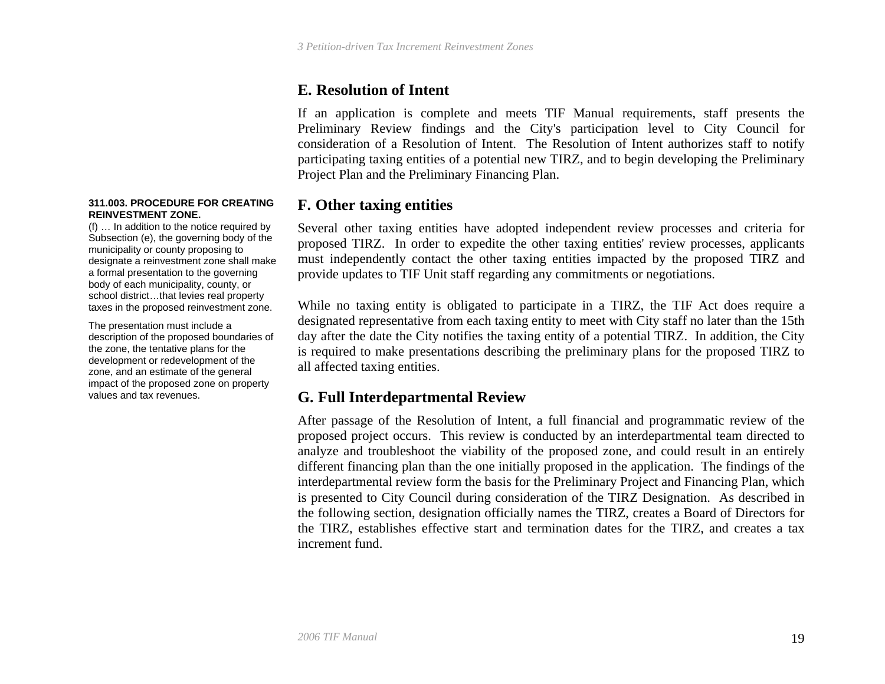## E. Resolution of Intent

If an application is complete and meets TIF Manual requirements, staff presents the Preliminary Review findings and the City's participation level to City Council for consideration of a Resolution of Intent. The Resolution of Intent authorizes staff to notify participating taxing entities of a potential new TIRZ, and to begin developing the Preliminary Project Plan and the Preliminary Financing Plan.

## F. Other taxing entities

**311.003. PROCEDURE FOR CREATING REINVESTMENT ZONE.**

(f) … In addition to the notice required by Subsection (e), the governing body of the municipality or county proposing to designate a reinvestment zone shall make a formal presentation to the governing body of each municipality, county, or school district…that levies real property taxes in the proposed reinvestment zone.

The presentation must include a description of the proposed boundaries of the zone, the tentative plans for the development or redevelopment of the zone, and an estimate of the general impact of the proposed zone on property values and tax revenues.

Several other taxing entities have adopted independent review processes and criteria for proposed TIRZ. In order to expedite the other taxing entities' review processes, applicants must independently contact the other taxing entities impacted by the proposed TIRZ and provide updates to TIF Unit staff regarding any commitments or negotiations.

While no taxing entity is obligated to participate in a TIRZ, the TIF Act does require a designated representative from each taxing entity to meet with City staff no later than the 15th day after the date the City notifies the taxing entity of a potential TIRZ. In addition, the City is required to make presentations describing the preliminary plans for the proposed TIRZ to all affected taxing entities.

## G. Full Interdepartmental Review

After passage of the Resolution of Intent, a full financial and programmatic review of the proposed project occurs. This review is conducted by an interdepartmental team directed to analyze and troubleshoot the viability of the proposed zone, and could result in an entirely different financing plan than the one initially proposed in the application. The findings of the interdepartmental review form the basis for the Preliminary Project and Financing Plan, which is presented to City Council during consideration of the TIRZ Designation. As described in the following section, designation officially names the TIRZ, creates a Board of Directors for the TIRZ, establishes effective start and termination dates for the TIRZ, and creates a tax increment fund.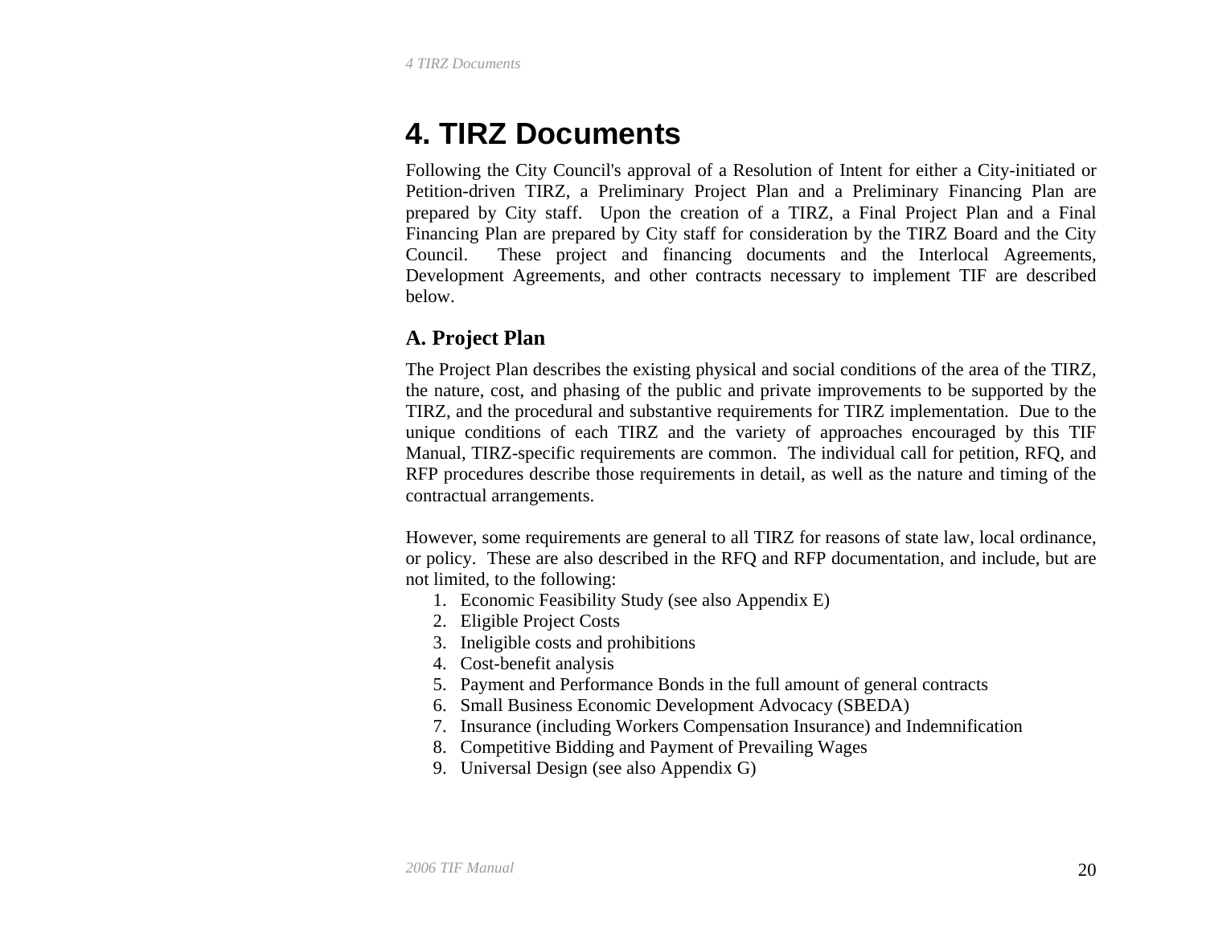# 4. TIRZ Documents

Following the City Council's approval of a Resolution of Intent for either a City-initiated or Petition-driven TIRZ, a Preliminary Project Plan and a Preliminary Financing Plan are prepared by City staff. Upon the creation of a TIRZ, a Final Project Plan and a Final Financing Plan are prepared by City staff for consideration by the TIRZ Board and the City Council. These project and financing documents and the Interlocal Agreements, Development Agreements, and other contracts necessary to implement TIF are described below.

## A. Project Plan

The Project Plan describes the existing physical and social conditions of the area of the TIRZ, the nature, cost, and phasing of the public and private improvements to be supported by the TIRZ, and the procedural and substantive requirements for TIRZ implementation. Due to the unique conditions of each TIRZ and the variety of approaches encouraged by this TIF Manual, TIRZ-specific requirements are common. The individual call for petition, RFQ, and RFP procedures describe those requirements in detail, as well as the nature and timing of the contractual arrangements.

However, some requirements are general to all TIRZ for reasons of state law, local ordinance, or policy. These are also described in the RFQ and RFP documentation, and include, but are not limited, to the following:

1. Economic Feasibility Study (see also Appendix E)
2. Eligible Project Costs
3. Ineligible costs and prohibitions
4. Cost-benefit analysis
5. Payment and Performance Bonds in the full amount of general contracts
6. Small Business Economic Development Advocacy (SBEDA)
7. Insurance (including Workers Compensation Insurance) and Indemnification
8. Competitive Bidding and Payment of Prevailing Wages
9. Universal Design (see also Appendix G)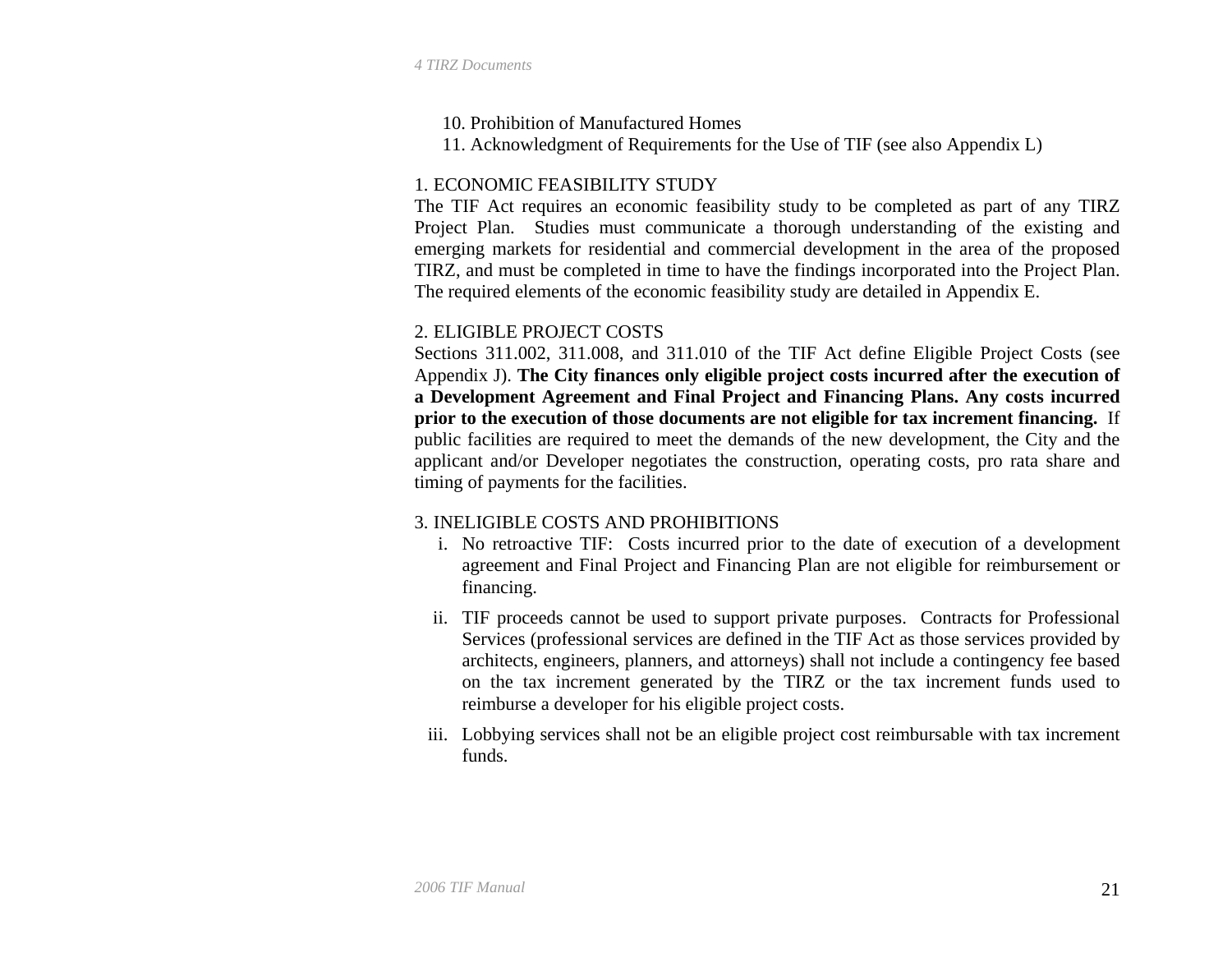10. Prohibition of Manufactured Homes
11. Acknowledgment of Requirements for the Use of TIF (see also Appendix L)

1. ECONOMIC FEASIBILITY STUDY

The TIF Act requires an economic feasibility study to be completed as part of any TIRZ Project Plan. Studies must communicate a thorough understanding of the existing and emerging markets for residential and commercial development in the area of the proposed TIRZ, and must be completed in time to have the findings incorporated into the Project Plan. The required elements of the economic feasibility study are detailed in Appendix E.

2. ELIGIBLE PROJECT COSTS

Sections 311.002, 311.008, and 311.010 of the TIF Act define Eligible Project Costs (see Appendix J). **The City finances only eligible project costs incurred after the execution of a Development Agreement and Final Project and Financing Plans. Any costs incurred prior to the execution of those documents are not eligible for tax increment financing.** If public facilities are required to meet the demands of the new development, the City and the applicant and/or Developer negotiates the construction, operating costs, pro rata share and timing of payments for the facilities.

3. INELIGIBLE COSTS AND PROHIBITIONS

i. No retroactive TIF: Costs incurred prior to the date of execution of a development agreement and Final Project and Financing Plan are not eligible for reimbursement or financing.

ii. TIF proceeds cannot be used to support private purposes. Contracts for Professional Services (professional services are defined in the TIF Act as those services provided by architects, engineers, planners, and attorneys) shall not include a contingency fee based on the tax increment generated by the TIRZ or the tax increment funds used to reimburse a developer for his eligible project costs.

iii. Lobbying services shall not be an eligible project cost reimbursable with tax increment funds.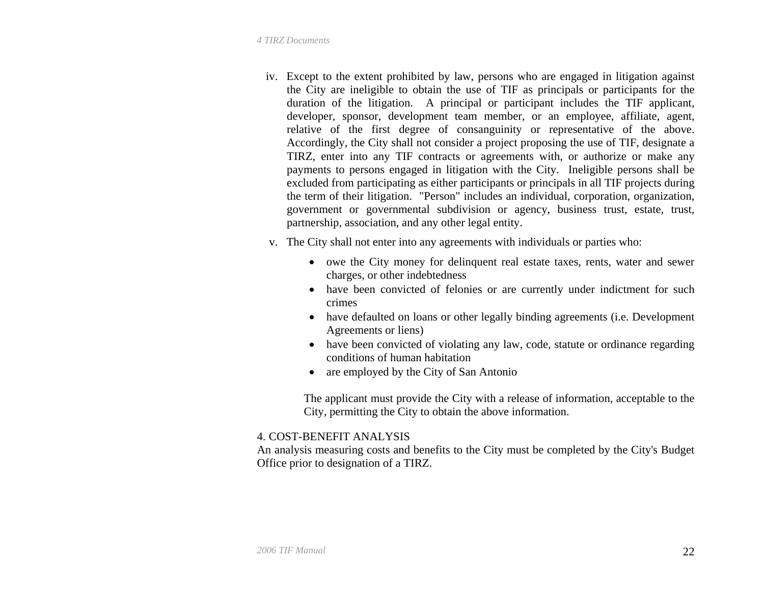iv. Except to the extent prohibited by law, persons who are engaged in litigation against the City are ineligible to obtain the use of TIF as principals or participants for the duration of the litigation. A principal or participant includes the TIF applicant, developer, sponsor, development team member, or an employee, affiliate, agent, relative of the first degree of consanguinity or representative of the above. Accordingly, the City shall not consider a project proposing the use of TIF, designate a TIRZ, enter into any TIF contracts or agreements with, or authorize or make any payments to persons engaged in litigation with the City. Ineligible persons shall be excluded from participating as either participants or principals in all TIF projects during the term of their litigation. "Person" includes an individual, corporation, organization, government or governmental subdivision or agency, business trust, estate, trust, partnership, association, and any other legal entity.

v. The City shall not enter into any agreements with individuals or parties who:

- owe the City money for delinquent real estate taxes, rents, water and sewer charges, or other indebtedness
- have been convicted of felonies or are currently under indictment for such crimes
- have defaulted on loans or other legally binding agreements (i.e. Development Agreements or liens)
- have been convicted of violating any law, code, statute or ordinance regarding conditions of human habitation
- are employed by the City of San Antonio

The applicant must provide the City with a release of information, acceptable to the City, permitting the City to obtain the above information.

4. COST-BENEFIT ANALYSIS

An analysis measuring costs and benefits to the City must be completed by the City's Budget Office prior to designation of a TIRZ.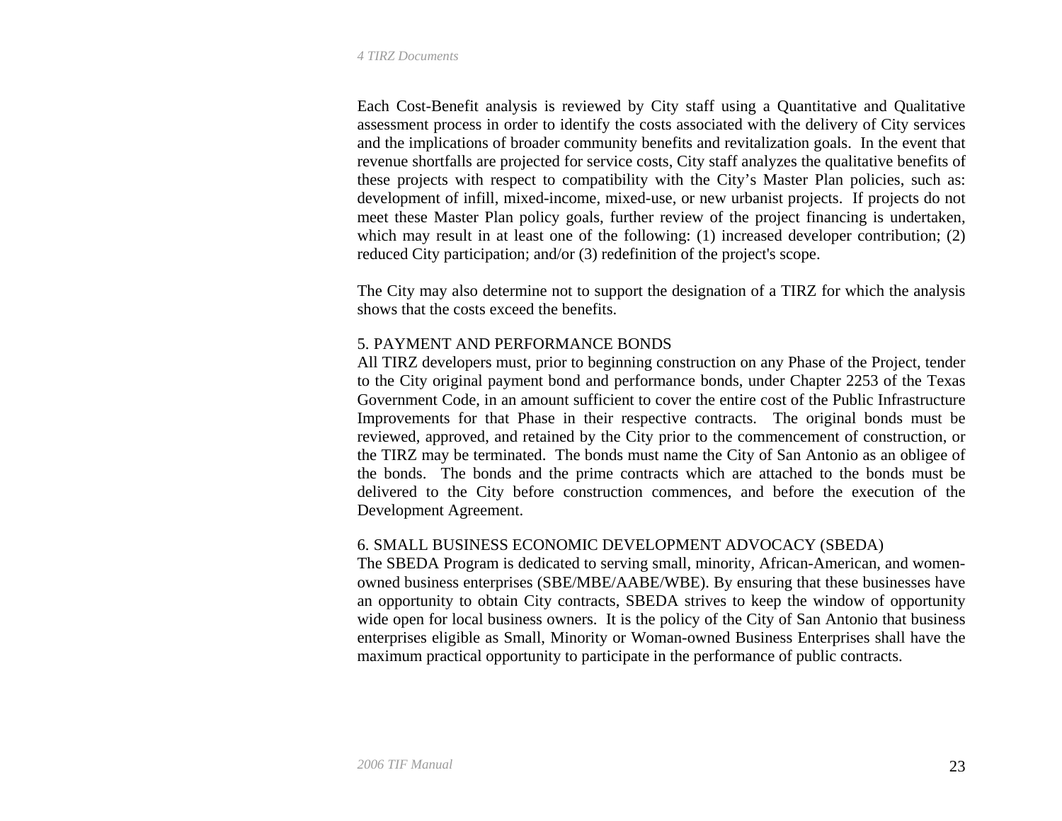Each Cost-Benefit analysis is reviewed by City staff using a Quantitative and Qualitative assessment process in order to identify the costs associated with the delivery of City services and the implications of broader community benefits and revitalization goals. In the event that revenue shortfalls are projected for service costs, City staff analyzes the qualitative benefits of these projects with respect to compatibility with the City's Master Plan policies, such as: development of infill, mixed-income, mixed-use, or new urbanist projects. If projects do not meet these Master Plan policy goals, further review of the project financing is undertaken, which may result in at least one of the following: (1) increased developer contribution; (2) reduced City participation; and/or (3) redefinition of the project's scope.

The City may also determine not to support the designation of a TIRZ for which the analysis shows that the costs exceed the benefits.

### 5. PAYMENT AND PERFORMANCE BONDS

All TIRZ developers must, prior to beginning construction on any Phase of the Project, tender to the City original payment bond and performance bonds, under Chapter 2253 of the Texas Government Code, in an amount sufficient to cover the entire cost of the Public Infrastructure Improvements for that Phase in their respective contracts. The original bonds must be reviewed, approved, and retained by the City prior to the commencement of construction, or the TIRZ may be terminated. The bonds must name the City of San Antonio as an obligee of the bonds. The bonds and the prime contracts which are attached to the bonds must be delivered to the City before construction commences, and before the execution of the Development Agreement.

### 6. SMALL BUSINESS ECONOMIC DEVELOPMENT ADVOCACY (SBEDA)

The SBEDA Program is dedicated to serving small, minority, African-American, and women-owned business enterprises (SBE/MBE/AABE/WBE). By ensuring that these businesses have an opportunity to obtain City contracts, SBEDA strives to keep the window of opportunity wide open for local business owners. It is the policy of the City of San Antonio that business enterprises eligible as Small, Minority or Woman-owned Business Enterprises shall have the maximum practical opportunity to participate in the performance of public contracts.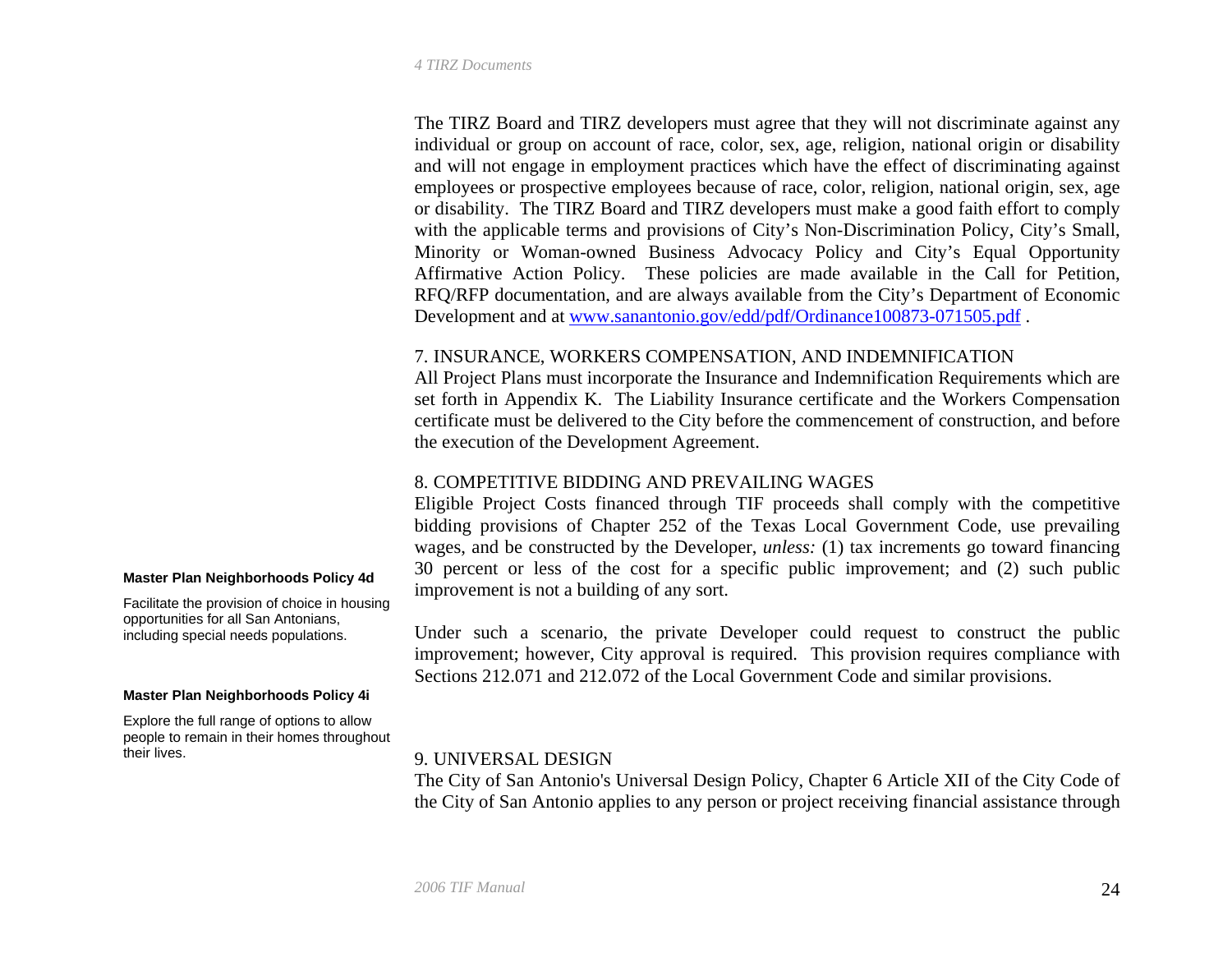The TIRZ Board and TIRZ developers must agree that they will not discriminate against any individual or group on account of race, color, sex, age, religion, national origin or disability and will not engage in employment practices which have the effect of discriminating against employees or prospective employees because of race, color, religion, national origin, sex, age or disability. The TIRZ Board and TIRZ developers must make a good faith effort to comply with the applicable terms and provisions of City's Non-Discrimination Policy, City's Small, Minority or Woman-owned Business Advocacy Policy and City's Equal Opportunity Affirmative Action Policy. These policies are made available in the Call for Petition, RFQ/RFP documentation, and are always available from the City's Department of Economic Development and at [www.sanantonio.gov/edd/pdf/Ordinance100873-071505.pdf](www.sanantonio.gov/edd/pdf/Ordinance100873-071505.pdf) .

7. INSURANCE, WORKERS COMPENSATION, AND INDEMNIFICATION

All Project Plans must incorporate the Insurance and Indemnification Requirements which are set forth in Appendix K. The Liability Insurance certificate and the Workers Compensation certificate must be delivered to the City before the commencement of construction, and before the execution of the Development Agreement.

8. COMPETITIVE BIDDING AND PREVAILING WAGES

Eligible Project Costs financed through TIF proceeds shall comply with the competitive bidding provisions of Chapter 252 of the Texas Local Government Code, use prevailing wages, and be constructed by the Developer, *unless:* (1) tax increments go toward financing 30 percent or less of the cost for a specific public improvement; and (2) such public improvement is not a building of any sort.

Under such a scenario, the private Developer could request to construct the public improvement; however, City approval is required. This provision requires compliance with Sections 212.071 and 212.072 of the Local Government Code and similar provisions.

**Master Plan Neighborhoods Policy 4d**

Facilitate the provision of choice in housing opportunities for all San Antonians, including special needs populations.

**Master Plan Neighborhoods Policy 4i**

Explore the full range of options to allow people to remain in their homes throughout their lives.

9. UNIVERSAL DESIGN

The City of San Antonio's Universal Design Policy, Chapter 6 Article XII of the City Code of the City of San Antonio applies to any person or project receiving financial assistance through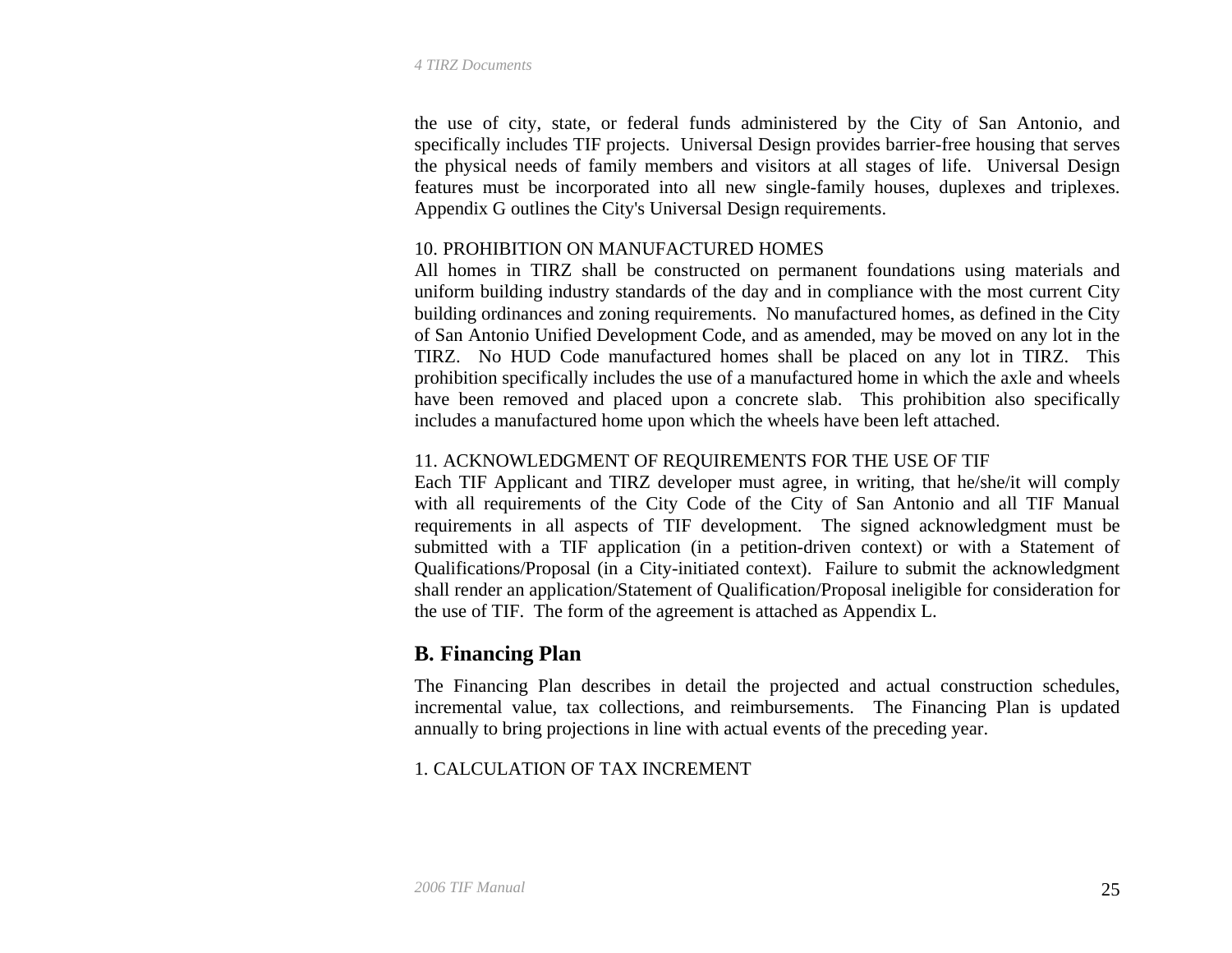the use of city, state, or federal funds administered by the City of San Antonio, and specifically includes TIF projects. Universal Design provides barrier-free housing that serves the physical needs of family members and visitors at all stages of life. Universal Design features must be incorporated into all new single-family houses, duplexes and triplexes. Appendix G outlines the City's Universal Design requirements.

10. PROHIBITION ON MANUFACTURED HOMES

All homes in TIRZ shall be constructed on permanent foundations using materials and uniform building industry standards of the day and in compliance with the most current City building ordinances and zoning requirements. No manufactured homes, as defined in the City of San Antonio Unified Development Code, and as amended, may be moved on any lot in the TIRZ. No HUD Code manufactured homes shall be placed on any lot in TIRZ. This prohibition specifically includes the use of a manufactured home in which the axle and wheels have been removed and placed upon a concrete slab. This prohibition also specifically includes a manufactured home upon which the wheels have been left attached.

11. ACKNOWLEDGMENT OF REQUIREMENTS FOR THE USE OF TIF

Each TIF Applicant and TIRZ developer must agree, in writing, that he/she/it will comply with all requirements of the City Code of the City of San Antonio and all TIF Manual requirements in all aspects of TIF development. The signed acknowledgment must be submitted with a TIF application (in a petition-driven context) or with a Statement of Qualifications/Proposal (in a City-initiated context). Failure to submit the acknowledgment shall render an application/Statement of Qualification/Proposal ineligible for consideration for the use of TIF. The form of the agreement is attached as Appendix L.

## B. Financing Plan

The Financing Plan describes in detail the projected and actual construction schedules, incremental value, tax collections, and reimbursements. The Financing Plan is updated annually to bring projections in line with actual events of the preceding year.

1. CALCULATION OF TAX INCREMENT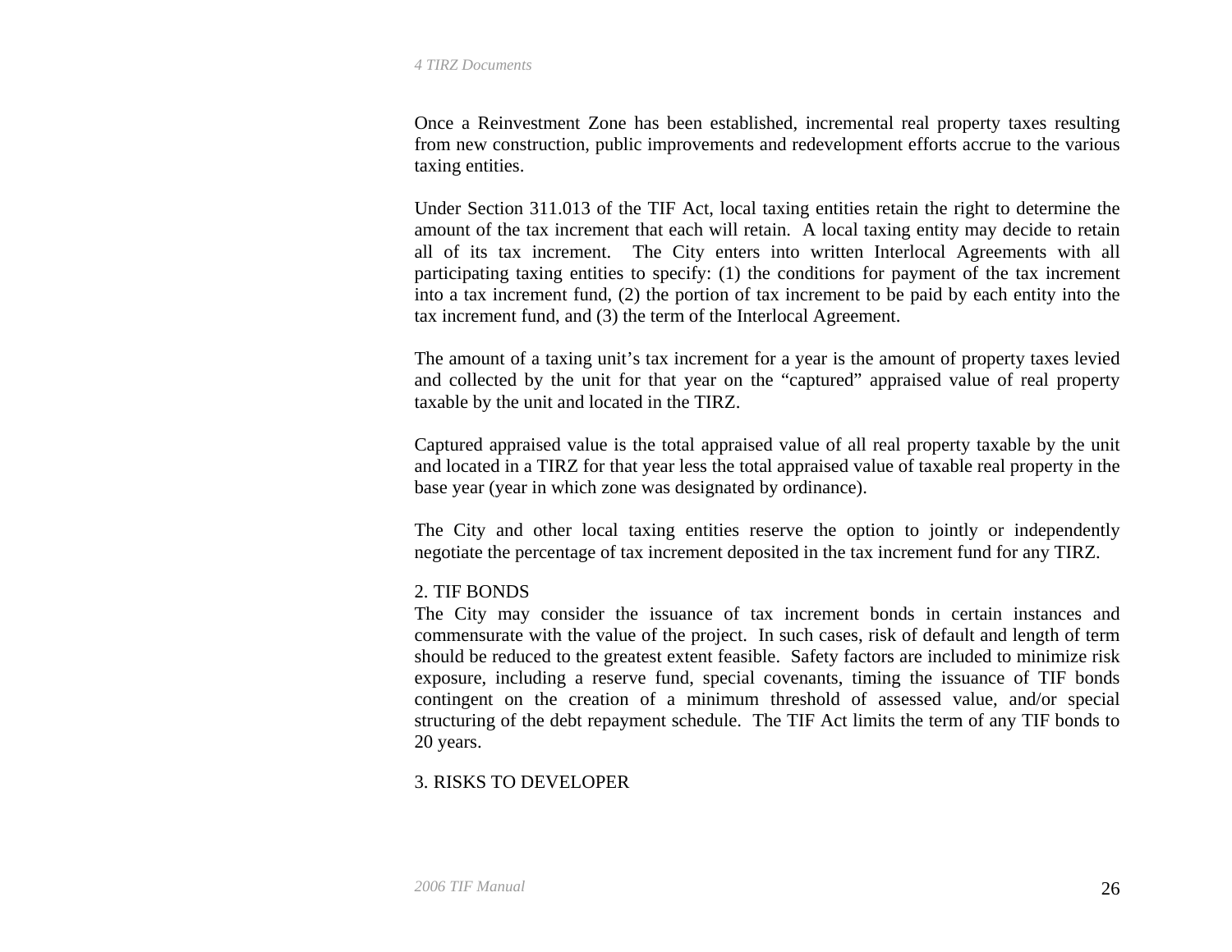Once a Reinvestment Zone has been established, incremental real property taxes resulting from new construction, public improvements and redevelopment efforts accrue to the various taxing entities.

Under Section 311.013 of the TIF Act, local taxing entities retain the right to determine the amount of the tax increment that each will retain. A local taxing entity may decide to retain all of its tax increment. The City enters into written Interlocal Agreements with all participating taxing entities to specify: (1) the conditions for payment of the tax increment into a tax increment fund, (2) the portion of tax increment to be paid by each entity into the tax increment fund, and (3) the term of the Interlocal Agreement.

The amount of a taxing unit's tax increment for a year is the amount of property taxes levied and collected by the unit for that year on the "captured" appraised value of real property taxable by the unit and located in the TIRZ.

Captured appraised value is the total appraised value of all real property taxable by the unit and located in a TIRZ for that year less the total appraised value of taxable real property in the base year (year in which zone was designated by ordinance).

The City and other local taxing entities reserve the option to jointly or independently negotiate the percentage of tax increment deposited in the tax increment fund for any TIRZ.

## 2. TIF BONDS

The City may consider the issuance of tax increment bonds in certain instances and commensurate with the value of the project. In such cases, risk of default and length of term should be reduced to the greatest extent feasible. Safety factors are included to minimize risk exposure, including a reserve fund, special covenants, timing the issuance of TIF bonds contingent on the creation of a minimum threshold of assessed value, and/or special structuring of the debt repayment schedule. The TIF Act limits the term of any TIF bonds to 20 years.

## 3. RISKS TO DEVELOPER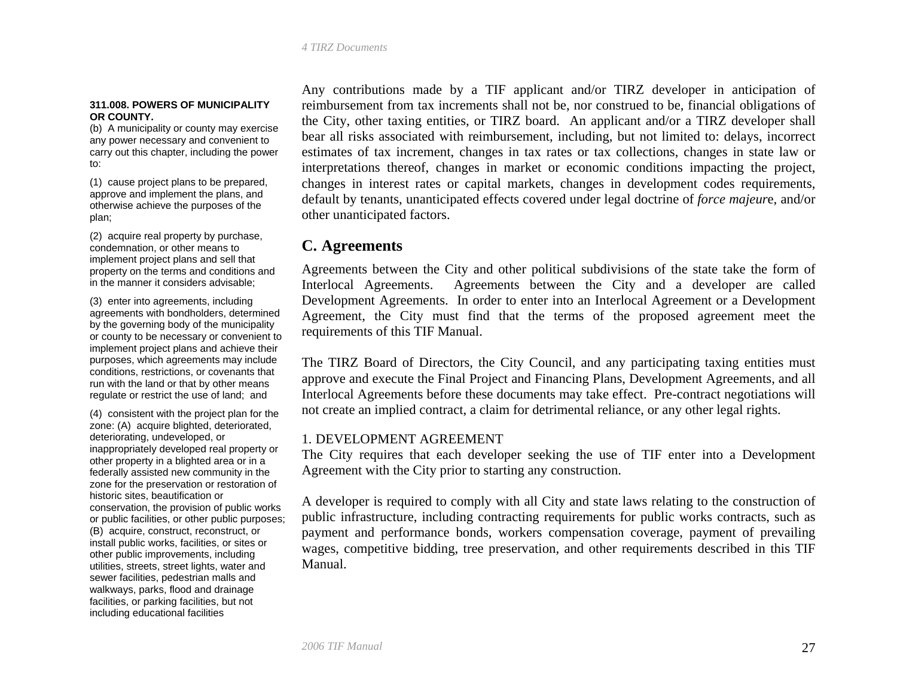**311.008. POWERS OF MUNICIPALITY OR COUNTY.**

(b) A municipality or county may exercise any power necessary and convenient to carry out this chapter, including the power to:

(1) cause project plans to be prepared, approve and implement the plans, and otherwise achieve the purposes of the plan;

(2) acquire real property by purchase, condemnation, or other means to implement project plans and sell that property on the terms and conditions and in the manner it considers advisable;

(3) enter into agreements, including agreements with bondholders, determined by the governing body of the municipality or county to be necessary or convenient to implement project plans and achieve their purposes, which agreements may include conditions, restrictions, or covenants that run with the land or that by other means regulate or restrict the use of land; and

(4) consistent with the project plan for the zone: (A) acquire blighted, deteriorated, deteriorating, undeveloped, or inappropriately developed real property or other property in a blighted area or in a federally assisted new community in the zone for the preservation or restoration of historic sites, beautification or conservation, the provision of public works or public facilities, or other public purposes; (B) acquire, construct, reconstruct, or install public works, facilities, or sites or other public improvements, including utilities, streets, street lights, water and sewer facilities, pedestrian malls and walkways, parks, flood and drainage facilities, or parking facilities, but not including educational facilities

Any contributions made by a TIF applicant and/or TIRZ developer in anticipation of reimbursement from tax increments shall not be, nor construed to be, financial obligations of the City, other taxing entities, or TIRZ board. An applicant and/or a TIRZ developer shall bear all risks associated with reimbursement, including, but not limited to: delays, incorrect estimates of tax increment, changes in tax rates or tax collections, changes in state law or interpretations thereof, changes in market or economic conditions impacting the project, changes in interest rates or capital markets, changes in development codes requirements, default by tenants, unanticipated effects covered under legal doctrine of *force majeure*, and/or other unanticipated factors.

## C. Agreements

Agreements between the City and other political subdivisions of the state take the form of Interlocal Agreements. Agreements between the City and a developer are called Development Agreements. In order to enter into an Interlocal Agreement or a Development Agreement, the City must find that the terms of the proposed agreement meet the requirements of this TIF Manual.

The TIRZ Board of Directors, the City Council, and any participating taxing entities must approve and execute the Final Project and Financing Plans, Development Agreements, and all Interlocal Agreements before these documents may take effect. Pre-contract negotiations will not create an implied contract, a claim for detrimental reliance, or any other legal rights.

### 1. DEVELOPMENT AGREEMENT

The City requires that each developer seeking the use of TIF enter into a Development Agreement with the City prior to starting any construction.

A developer is required to comply with all City and state laws relating to the construction of public infrastructure, including contracting requirements for public works contracts, such as payment and performance bonds, workers compensation coverage, payment of prevailing wages, competitive bidding, tree preservation, and other requirements described in this TIF Manual.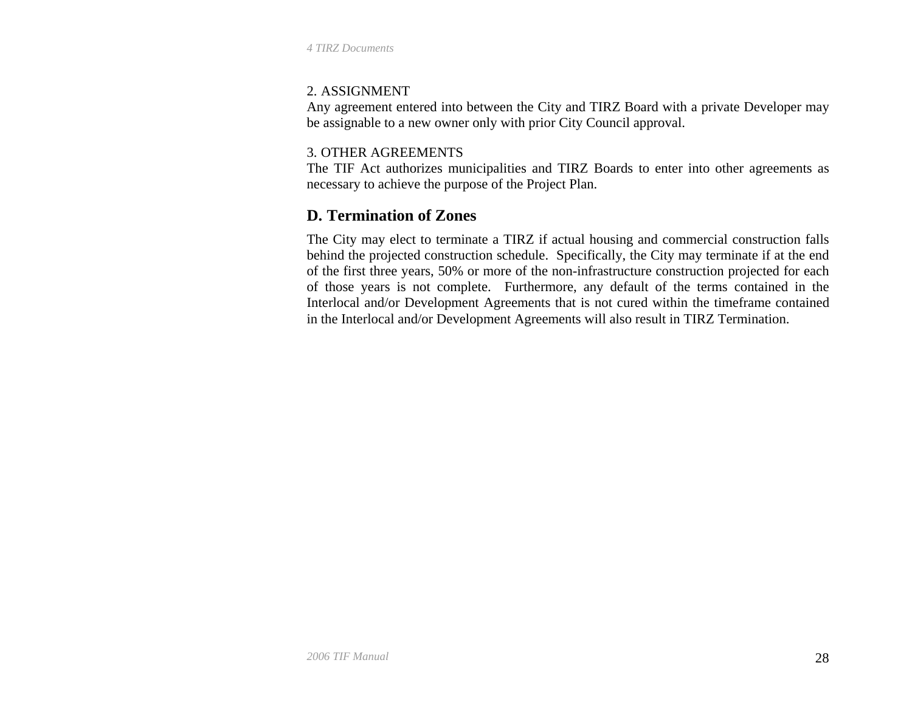2. ASSIGNMENT

Any agreement entered into between the City and TIRZ Board with a private Developer may be assignable to a new owner only with prior City Council approval.

3. OTHER AGREEMENTS

The TIF Act authorizes municipalities and TIRZ Boards to enter into other agreements as necessary to achieve the purpose of the Project Plan.

## D. Termination of Zones

The City may elect to terminate a TIRZ if actual housing and commercial construction falls behind the projected construction schedule. Specifically, the City may terminate if at the end of the first three years, 50% or more of the non-infrastructure construction projected for each of those years is not complete. Furthermore, any default of the terms contained in the Interlocal and/or Development Agreements that is not cured within the timeframe contained in the Interlocal and/or Development Agreements will also result in TIRZ Termination.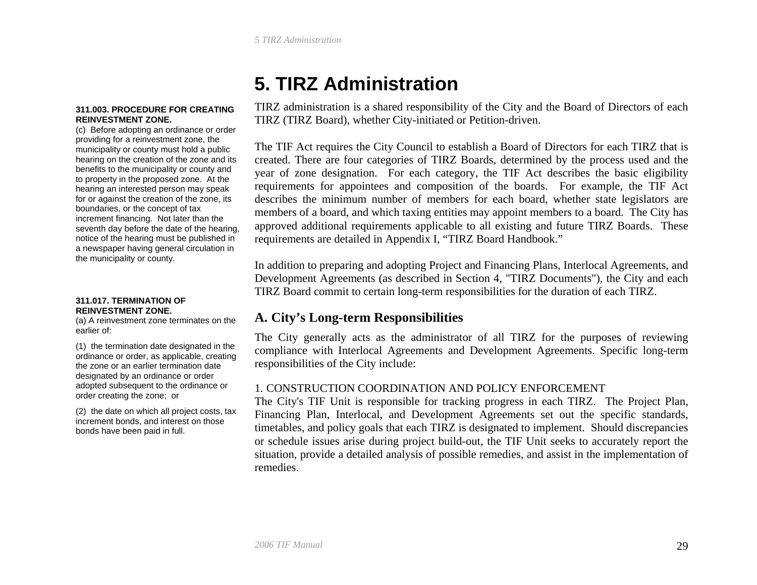# 5. TIRZ Administration

TIRZ administration is a shared responsibility of the City and the Board of Directors of each TIRZ (TIRZ Board), whether City-initiated or Petition-driven.

The TIF Act requires the City Council to establish a Board of Directors for each TIRZ that is created. There are four categories of TIRZ Boards, determined by the process used and the year of zone designation. For each category, the TIF Act describes the basic eligibility requirements for appointees and composition of the boards. For example, the TIF Act describes the minimum number of members for each board, whether state legislators are members of a board, and which taxing entities may appoint members to a board. The City has approved additional requirements applicable to all existing and future TIRZ Boards. These requirements are detailed in Appendix I, "TIRZ Board Handbook."

In addition to preparing and adopting Project and Financing Plans, Interlocal Agreements, and Development Agreements (as described in Section 4, "TIRZ Documents"), the City and each TIRZ Board commit to certain long-term responsibilities for the duration of each TIRZ.

**311.003. PROCEDURE FOR CREATING REINVESTMENT ZONE.**

(c) Before adopting an ordinance or order providing for a reinvestment zone, the municipality or county must hold a public hearing on the creation of the zone and its benefits to the municipality or county and to property in the proposed zone. At the hearing an interested person may speak for or against the creation of the zone, its boundaries, or the concept of tax increment financing. Not later than the seventh day before the date of the hearing, notice of the hearing must be published in a newspaper having general circulation in the municipality or county.

**311.017. TERMINATION OF REINVESTMENT ZONE.**

(a) A reinvestment zone terminates on the earlier of:

(1) the termination date designated in the ordinance or order, as applicable, creating the zone or an earlier termination date designated by an ordinance or order adopted subsequent to the ordinance or order creating the zone; or

(2) the date on which all project costs, tax increment bonds, and interest on those bonds have been paid in full.

## A. City's Long-term Responsibilities

The City generally acts as the administrator of all TIRZ for the purposes of reviewing compliance with Interlocal Agreements and Development Agreements. Specific long-term responsibilities of the City include:

1. CONSTRUCTION COORDINATION AND POLICY ENFORCEMENT

The City's TIF Unit is responsible for tracking progress in each TIRZ. The Project Plan, Financing Plan, Interlocal, and Development Agreements set out the specific standards, timetables, and policy goals that each TIRZ is designated to implement. Should discrepancies or schedule issues arise during project build-out, the TIF Unit seeks to accurately report the situation, provide a detailed analysis of possible remedies, and assist in the implementation of remedies.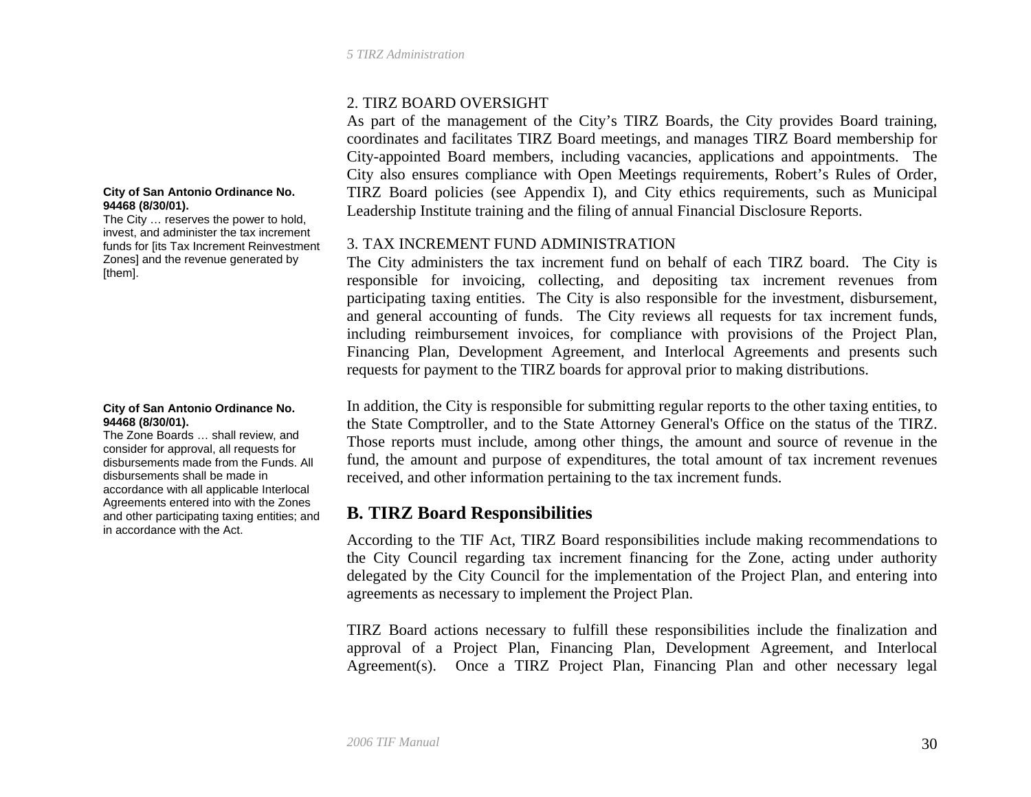2. TIRZ BOARD OVERSIGHT

As part of the management of the City's TIRZ Boards, the City provides Board training, coordinates and facilitates TIRZ Board meetings, and manages TIRZ Board membership for City-appointed Board members, including vacancies, applications and appointments. The City also ensures compliance with Open Meetings requirements, Robert's Rules of Order, TIRZ Board policies (see Appendix I), and City ethics requirements, such as Municipal Leadership Institute training and the filing of annual Financial Disclosure Reports.

**City of San Antonio Ordinance No. 94468 (8/30/01).**
The City … reserves the power to hold, invest, and administer the tax increment funds for [its Tax Increment Reinvestment Zones] and the revenue generated by [them].

3. TAX INCREMENT FUND ADMINISTRATION

The City administers the tax increment fund on behalf of each TIRZ board. The City is responsible for invoicing, collecting, and depositing tax increment revenues from participating taxing entities. The City is also responsible for the investment, disbursement, and general accounting of funds. The City reviews all requests for tax increment funds, including reimbursement invoices, for compliance with provisions of the Project Plan, Financing Plan, Development Agreement, and Interlocal Agreements and presents such requests for payment to the TIRZ boards for approval prior to making distributions.

**City of San Antonio Ordinance No. 94468 (8/30/01).**
The Zone Boards … shall review, and consider for approval, all requests for disbursements made from the Funds. All disbursements shall be made in accordance with all applicable Interlocal Agreements entered into with the Zones and other participating taxing entities; and in accordance with the Act.

In addition, the City is responsible for submitting regular reports to the other taxing entities, to the State Comptroller, and to the State Attorney General's Office on the status of the TIRZ. Those reports must include, among other things, the amount and source of revenue in the fund, the amount and purpose of expenditures, the total amount of tax increment revenues received, and other information pertaining to the tax increment funds.

## B. TIRZ Board Responsibilities

According to the TIF Act, TIRZ Board responsibilities include making recommendations to the City Council regarding tax increment financing for the Zone, acting under authority delegated by the City Council for the implementation of the Project Plan, and entering into agreements as necessary to implement the Project Plan.

TIRZ Board actions necessary to fulfill these responsibilities include the finalization and approval of a Project Plan, Financing Plan, Development Agreement, and Interlocal Agreement(s). Once a TIRZ Project Plan, Financing Plan and other necessary legal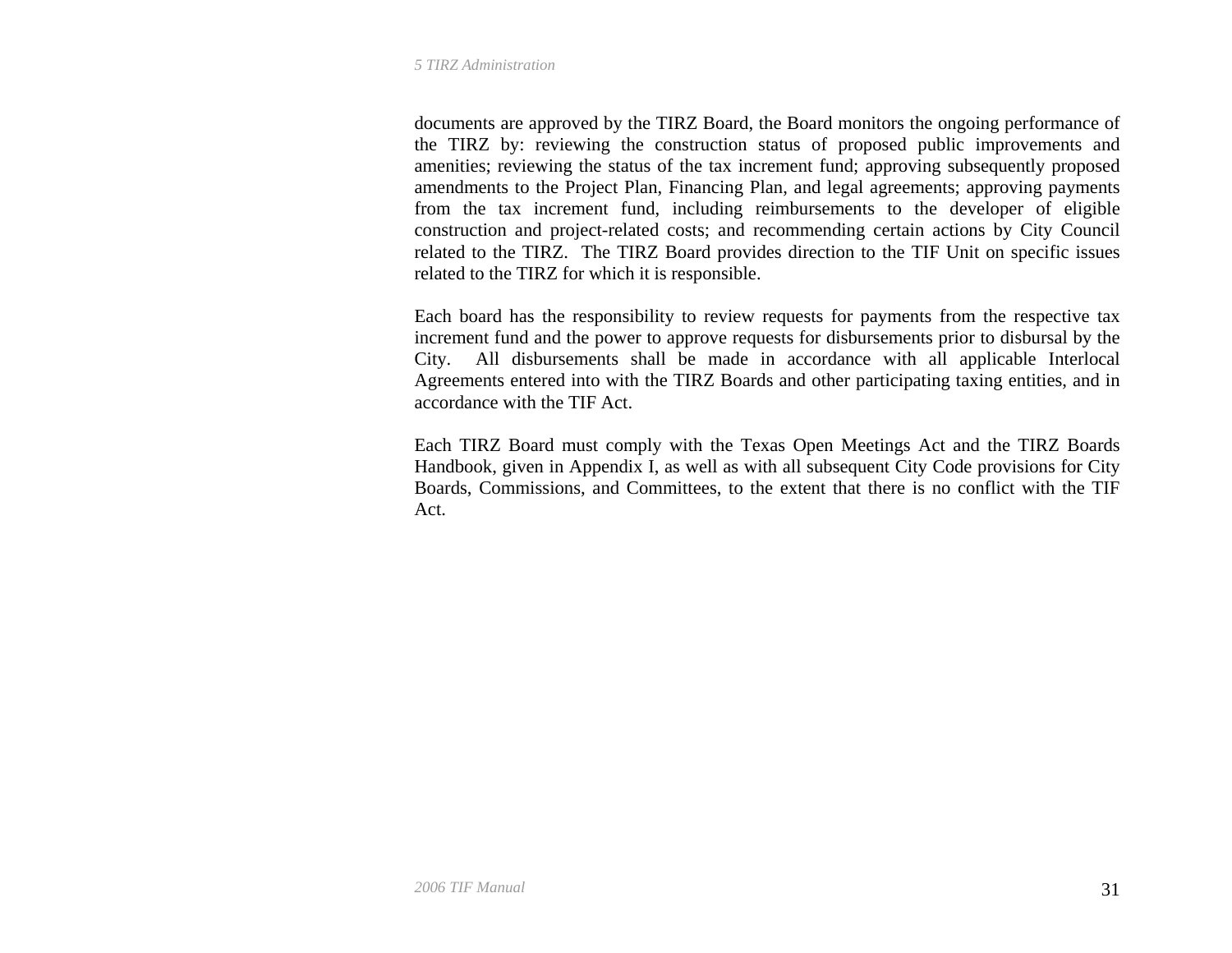documents are approved by the TIRZ Board, the Board monitors the ongoing performance of the TIRZ by: reviewing the construction status of proposed public improvements and amenities; reviewing the status of the tax increment fund; approving subsequently proposed amendments to the Project Plan, Financing Plan, and legal agreements; approving payments from the tax increment fund, including reimbursements to the developer of eligible construction and project-related costs; and recommending certain actions by City Council related to the TIRZ. The TIRZ Board provides direction to the TIF Unit on specific issues related to the TIRZ for which it is responsible.

Each board has the responsibility to review requests for payments from the respective tax increment fund and the power to approve requests for disbursements prior to disbursal by the City. All disbursements shall be made in accordance with all applicable Interlocal Agreements entered into with the TIRZ Boards and other participating taxing entities, and in accordance with the TIF Act.

Each TIRZ Board must comply with the Texas Open Meetings Act and the TIRZ Boards Handbook, given in Appendix I, as well as with all subsequent City Code provisions for City Boards, Commissions, and Committees, to the extent that there is no conflict with the TIF Act.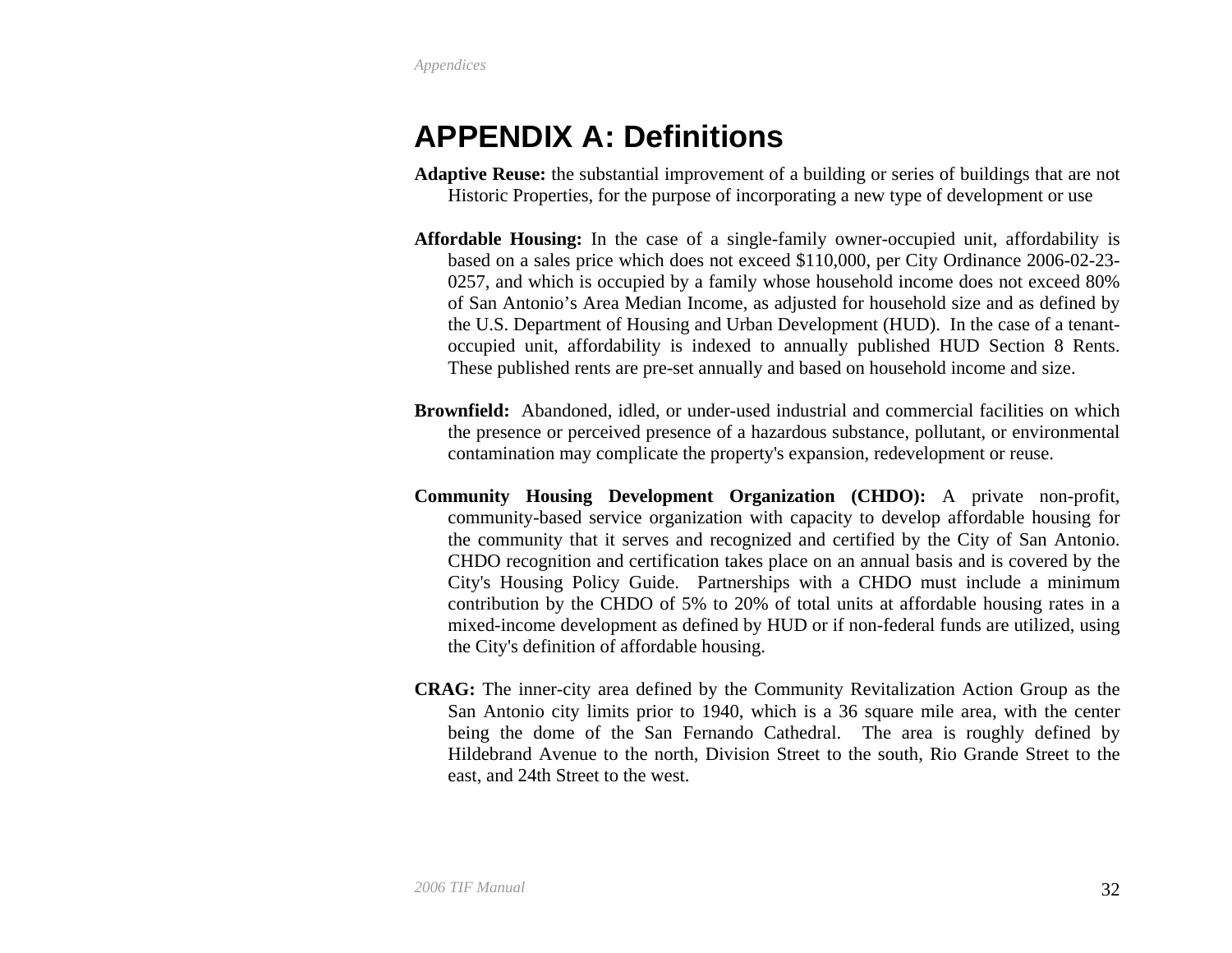# APPENDIX A: Definitions

**Adaptive Reuse:** the substantial improvement of a building or series of buildings that are not Historic Properties, for the purpose of incorporating a new type of development or use

**Affordable Housing:** In the case of a single-family owner-occupied unit, affordability is based on a sales price which does not exceed $110,000, per City Ordinance 2006-02-23-0257, and which is occupied by a family whose household income does not exceed 80% of San Antonio's Area Median Income, as adjusted for household size and as defined by the U.S. Department of Housing and Urban Development (HUD). In the case of a tenant-occupied unit, affordability is indexed to annually published HUD Section 8 Rents. These published rents are pre-set annually and based on household income and size.

**Brownfield:** Abandoned, idled, or under-used industrial and commercial facilities on which the presence or perceived presence of a hazardous substance, pollutant, or environmental contamination may complicate the property's expansion, redevelopment or reuse.

**Community Housing Development Organization (CHDO):** A private non-profit, community-based service organization with capacity to develop affordable housing for the community that it serves and recognized and certified by the City of San Antonio. CHDO recognition and certification takes place on an annual basis and is covered by the City's Housing Policy Guide. Partnerships with a CHDO must include a minimum contribution by the CHDO of 5% to 20% of total units at affordable housing rates in a mixed-income development as defined by HUD or if non-federal funds are utilized, using the City's definition of affordable housing.

**CRAG:** The inner-city area defined by the Community Revitalization Action Group as the San Antonio city limits prior to 1940, which is a 36 square mile area, with the center being the dome of the San Fernando Cathedral. The area is roughly defined by Hildebrand Avenue to the north, Division Street to the south, Rio Grande Street to the east, and 24th Street to the west.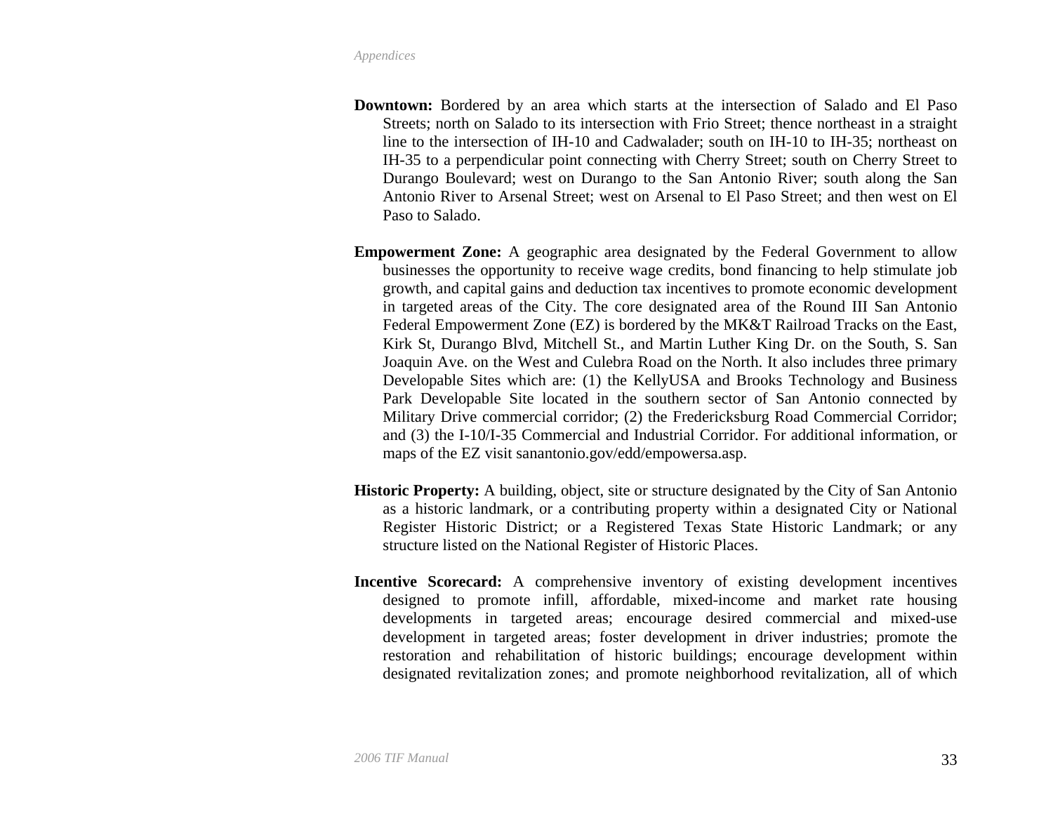**Downtown:** Bordered by an area which starts at the intersection of Salado and El Paso Streets; north on Salado to its intersection with Frio Street; thence northeast in a straight line to the intersection of IH-10 and Cadwalader; south on IH-10 to IH-35; northeast on IH-35 to a perpendicular point connecting with Cherry Street; south on Cherry Street to Durango Boulevard; west on Durango to the San Antonio River; south along the San Antonio River to Arsenal Street; west on Arsenal to El Paso Street; and then west on El Paso to Salado.

**Empowerment Zone:** A geographic area designated by the Federal Government to allow businesses the opportunity to receive wage credits, bond financing to help stimulate job growth, and capital gains and deduction tax incentives to promote economic development in targeted areas of the City. The core designated area of the Round III San Antonio Federal Empowerment Zone (EZ) is bordered by the MK&T Railroad Tracks on the East, Kirk St, Durango Blvd, Mitchell St., and Martin Luther King Dr. on the South, S. San Joaquin Ave. on the West and Culebra Road on the North. It also includes three primary Developable Sites which are: (1) the KellyUSA and Brooks Technology and Business Park Developable Site located in the southern sector of San Antonio connected by Military Drive commercial corridor; (2) the Fredericksburg Road Commercial Corridor; and (3) the I-10/I-35 Commercial and Industrial Corridor. For additional information, or maps of the EZ visit sanantonio.gov/edd/empowersa.asp.

**Historic Property:** A building, object, site or structure designated by the City of San Antonio as a historic landmark, or a contributing property within a designated City or National Register Historic District; or a Registered Texas State Historic Landmark; or any structure listed on the National Register of Historic Places.

**Incentive Scorecard:** A comprehensive inventory of existing development incentives designed to promote infill, affordable, mixed-income and market rate housing developments in targeted areas; encourage desired commercial and mixed-use development in targeted areas; foster development in driver industries; promote the restoration and rehabilitation of historic buildings; encourage development within designated revitalization zones; and promote neighborhood revitalization, all of which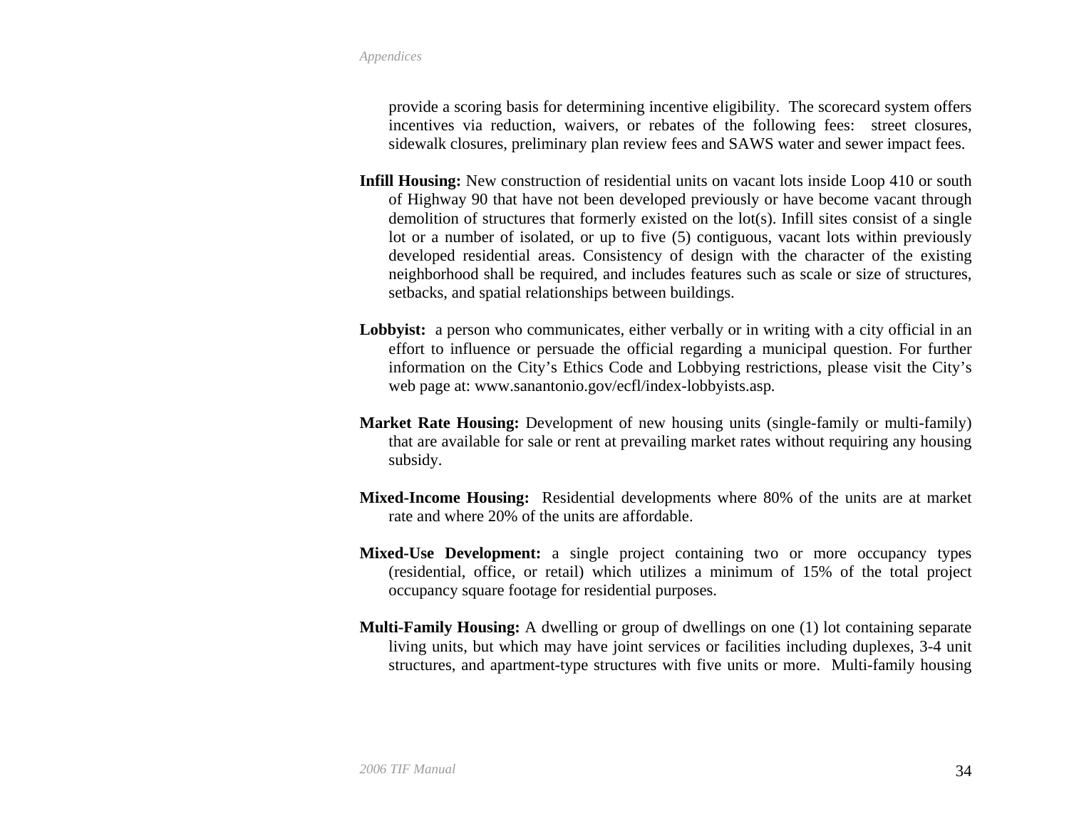provide a scoring basis for determining incentive eligibility. The scorecard system offers incentives via reduction, waivers, or rebates of the following fees: street closures, sidewalk closures, preliminary plan review fees and SAWS water and sewer impact fees.

**Infill Housing:** New construction of residential units on vacant lots inside Loop 410 or south of Highway 90 that have not been developed previously or have become vacant through demolition of structures that formerly existed on the lot(s). Infill sites consist of a single lot or a number of isolated, or up to five (5) contiguous, vacant lots within previously developed residential areas. Consistency of design with the character of the existing neighborhood shall be required, and includes features such as scale or size of structures, setbacks, and spatial relationships between buildings.

**Lobbyist:** a person who communicates, either verbally or in writing with a city official in an effort to influence or persuade the official regarding a municipal question. For further information on the City's Ethics Code and Lobbying restrictions, please visit the City's web page at: www.sanantonio.gov/ecfl/index-lobbyists.asp.

**Market Rate Housing:** Development of new housing units (single-family or multi-family) that are available for sale or rent at prevailing market rates without requiring any housing subsidy.

**Mixed-Income Housing:** Residential developments where 80% of the units are at market rate and where 20% of the units are affordable.

**Mixed-Use Development:** a single project containing two or more occupancy types (residential, office, or retail) which utilizes a minimum of 15% of the total project occupancy square footage for residential purposes.

**Multi-Family Housing:** A dwelling or group of dwellings on one (1) lot containing separate living units, but which may have joint services or facilities including duplexes, 3-4 unit structures, and apartment-type structures with five units or more. Multi-family housing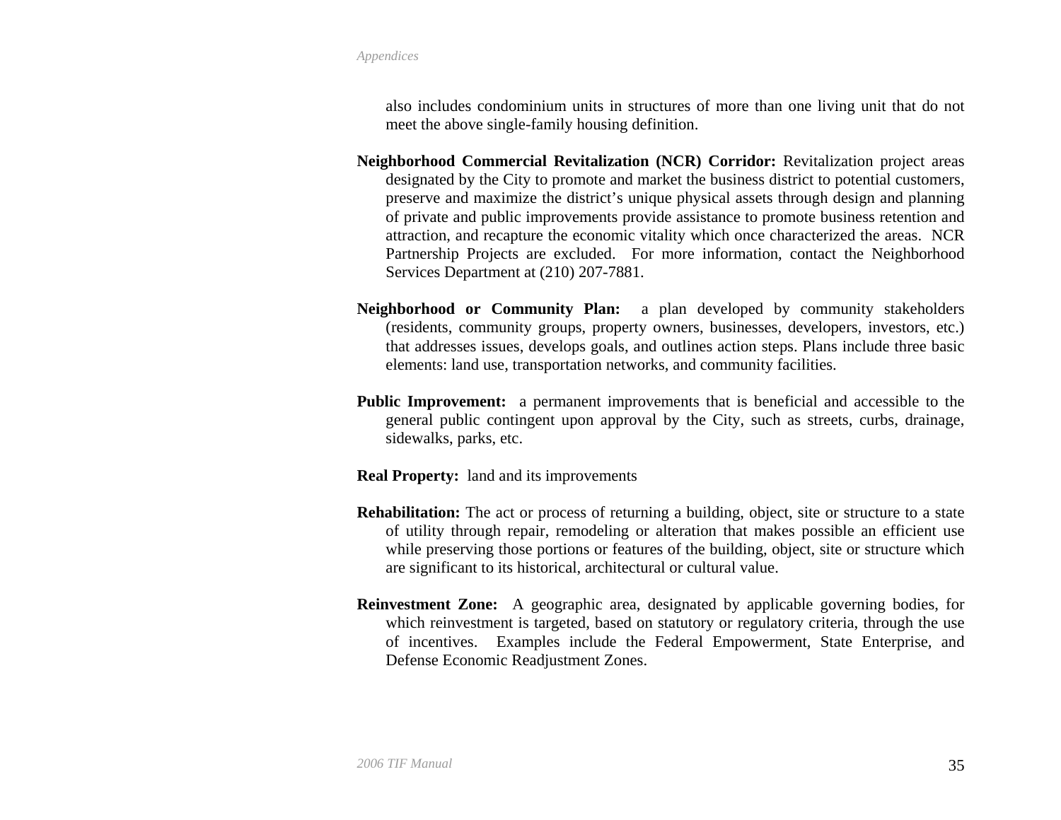also includes condominium units in structures of more than one living unit that do not meet the above single-family housing definition.

**Neighborhood Commercial Revitalization (NCR) Corridor:** Revitalization project areas designated by the City to promote and market the business district to potential customers, preserve and maximize the district's unique physical assets through design and planning of private and public improvements provide assistance to promote business retention and attraction, and recapture the economic vitality which once characterized the areas. NCR Partnership Projects are excluded. For more information, contact the Neighborhood Services Department at (210) 207-7881.

**Neighborhood or Community Plan:** a plan developed by community stakeholders (residents, community groups, property owners, businesses, developers, investors, etc.) that addresses issues, develops goals, and outlines action steps. Plans include three basic elements: land use, transportation networks, and community facilities.

**Public Improvement:** a permanent improvements that is beneficial and accessible to the general public contingent upon approval by the City, such as streets, curbs, drainage, sidewalks, parks, etc.

**Real Property:** land and its improvements

**Rehabilitation:** The act or process of returning a building, object, site or structure to a state of utility through repair, remodeling or alteration that makes possible an efficient use while preserving those portions or features of the building, object, site or structure which are significant to its historical, architectural or cultural value.

**Reinvestment Zone:** A geographic area, designated by applicable governing bodies, for which reinvestment is targeted, based on statutory or regulatory criteria, through the use of incentives. Examples include the Federal Empowerment, State Enterprise, and Defense Economic Readjustment Zones.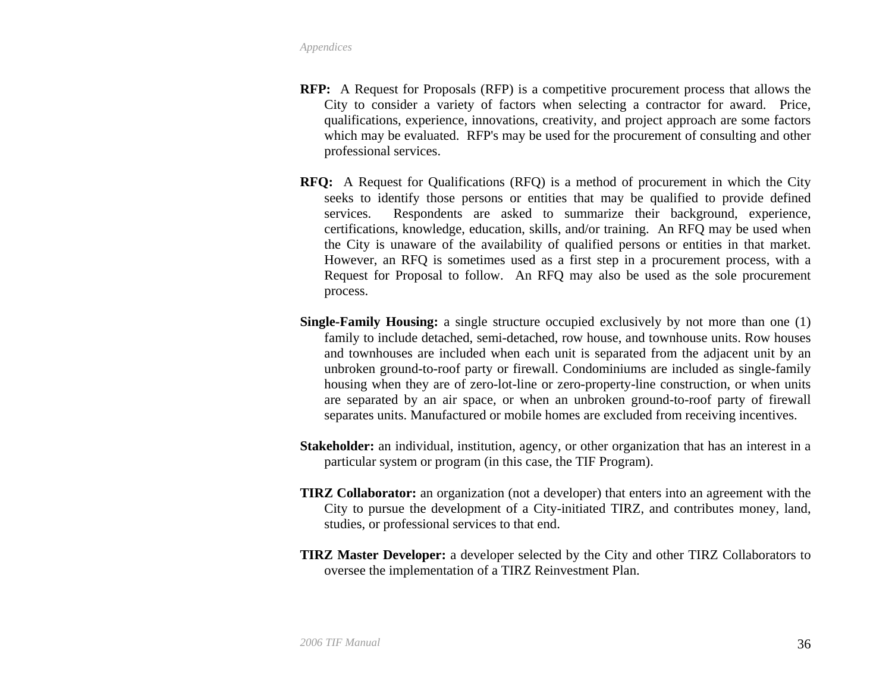**RFP:** A Request for Proposals (RFP) is a competitive procurement process that allows the City to consider a variety of factors when selecting a contractor for award. Price, qualifications, experience, innovations, creativity, and project approach are some factors which may be evaluated. RFP's may be used for the procurement of consulting and other professional services.

**RFQ:** A Request for Qualifications (RFQ) is a method of procurement in which the City seeks to identify those persons or entities that may be qualified to provide defined services. Respondents are asked to summarize their background, experience, certifications, knowledge, education, skills, and/or training. An RFQ may be used when the City is unaware of the availability of qualified persons or entities in that market. However, an RFQ is sometimes used as a first step in a procurement process, with a Request for Proposal to follow. An RFQ may also be used as the sole procurement process.

**Single-Family Housing:** a single structure occupied exclusively by not more than one (1) family to include detached, semi-detached, row house, and townhouse units. Row houses and townhouses are included when each unit is separated from the adjacent unit by an unbroken ground-to-roof party or firewall. Condominiums are included as single-family housing when they are of zero-lot-line or zero-property-line construction, or when units are separated by an air space, or when an unbroken ground-to-roof party of firewall separates units. Manufactured or mobile homes are excluded from receiving incentives.

**Stakeholder:** an individual, institution, agency, or other organization that has an interest in a particular system or program (in this case, the TIF Program).

**TIRZ Collaborator:** an organization (not a developer) that enters into an agreement with the City to pursue the development of a City-initiated TIRZ, and contributes money, land, studies, or professional services to that end.

**TIRZ Master Developer:** a developer selected by the City and other TIRZ Collaborators to oversee the implementation of a TIRZ Reinvestment Plan.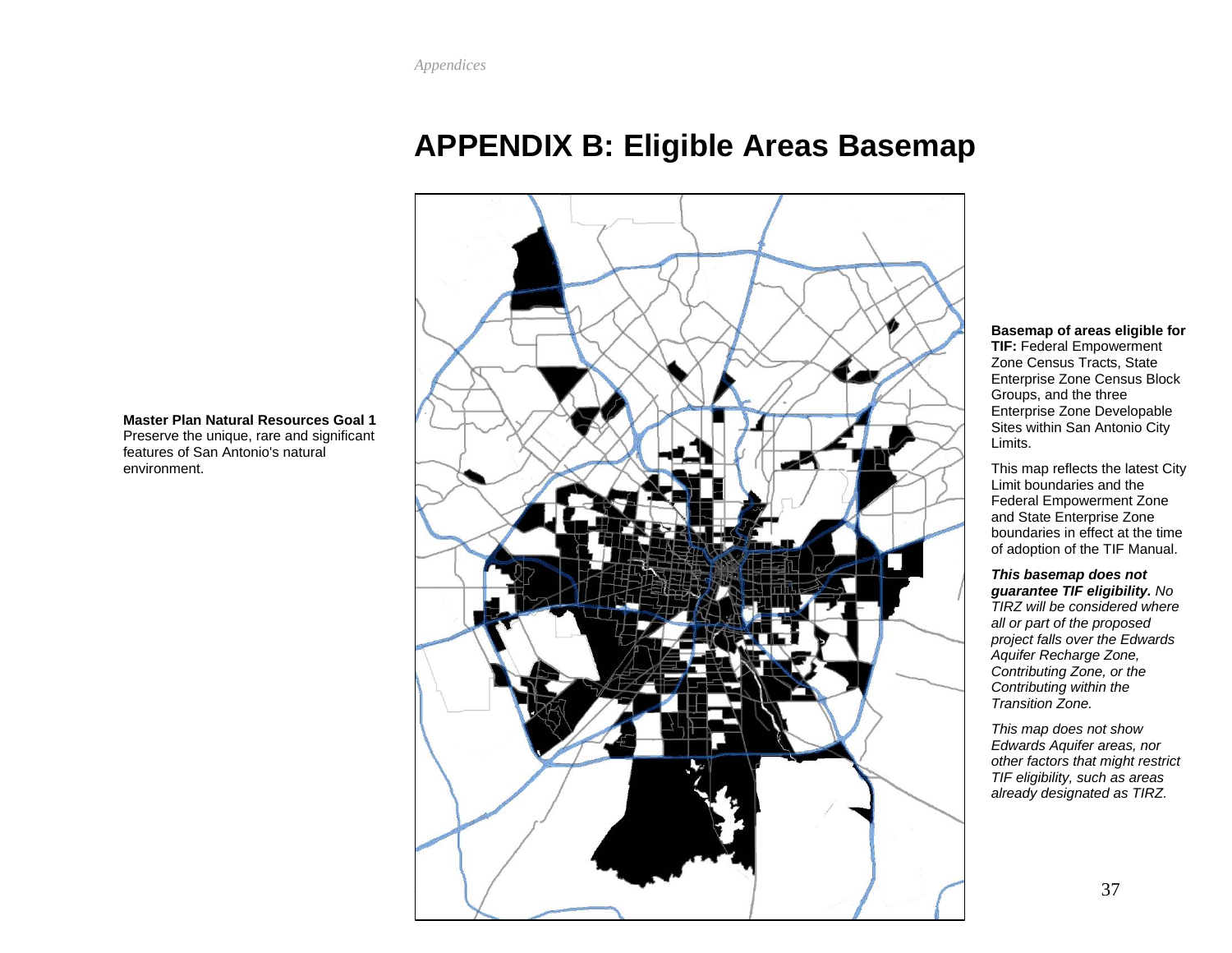# APPENDIX B: Eligible Areas Basemap

**Master Plan Natural Resources Goal 1**
Preserve the unique, rare and significant features of San Antonio's natural environment.

**Basemap of areas eligible for TIF:** Federal Empowerment Zone Census Tracts, State Enterprise Zone Census Block Groups, and the three Enterprise Zone Developable Sites within San Antonio City Limits.

This map reflects the latest City Limit boundaries and the Federal Empowerment Zone and State Enterprise Zone boundaries in effect at the time of adoption of the TIF Manual.

***This basemap does not guarantee TIF eligibility.*** *No TIRZ will be considered where all or part of the proposed project falls over the Edwards Aquifer Recharge Zone, Contributing Zone, or the Contributing within the Transition Zone.*

*This map does not show Edwards Aquifer areas, nor other factors that might restrict TIF eligibility, such as areas already designated as TIRZ.*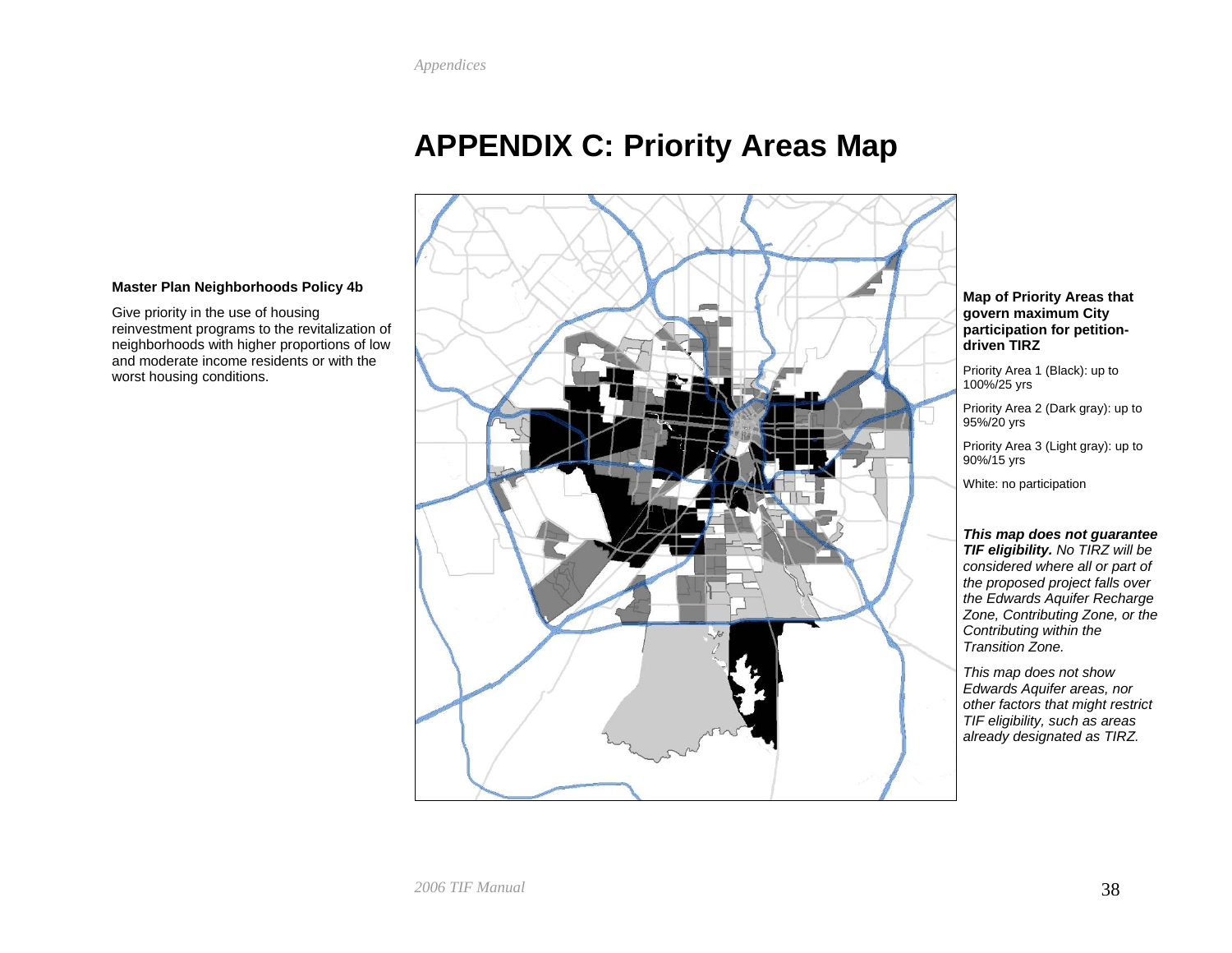# APPENDIX C: Priority Areas Map

**Master Plan Neighborhoods Policy 4b**

Give priority in the use of housing reinvestment programs to the revitalization of neighborhoods with higher proportions of low and moderate income residents or with the worst housing conditions.

**Map of Priority Areas that govern maximum City participation for petition-driven TIRZ**

Priority Area 1 (Black): up to 100%/25 yrs

Priority Area 2 (Dark gray): up to 95%/20 yrs

Priority Area 3 (Light gray): up to 90%/15 yrs

White: no participation

***This map does not guarantee TIF eligibility.*** *No TIRZ will be considered where all or part of the proposed project falls over the Edwards Aquifer Recharge Zone, Contributing Zone, or the Contributing within the Transition Zone.*

*This map does not show Edwards Aquifer areas, nor other factors that might restrict TIF eligibility, such as areas already designated as TIRZ.*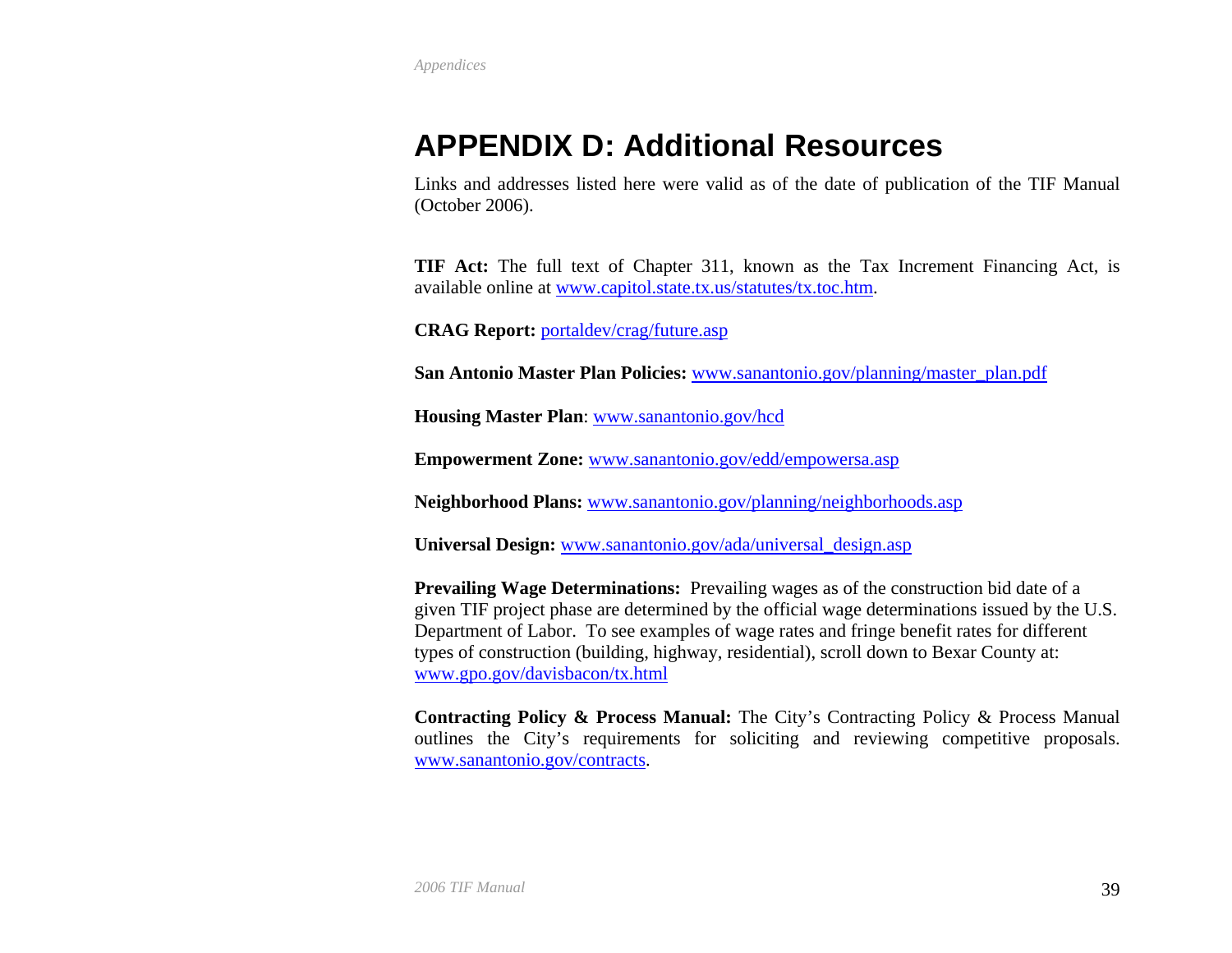# APPENDIX D: Additional Resources

Links and addresses listed here were valid as of the date of publication of the TIF Manual (October 2006).

**TIF Act:** The full text of Chapter 311, known as the Tax Increment Financing Act, is available online at www.capitol.state.tx.us/statutes/tx.toc.htm.

**CRAG Report:** portaldev/crag/future.asp

**San Antonio Master Plan Policies:** www.sanantonio.gov/planning/master_plan.pdf

**Housing Master Plan**: www.sanantonio.gov/hcd

**Empowerment Zone:** www.sanantonio.gov/edd/empowersa.asp

**Neighborhood Plans:** www.sanantonio.gov/planning/neighborhoods.asp

**Universal Design:** www.sanantonio.gov/ada/universal_design.asp

**Prevailing Wage Determinations:** Prevailing wages as of the construction bid date of a given TIF project phase are determined by the official wage determinations issued by the U.S. Department of Labor. To see examples of wage rates and fringe benefit rates for different types of construction (building, highway, residential), scroll down to Bexar County at: www.gpo.gov/davisbacon/tx.html

**Contracting Policy & Process Manual:** The City's Contracting Policy & Process Manual outlines the City's requirements for soliciting and reviewing competitive proposals. www.sanantonio.gov/contracts.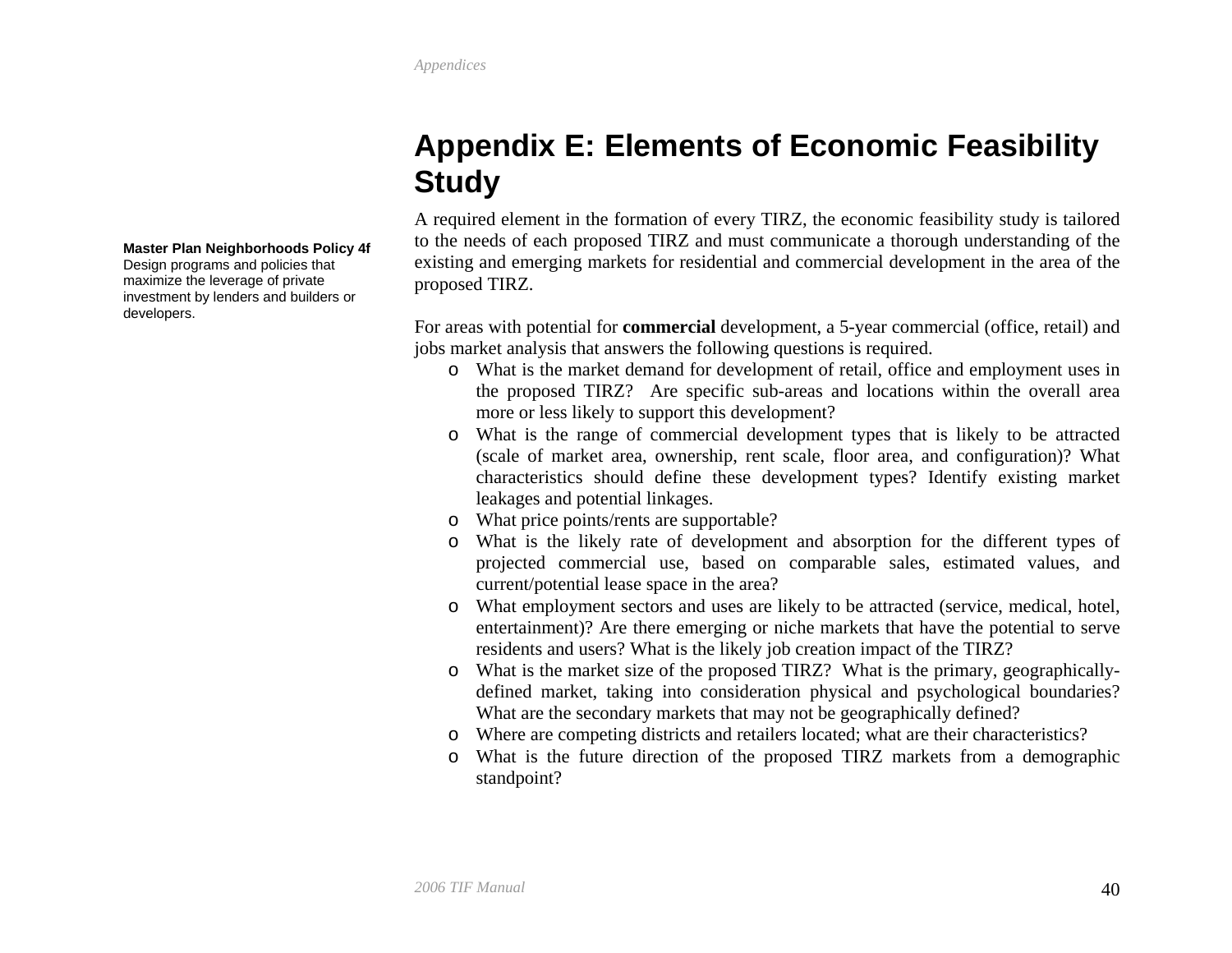# Appendix E: Elements of Economic Feasibility Study

**Master Plan Neighborhoods Policy 4f**
Design programs and policies that maximize the leverage of private investment by lenders and builders or developers.

A required element in the formation of every TIRZ, the economic feasibility study is tailored to the needs of each proposed TIRZ and must communicate a thorough understanding of the existing and emerging markets for residential and commercial development in the area of the proposed TIRZ.

For areas with potential for **commercial** development, a 5-year commercial (office, retail) and jobs market analysis that answers the following questions is required.

- What is the market demand for development of retail, office and employment uses in the proposed TIRZ? Are specific sub-areas and locations within the overall area more or less likely to support this development?
- What is the range of commercial development types that is likely to be attracted (scale of market area, ownership, rent scale, floor area, and configuration)? What characteristics should define these development types? Identify existing market leakages and potential linkages.
- What price points/rents are supportable?
- What is the likely rate of development and absorption for the different types of projected commercial use, based on comparable sales, estimated values, and current/potential lease space in the area?
- What employment sectors and uses are likely to be attracted (service, medical, hotel, entertainment)? Are there emerging or niche markets that have the potential to serve residents and users? What is the likely job creation impact of the TIRZ?
- What is the market size of the proposed TIRZ? What is the primary, geographically-defined market, taking into consideration physical and psychological boundaries? What are the secondary markets that may not be geographically defined?
- Where are competing districts and retailers located; what are their characteristics?
- What is the future direction of the proposed TIRZ markets from a demographic standpoint?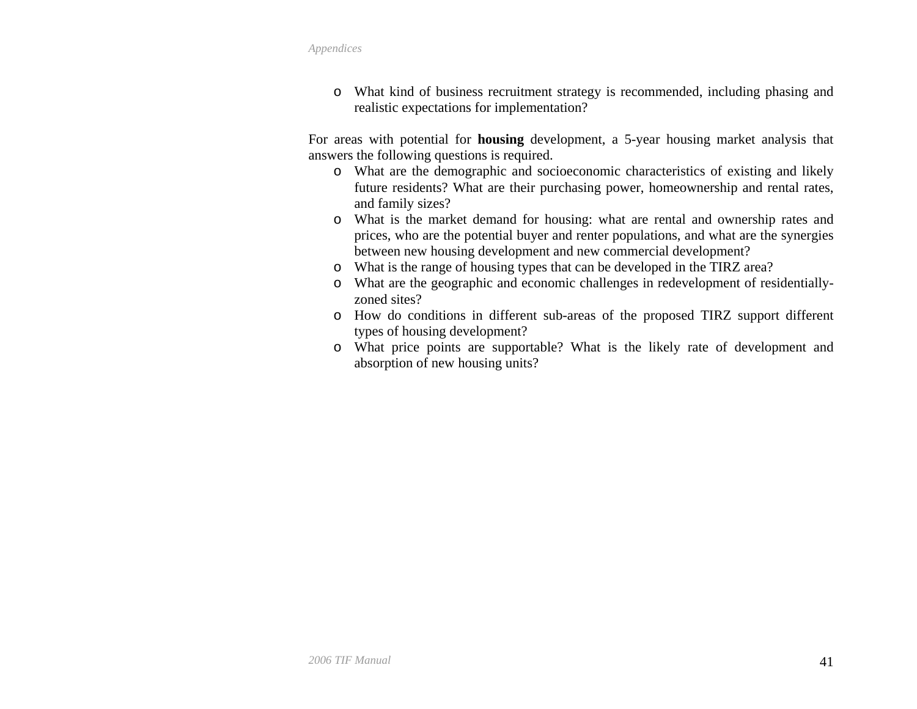- What kind of business recruitment strategy is recommended, including phasing and realistic expectations for implementation?

For areas with potential for **housing** development, a 5-year housing market analysis that answers the following questions is required.

- What are the demographic and socioeconomic characteristics of existing and likely future residents? What are their purchasing power, homeownership and rental rates, and family sizes?
- What is the market demand for housing: what are rental and ownership rates and prices, who are the potential buyer and renter populations, and what are the synergies between new housing development and new commercial development?
- What is the range of housing types that can be developed in the TIRZ area?
- What are the geographic and economic challenges in redevelopment of residentially-zoned sites?
- How do conditions in different sub-areas of the proposed TIRZ support different types of housing development?
- What price points are supportable? What is the likely rate of development and absorption of new housing units?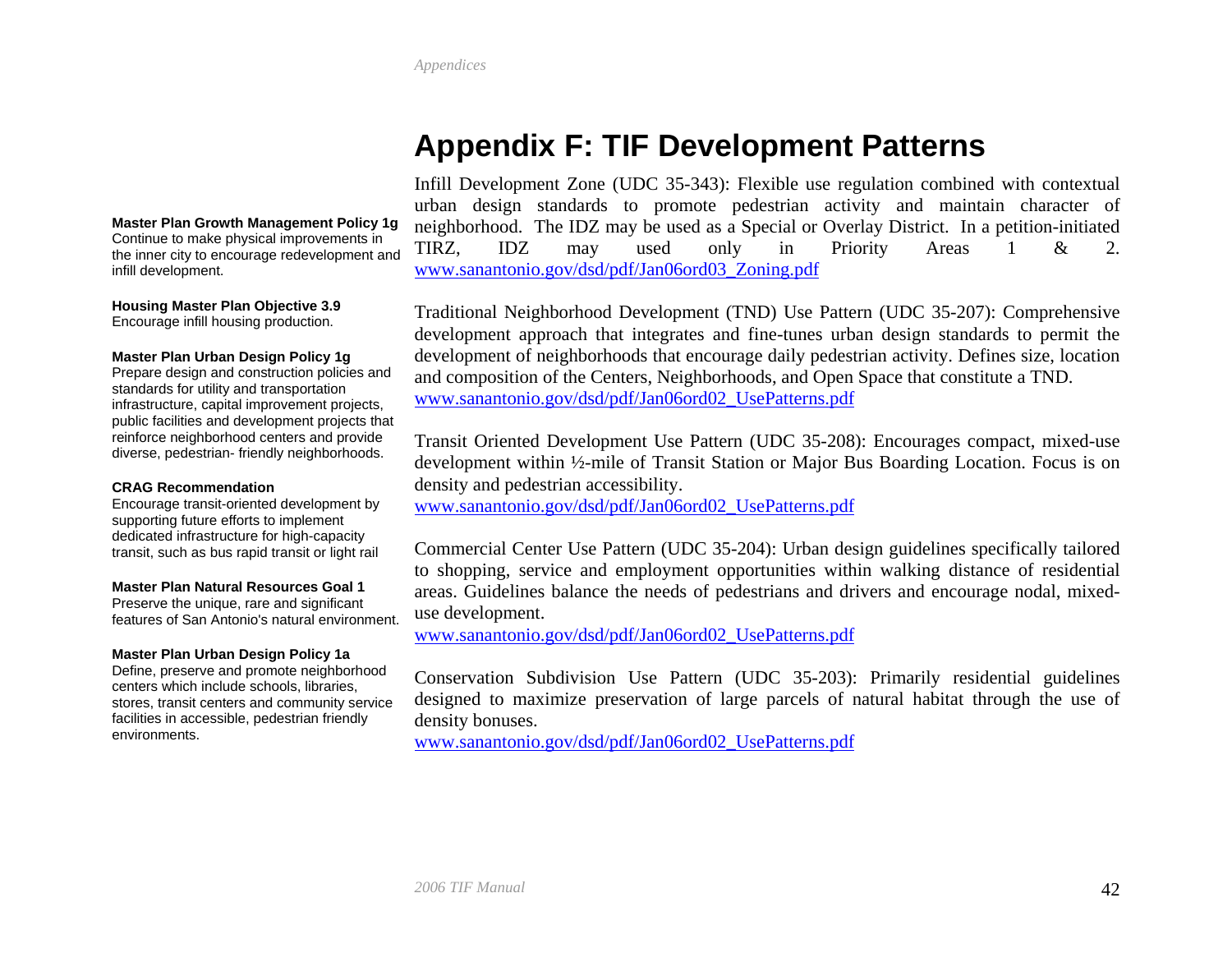# Appendix F: TIF Development Patterns

**Master Plan Growth Management Policy 1g**
Continue to make physical improvements in the inner city to encourage redevelopment and infill development.

**Housing Master Plan Objective 3.9**
Encourage infill housing production.

**Master Plan Urban Design Policy 1g**
Prepare design and construction policies and standards for utility and transportation infrastructure, capital improvement projects, public facilities and development projects that reinforce neighborhood centers and provide diverse, pedestrian- friendly neighborhoods.

**CRAG Recommendation**
Encourage transit-oriented development by supporting future efforts to implement dedicated infrastructure for high-capacity transit, such as bus rapid transit or light rail

**Master Plan Natural Resources Goal 1**
Preserve the unique, rare and significant features of San Antonio's natural environment.

**Master Plan Urban Design Policy 1a**
Define, preserve and promote neighborhood centers which include schools, libraries, stores, transit centers and community service facilities in accessible, pedestrian friendly environments.

Infill Development Zone (UDC 35-343): Flexible use regulation combined with contextual urban design standards to promote pedestrian activity and maintain character of neighborhood. The IDZ may be used as a Special or Overlay District. In a petition-initiated TIRZ, IDZ may used only in Priority Areas 1 & 2. www.sanantonio.gov/dsd/pdf/Jan06ord03_Zoning.pdf

Traditional Neighborhood Development (TND) Use Pattern (UDC 35-207): Comprehensive development approach that integrates and fine-tunes urban design standards to permit the development of neighborhoods that encourage daily pedestrian activity. Defines size, location and composition of the Centers, Neighborhoods, and Open Space that constitute a TND.
www.sanantonio.gov/dsd/pdf/Jan06ord02_UsePatterns.pdf

Transit Oriented Development Use Pattern (UDC 35-208): Encourages compact, mixed-use development within ½-mile of Transit Station or Major Bus Boarding Location. Focus is on density and pedestrian accessibility.
www.sanantonio.gov/dsd/pdf/Jan06ord02_UsePatterns.pdf

Commercial Center Use Pattern (UDC 35-204): Urban design guidelines specifically tailored to shopping, service and employment opportunities within walking distance of residential areas. Guidelines balance the needs of pedestrians and drivers and encourage nodal, mixed-use development.
www.sanantonio.gov/dsd/pdf/Jan06ord02_UsePatterns.pdf

Conservation Subdivision Use Pattern (UDC 35-203): Primarily residential guidelines designed to maximize preservation of large parcels of natural habitat through the use of density bonuses.
www.sanantonio.gov/dsd/pdf/Jan06ord02_UsePatterns.pdf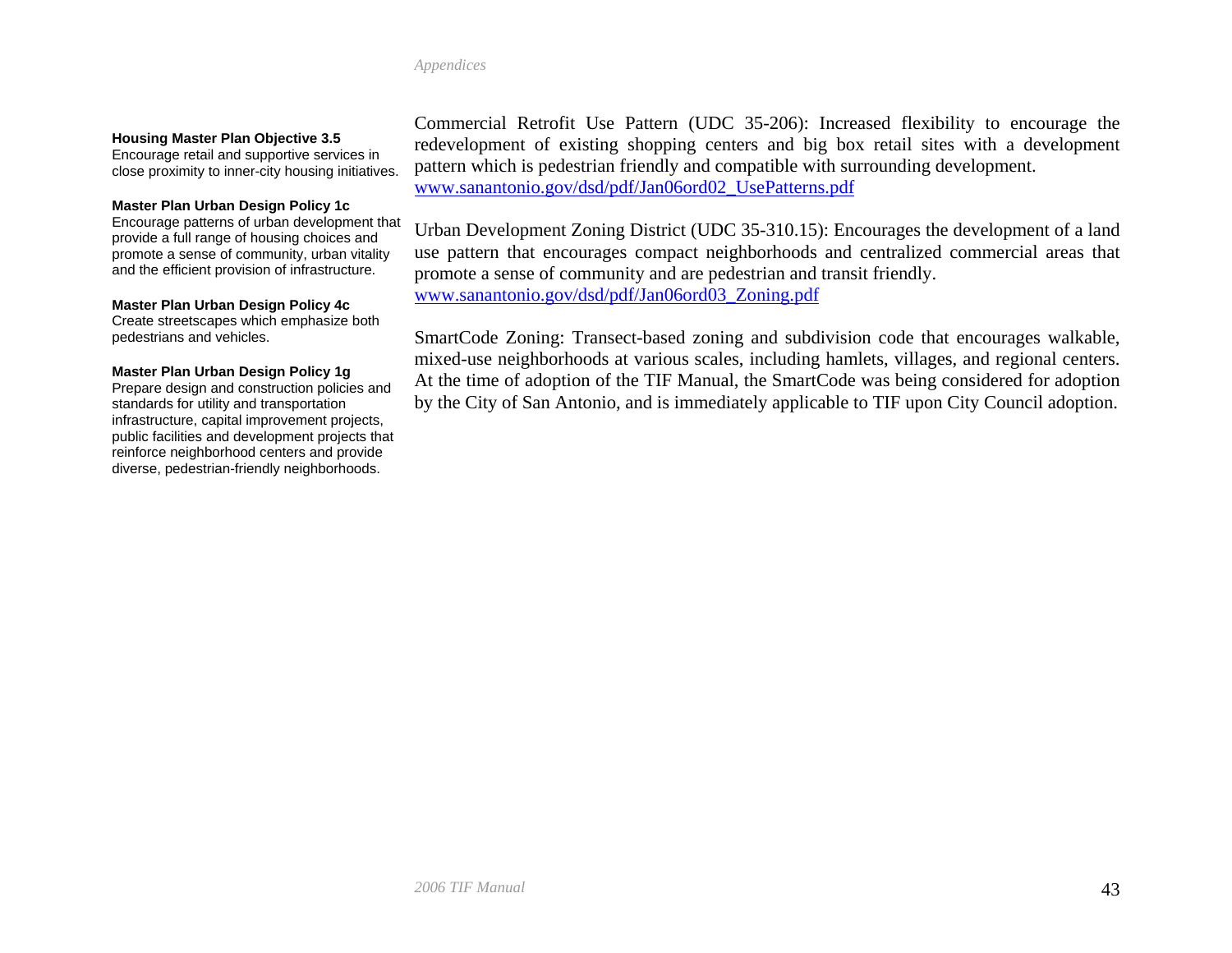**Housing Master Plan Objective 3.5**
Encourage retail and supportive services in close proximity to inner-city housing initiatives.

**Master Plan Urban Design Policy 1c**
Encourage patterns of urban development that provide a full range of housing choices and promote a sense of community, urban vitality and the efficient provision of infrastructure.

**Master Plan Urban Design Policy 4c**
Create streetscapes which emphasize both pedestrians and vehicles.

**Master Plan Urban Design Policy 1g**
Prepare design and construction policies and standards for utility and transportation infrastructure, capital improvement projects, public facilities and development projects that reinforce neighborhood centers and provide diverse, pedestrian-friendly neighborhoods.

Commercial Retrofit Use Pattern (UDC 35-206): Increased flexibility to encourage the redevelopment of existing shopping centers and big box retail sites with a development pattern which is pedestrian friendly and compatible with surrounding development.
www.sanantonio.gov/dsd/pdf/Jan06ord02_UsePatterns.pdf

Urban Development Zoning District (UDC 35-310.15): Encourages the development of a land use pattern that encourages compact neighborhoods and centralized commercial areas that promote a sense of community and are pedestrian and transit friendly.
www.sanantonio.gov/dsd/pdf/Jan06ord03_Zoning.pdf

SmartCode Zoning: Transect-based zoning and subdivision code that encourages walkable, mixed-use neighborhoods at various scales, including hamlets, villages, and regional centers. At the time of adoption of the TIF Manual, the SmartCode was being considered for adoption by the City of San Antonio, and is immediately applicable to TIF upon City Council adoption.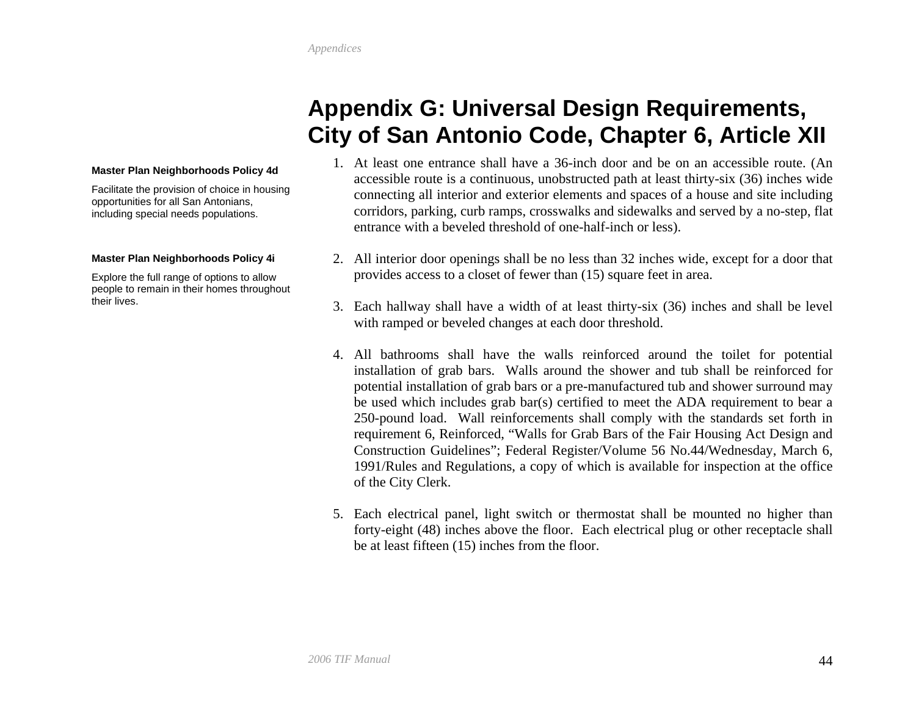# Appendix G: Universal Design Requirements, City of San Antonio Code, Chapter 6, Article XII

**Master Plan Neighborhoods Policy 4d**

Facilitate the provision of choice in housing opportunities for all San Antonians, including special needs populations.

**Master Plan Neighborhoods Policy 4i**

Explore the full range of options to allow people to remain in their homes throughout their lives.

1. At least one entrance shall have a 36-inch door and be on an accessible route. (An accessible route is a continuous, unobstructed path at least thirty-six (36) inches wide connecting all interior and exterior elements and spaces of a house and site including corridors, parking, curb ramps, crosswalks and sidewalks and served by a no-step, flat entrance with a beveled threshold of one-half-inch or less).

2. All interior door openings shall be no less than 32 inches wide, except for a door that provides access to a closet of fewer than (15) square feet in area.

3. Each hallway shall have a width of at least thirty-six (36) inches and shall be level with ramped or beveled changes at each door threshold.

4. All bathrooms shall have the walls reinforced around the toilet for potential installation of grab bars. Walls around the shower and tub shall be reinforced for potential installation of grab bars or a pre-manufactured tub and shower surround may be used which includes grab bar(s) certified to meet the ADA requirement to bear a 250-pound load. Wall reinforcements shall comply with the standards set forth in requirement 6, Reinforced, "Walls for Grab Bars of the Fair Housing Act Design and Construction Guidelines"; Federal Register/Volume 56 No.44/Wednesday, March 6, 1991/Rules and Regulations, a copy of which is available for inspection at the office of the City Clerk.

5. Each electrical panel, light switch or thermostat shall be mounted no higher than forty-eight (48) inches above the floor. Each electrical plug or other receptacle shall be at least fifteen (15) inches from the floor.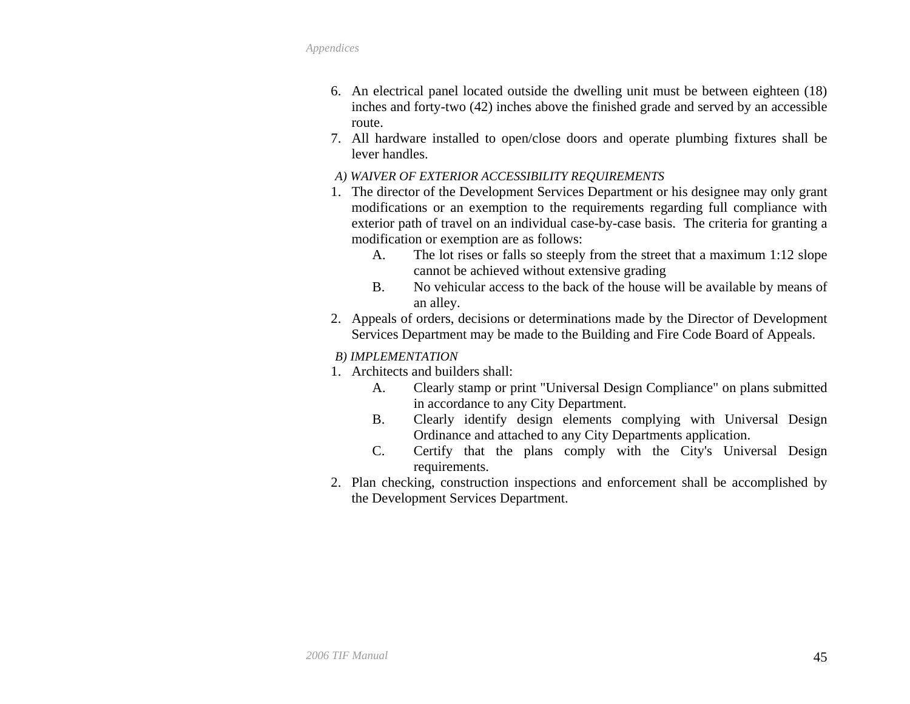6. An electrical panel located outside the dwelling unit must be between eighteen (18) inches and forty-two (42) inches above the finished grade and served by an accessible route.
7. All hardware installed to open/close doors and operate plumbing fixtures shall be lever handles.

*A) WAIVER OF EXTERIOR ACCESSIBILITY REQUIREMENTS*

1. The director of the Development Services Department or his designee may only grant modifications or an exemption to the requirements regarding full compliance with exterior path of travel on an individual case-by-case basis. The criteria for granting a modification or exemption are as follows:
   - A. The lot rises or falls so steeply from the street that a maximum 1:12 slope cannot be achieved without extensive grading
   - B. No vehicular access to the back of the house will be available by means of an alley.
2. Appeals of orders, decisions or determinations made by the Director of Development Services Department may be made to the Building and Fire Code Board of Appeals.

*B) IMPLEMENTATION*

1. Architects and builders shall:
   - A. Clearly stamp or print "Universal Design Compliance" on plans submitted in accordance to any City Department.
   - B. Clearly identify design elements complying with Universal Design Ordinance and attached to any City Departments application.
   - C. Certify that the plans comply with the City's Universal Design requirements.
2. Plan checking, construction inspections and enforcement shall be accomplished by the Development Services Department.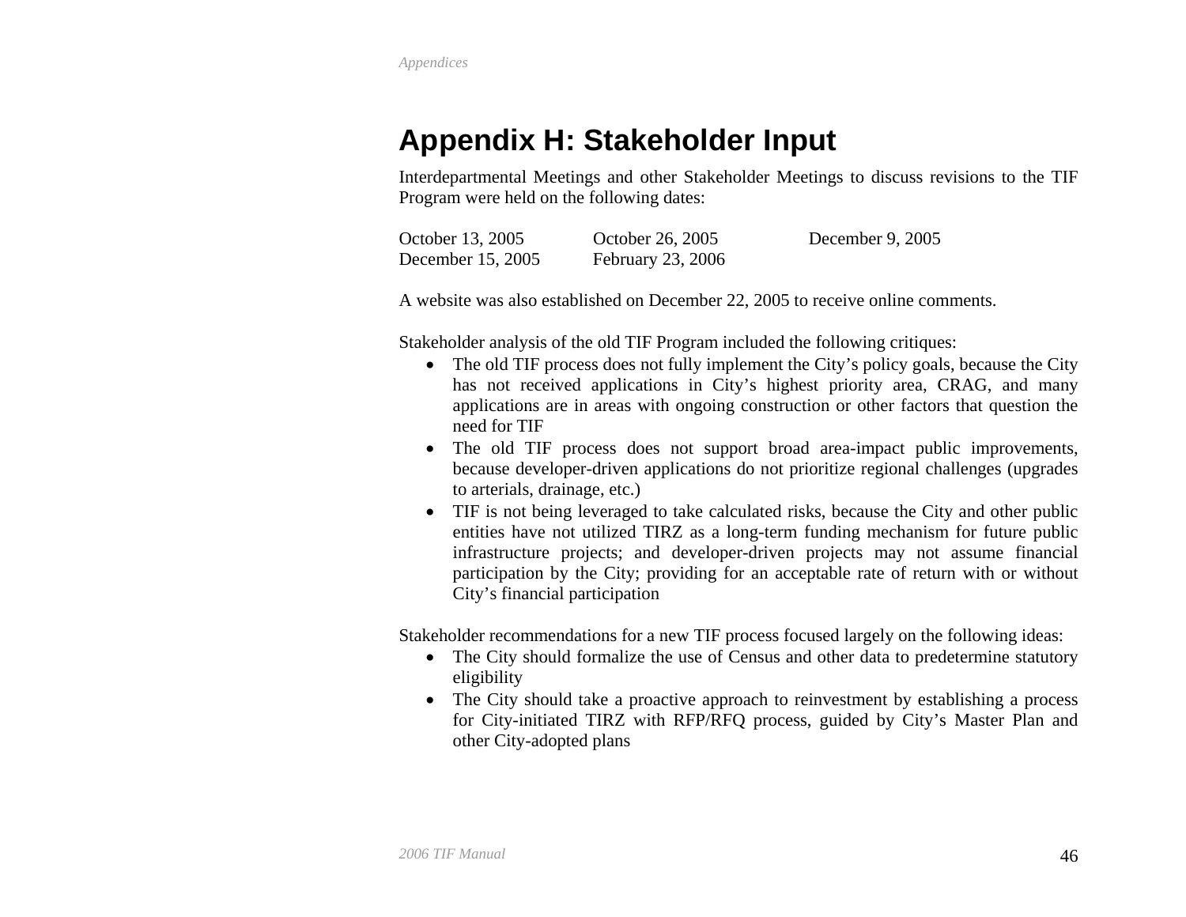# Appendix H: Stakeholder Input

Interdepartmental Meetings and other Stakeholder Meetings to discuss revisions to the TIF Program were held on the following dates:

| | | |
|---|---|---|
| October 13, 2005 | October 26, 2005 | December 9, 2005 |
| December 15, 2005 | February 23, 2006 | |

A website was also established on December 22, 2005 to receive online comments.

Stakeholder analysis of the old TIF Program included the following critiques:

- The old TIF process does not fully implement the City's policy goals, because the City has not received applications in City's highest priority area, CRAG, and many applications are in areas with ongoing construction or other factors that question the need for TIF
- The old TIF process does not support broad area-impact public improvements, because developer-driven applications do not prioritize regional challenges (upgrades to arterials, drainage, etc.)
- TIF is not being leveraged to take calculated risks, because the City and other public entities have not utilized TIRZ as a long-term funding mechanism for future public infrastructure projects; and developer-driven projects may not assume financial participation by the City; providing for an acceptable rate of return with or without City's financial participation

Stakeholder recommendations for a new TIF process focused largely on the following ideas:

- The City should formalize the use of Census and other data to predetermine statutory eligibility
- The City should take a proactive approach to reinvestment by establishing a process for City-initiated TIRZ with RFP/RFQ process, guided by City's Master Plan and other City-adopted plans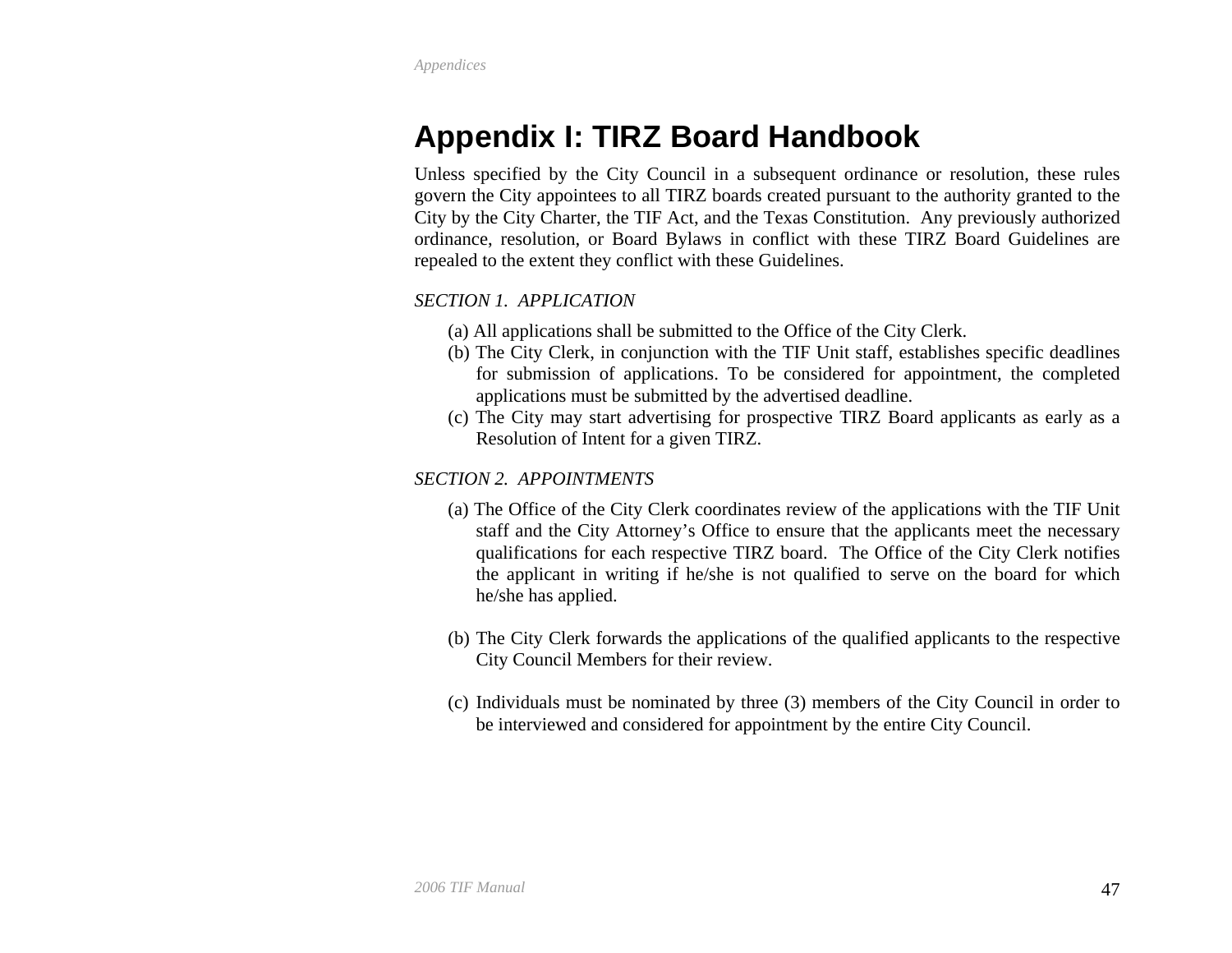# Appendix I: TIRZ Board Handbook

Unless specified by the City Council in a subsequent ordinance or resolution, these rules govern the City appointees to all TIRZ boards created pursuant to the authority granted to the City by the City Charter, the TIF Act, and the Texas Constitution. Any previously authorized ordinance, resolution, or Board Bylaws in conflict with these TIRZ Board Guidelines are repealed to the extent they conflict with these Guidelines.

*SECTION 1. APPLICATION*

(a) All applications shall be submitted to the Office of the City Clerk.

(b) The City Clerk, in conjunction with the TIF Unit staff, establishes specific deadlines for submission of applications. To be considered for appointment, the completed applications must be submitted by the advertised deadline.

(c) The City may start advertising for prospective TIRZ Board applicants as early as a Resolution of Intent for a given TIRZ.

*SECTION 2. APPOINTMENTS*

(a) The Office of the City Clerk coordinates review of the applications with the TIF Unit staff and the City Attorney's Office to ensure that the applicants meet the necessary qualifications for each respective TIRZ board. The Office of the City Clerk notifies the applicant in writing if he/she is not qualified to serve on the board for which he/she has applied.

(b) The City Clerk forwards the applications of the qualified applicants to the respective City Council Members for their review.

(c) Individuals must be nominated by three (3) members of the City Council in order to be interviewed and considered for appointment by the entire City Council.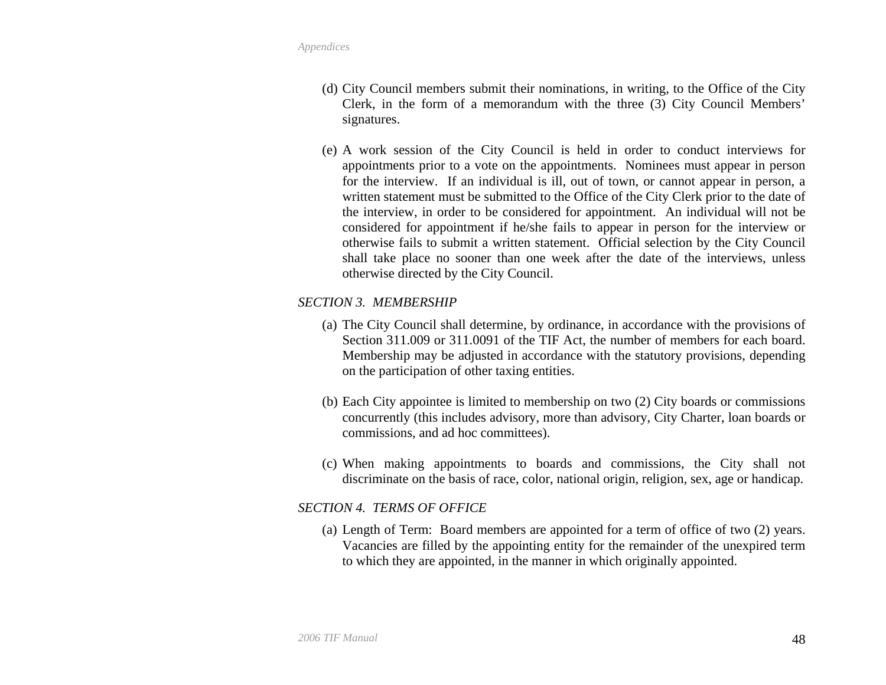(d) City Council members submit their nominations, in writing, to the Office of the City Clerk, in the form of a memorandum with the three (3) City Council Members' signatures.

(e) A work session of the City Council is held in order to conduct interviews for appointments prior to a vote on the appointments. Nominees must appear in person for the interview. If an individual is ill, out of town, or cannot appear in person, a written statement must be submitted to the Office of the City Clerk prior to the date of the interview, in order to be considered for appointment. An individual will not be considered for appointment if he/she fails to appear in person for the interview or otherwise fails to submit a written statement. Official selection by the City Council shall take place no sooner than one week after the date of the interviews, unless otherwise directed by the City Council.

*SECTION 3. MEMBERSHIP*

(a) The City Council shall determine, by ordinance, in accordance with the provisions of Section 311.009 or 311.0091 of the TIF Act, the number of members for each board. Membership may be adjusted in accordance with the statutory provisions, depending on the participation of other taxing entities.

(b) Each City appointee is limited to membership on two (2) City boards or commissions concurrently (this includes advisory, more than advisory, City Charter, loan boards or commissions, and ad hoc committees).

(c) When making appointments to boards and commissions, the City shall not discriminate on the basis of race, color, national origin, religion, sex, age or handicap.

*SECTION 4. TERMS OF OFFICE*

(a) Length of Term: Board members are appointed for a term of office of two (2) years. Vacancies are filled by the appointing entity for the remainder of the unexpired term to which they are appointed, in the manner in which originally appointed.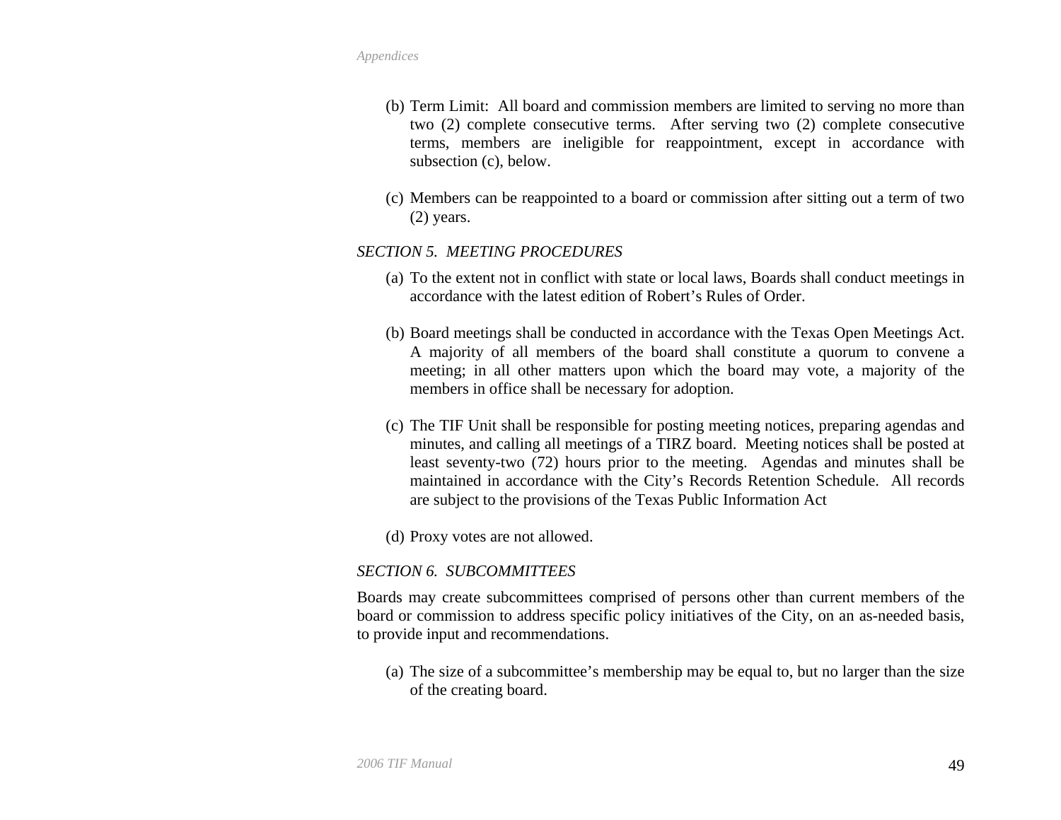(b) Term Limit: All board and commission members are limited to serving no more than two (2) complete consecutive terms. After serving two (2) complete consecutive terms, members are ineligible for reappointment, except in accordance with subsection (c), below.

(c) Members can be reappointed to a board or commission after sitting out a term of two (2) years.

*SECTION 5. MEETING PROCEDURES*

(a) To the extent not in conflict with state or local laws, Boards shall conduct meetings in accordance with the latest edition of Robert's Rules of Order.

(b) Board meetings shall be conducted in accordance with the Texas Open Meetings Act. A majority of all members of the board shall constitute a quorum to convene a meeting; in all other matters upon which the board may vote, a majority of the members in office shall be necessary for adoption.

(c) The TIF Unit shall be responsible for posting meeting notices, preparing agendas and minutes, and calling all meetings of a TIRZ board. Meeting notices shall be posted at least seventy-two (72) hours prior to the meeting. Agendas and minutes shall be maintained in accordance with the City's Records Retention Schedule. All records are subject to the provisions of the Texas Public Information Act

(d) Proxy votes are not allowed.

*SECTION 6. SUBCOMMITTEES*

Boards may create subcommittees comprised of persons other than current members of the board or commission to address specific policy initiatives of the City, on an as-needed basis, to provide input and recommendations.

(a) The size of a subcommittee's membership may be equal to, but no larger than the size of the creating board.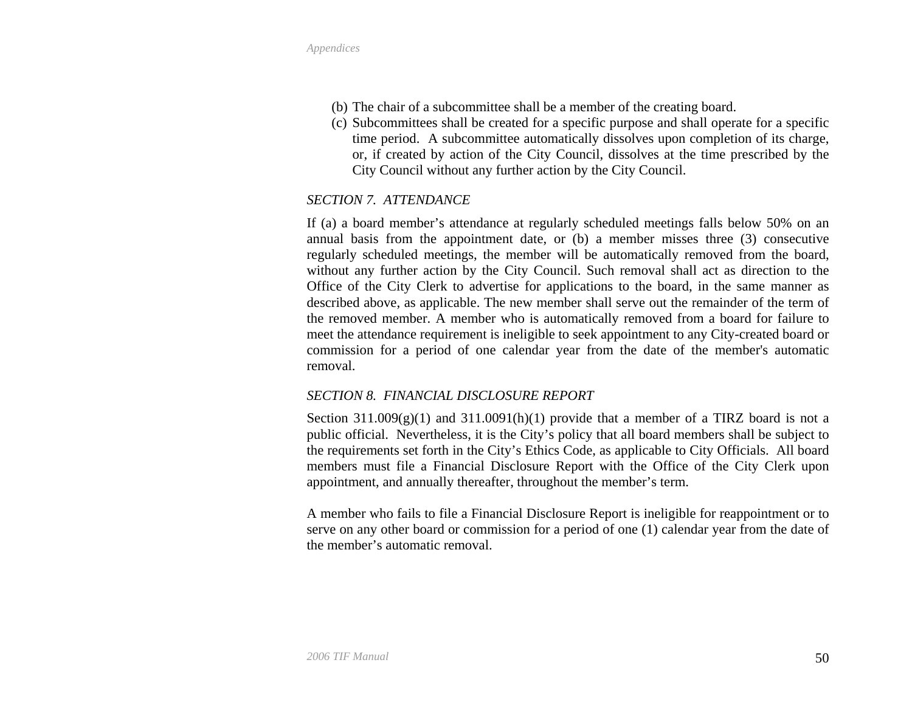(b) The chair of a subcommittee shall be a member of the creating board.

(c) Subcommittees shall be created for a specific purpose and shall operate for a specific time period. A subcommittee automatically dissolves upon completion of its charge, or, if created by action of the City Council, dissolves at the time prescribed by the City Council without any further action by the City Council.

*SECTION 7. ATTENDANCE*

If (a) a board member's attendance at regularly scheduled meetings falls below 50% on an annual basis from the appointment date, or (b) a member misses three (3) consecutive regularly scheduled meetings, the member will be automatically removed from the board, without any further action by the City Council. Such removal shall act as direction to the Office of the City Clerk to advertise for applications to the board, in the same manner as described above, as applicable. The new member shall serve out the remainder of the term of the removed member. A member who is automatically removed from a board for failure to meet the attendance requirement is ineligible to seek appointment to any City-created board or commission for a period of one calendar year from the date of the member's automatic removal.

*SECTION 8. FINANCIAL DISCLOSURE REPORT*

Section 311.009(g)(1) and 311.0091(h)(1) provide that a member of a TIRZ board is not a public official. Nevertheless, it is the City's policy that all board members shall be subject to the requirements set forth in the City's Ethics Code, as applicable to City Officials. All board members must file a Financial Disclosure Report with the Office of the City Clerk upon appointment, and annually thereafter, throughout the member's term.

A member who fails to file a Financial Disclosure Report is ineligible for reappointment or to serve on any other board or commission for a period of one (1) calendar year from the date of the member's automatic removal.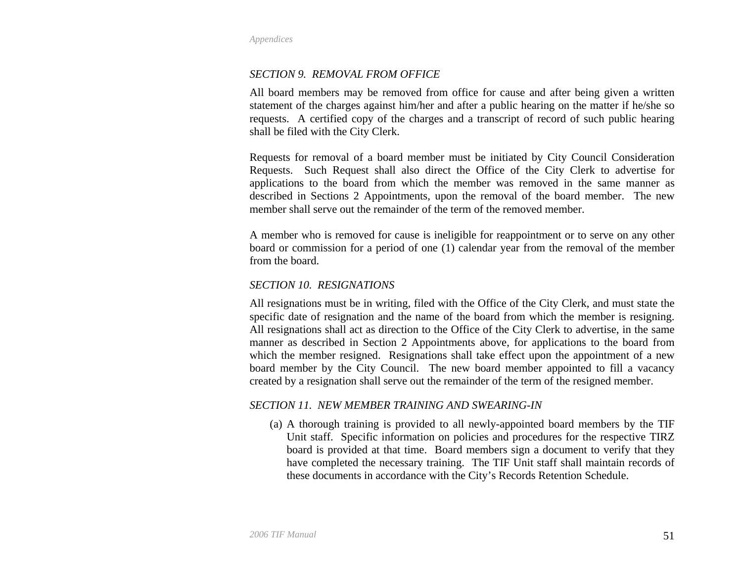### *SECTION 9. REMOVAL FROM OFFICE*

All board members may be removed from office for cause and after being given a written statement of the charges against him/her and after a public hearing on the matter if he/she so requests. A certified copy of the charges and a transcript of record of such public hearing shall be filed with the City Clerk.

Requests for removal of a board member must be initiated by City Council Consideration Requests. Such Request shall also direct the Office of the City Clerk to advertise for applications to the board from which the member was removed in the same manner as described in Sections 2 Appointments, upon the removal of the board member. The new member shall serve out the remainder of the term of the removed member.

A member who is removed for cause is ineligible for reappointment or to serve on any other board or commission for a period of one (1) calendar year from the removal of the member from the board.

### *SECTION 10. RESIGNATIONS*

All resignations must be in writing, filed with the Office of the City Clerk, and must state the specific date of resignation and the name of the board from which the member is resigning. All resignations shall act as direction to the Office of the City Clerk to advertise, in the same manner as described in Section 2 Appointments above, for applications to the board from which the member resigned. Resignations shall take effect upon the appointment of a new board member by the City Council. The new board member appointed to fill a vacancy created by a resignation shall serve out the remainder of the term of the resigned member.

### *SECTION 11. NEW MEMBER TRAINING AND SWEARING-IN*

(a) A thorough training is provided to all newly-appointed board members by the TIF Unit staff. Specific information on policies and procedures for the respective TIRZ board is provided at that time. Board members sign a document to verify that they have completed the necessary training. The TIF Unit staff shall maintain records of these documents in accordance with the City's Records Retention Schedule.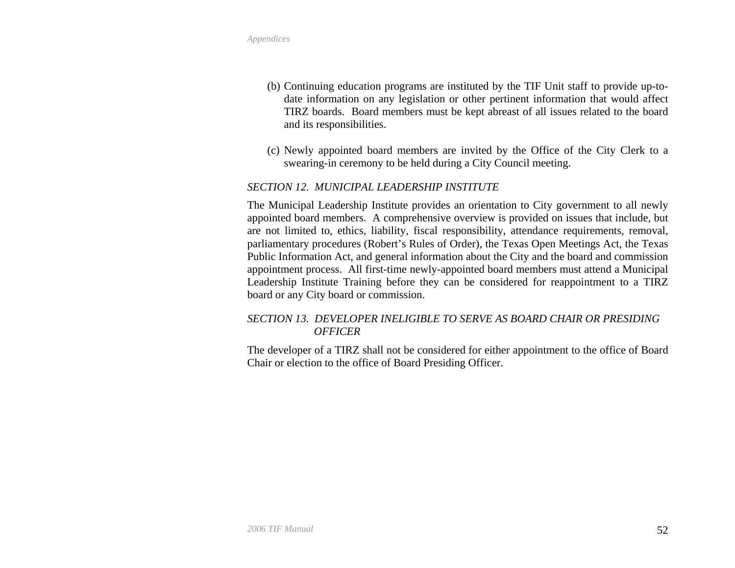(b) Continuing education programs are instituted by the TIF Unit staff to provide up-to-date information on any legislation or other pertinent information that would affect TIRZ boards. Board members must be kept abreast of all issues related to the board and its responsibilities.

(c) Newly appointed board members are invited by the Office of the City Clerk to a swearing-in ceremony to be held during a City Council meeting.

*SECTION 12. MUNICIPAL LEADERSHIP INSTITUTE*

The Municipal Leadership Institute provides an orientation to City government to all newly appointed board members. A comprehensive overview is provided on issues that include, but are not limited to, ethics, liability, fiscal responsibility, attendance requirements, removal, parliamentary procedures (Robert's Rules of Order), the Texas Open Meetings Act, the Texas Public Information Act, and general information about the City and the board and commission appointment process. All first-time newly-appointed board members must attend a Municipal Leadership Institute Training before they can be considered for reappointment to a TIRZ board or any City board or commission.

*SECTION 13. DEVELOPER INELIGIBLE TO SERVE AS BOARD CHAIR OR PRESIDING OFFICER*

The developer of a TIRZ shall not be considered for either appointment to the office of Board Chair or election to the office of Board Presiding Officer.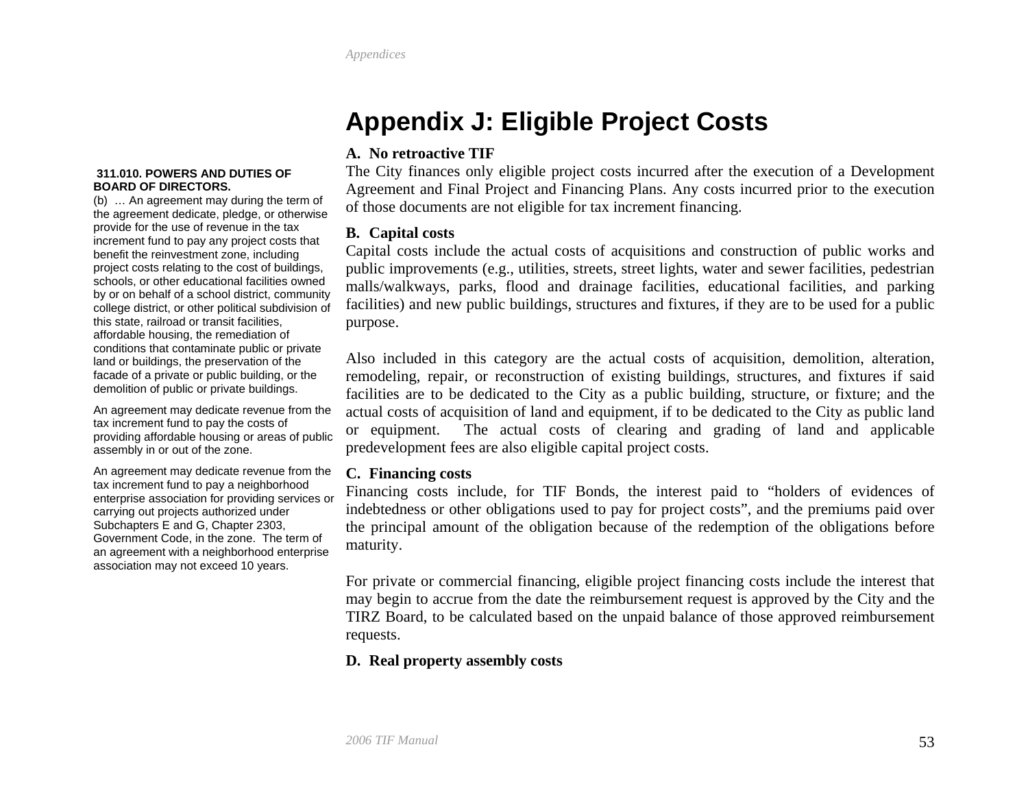# Appendix J: Eligible Project Costs

**A. No retroactive TIF**
The City finances only eligible project costs incurred after the execution of a Development Agreement and Final Project and Financing Plans. Any costs incurred prior to the execution of those documents are not eligible for tax increment financing.

**311.010. POWERS AND DUTIES OF BOARD OF DIRECTORS.**
(b) … An agreement may during the term of the agreement dedicate, pledge, or otherwise provide for the use of revenue in the tax increment fund to pay any project costs that benefit the reinvestment zone, including project costs relating to the cost of buildings, schools, or other educational facilities owned by or on behalf of a school district, community college district, or other political subdivision of this state, railroad or transit facilities, affordable housing, the remediation of conditions that contaminate public or private land or buildings, the preservation of the facade of a private or public building, or the demolition of public or private buildings.

An agreement may dedicate revenue from the tax increment fund to pay the costs of providing affordable housing or areas of public assembly in or out of the zone.

An agreement may dedicate revenue from the tax increment fund to pay a neighborhood enterprise association for providing services or carrying out projects authorized under Subchapters E and G, Chapter 2303, Government Code, in the zone. The term of an agreement with a neighborhood enterprise association may not exceed 10 years.

**B. Capital costs**
Capital costs include the actual costs of acquisitions and construction of public works and public improvements (e.g., utilities, streets, street lights, water and sewer facilities, pedestrian malls/walkways, parks, flood and drainage facilities, educational facilities, and parking facilities) and new public buildings, structures and fixtures, if they are to be used for a public purpose.

Also included in this category are the actual costs of acquisition, demolition, alteration, remodeling, repair, or reconstruction of existing buildings, structures, and fixtures if said facilities are to be dedicated to the City as a public building, structure, or fixture; and the actual costs of acquisition of land and equipment, if to be dedicated to the City as public land or equipment. The actual costs of clearing and grading of land and applicable predevelopment fees are also eligible capital project costs.

**C. Financing costs**
Financing costs include, for TIF Bonds, the interest paid to "holders of evidences of indebtedness or other obligations used to pay for project costs", and the premiums paid over the principal amount of the obligation because of the redemption of the obligations before maturity.

For private or commercial financing, eligible project financing costs include the interest that may begin to accrue from the date the reimbursement request is approved by the City and the TIRZ Board, to be calculated based on the unpaid balance of those approved reimbursement requests.

**D. Real property assembly costs**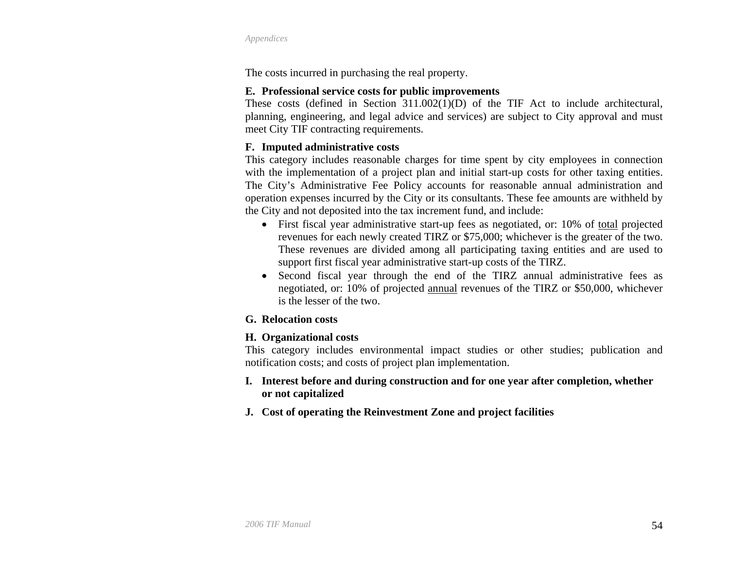The costs incurred in purchasing the real property.

**E. Professional service costs for public improvements**

These costs (defined in Section 311.002(1)(D) of the TIF Act to include architectural, planning, engineering, and legal advice and services) are subject to City approval and must meet City TIF contracting requirements.

**F. Imputed administrative costs**

This category includes reasonable charges for time spent by city employees in connection with the implementation of a project plan and initial start-up costs for other taxing entities. The City's Administrative Fee Policy accounts for reasonable annual administration and operation expenses incurred by the City or its consultants. These fee amounts are withheld by the City and not deposited into the tax increment fund, and include:

- First fiscal year administrative start-up fees as negotiated, or: 10% of <u>total</u> projected revenues for each newly created TIRZ or $75,000; whichever is the greater of the two. These revenues are divided among all participating taxing entities and are used to support first fiscal year administrative start-up costs of the TIRZ.
- Second fiscal year through the end of the TIRZ annual administrative fees as negotiated, or: 10% of projected <u>annual</u> revenues of the TIRZ or $50,000, whichever is the lesser of the two.

**G. Relocation costs**

**H. Organizational costs**

This category includes environmental impact studies or other studies; publication and notification costs; and costs of project plan implementation.

**I. Interest before and during construction and for one year after completion, whether or not capitalized**

**J. Cost of operating the Reinvestment Zone and project facilities**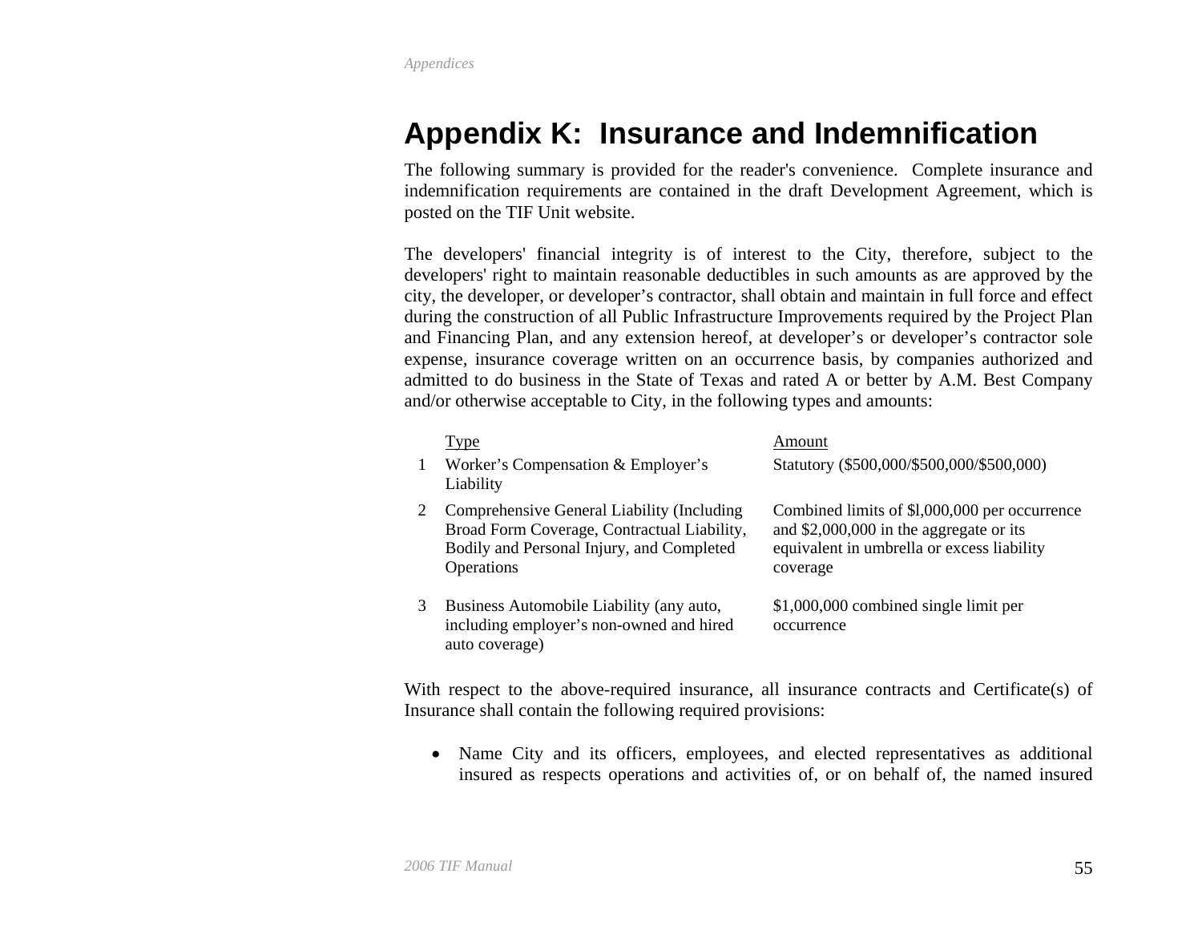# Appendix K: Insurance and Indemnification

The following summary is provided for the reader's convenience. Complete insurance and indemnification requirements are contained in the draft Development Agreement, which is posted on the TIF Unit website.

The developers' financial integrity is of interest to the City, therefore, subject to the developers' right to maintain reasonable deductibles in such amounts as are approved by the city, the developer, or developer's contractor, shall obtain and maintain in full force and effect during the construction of all Public Infrastructure Improvements required by the Project Plan and Financing Plan, and any extension hereof, at developer's or developer's contractor sole expense, insurance coverage written on an occurrence basis, by companies authorized and admitted to do business in the State of Texas and rated A or better by A.M. Best Company and/or otherwise acceptable to City, in the following types and amounts:

| | Type | Amount |
|---|---|---|
| 1 | Worker's Compensation & Employer's Liability | Statutory ($500,000/$500,000/$500,000) |
| 2 | Comprehensive General Liability (Including Broad Form Coverage, Contractual Liability, Bodily and Personal Injury, and Completed Operations | Combined limits of $l,000,000 per occurrence and $2,000,000 in the aggregate or its equivalent in umbrella or excess liability coverage |
| 3 | Business Automobile Liability (any auto, including employer's non-owned and hired auto coverage) | $1,000,000 combined single limit per occurrence |

With respect to the above-required insurance, all insurance contracts and Certificate(s) of Insurance shall contain the following required provisions:

- Name City and its officers, employees, and elected representatives as additional insured as respects operations and activities of, or on behalf of, the named insured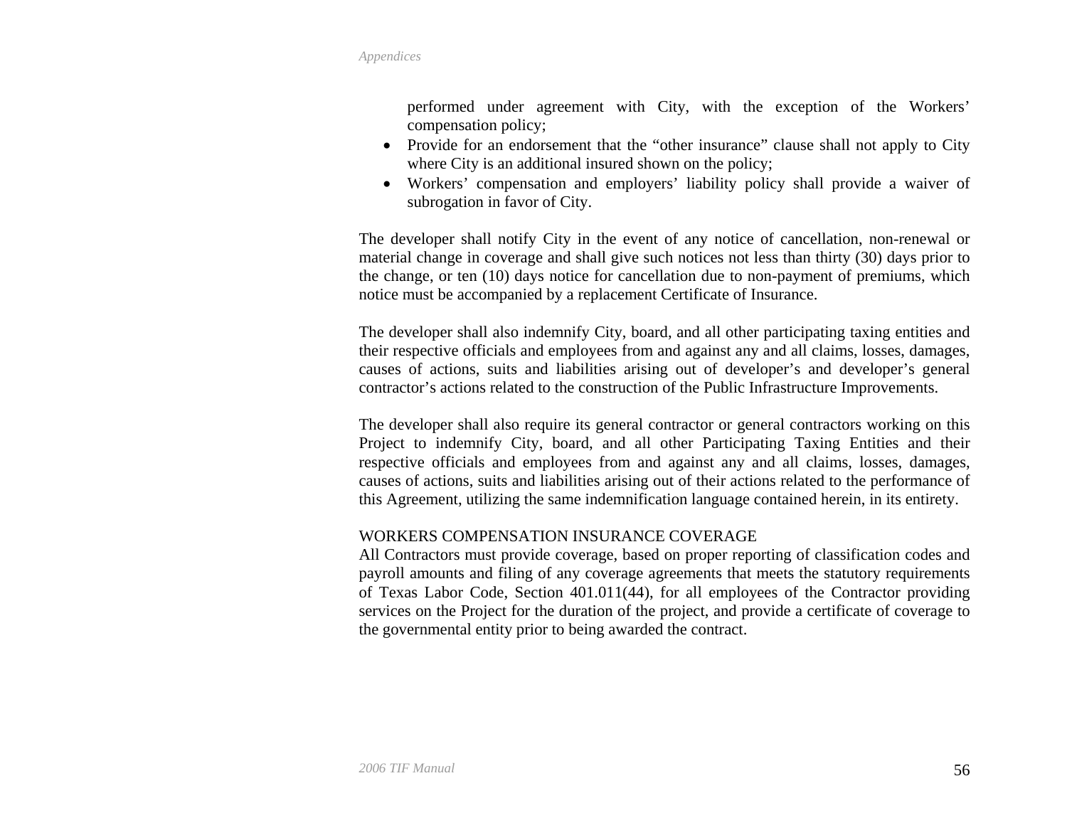performed under agreement with City, with the exception of the Workers' compensation policy;

- Provide for an endorsement that the "other insurance" clause shall not apply to City where City is an additional insured shown on the policy;
- Workers' compensation and employers' liability policy shall provide a waiver of subrogation in favor of City.

The developer shall notify City in the event of any notice of cancellation, non-renewal or material change in coverage and shall give such notices not less than thirty (30) days prior to the change, or ten (10) days notice for cancellation due to non-payment of premiums, which notice must be accompanied by a replacement Certificate of Insurance.

The developer shall also indemnify City, board, and all other participating taxing entities and their respective officials and employees from and against any and all claims, losses, damages, causes of actions, suits and liabilities arising out of developer's and developer's general contractor's actions related to the construction of the Public Infrastructure Improvements.

The developer shall also require its general contractor or general contractors working on this Project to indemnify City, board, and all other Participating Taxing Entities and their respective officials and employees from and against any and all claims, losses, damages, causes of actions, suits and liabilities arising out of their actions related to the performance of this Agreement, utilizing the same indemnification language contained herein, in its entirety.

WORKERS COMPENSATION INSURANCE COVERAGE

All Contractors must provide coverage, based on proper reporting of classification codes and payroll amounts and filing of any coverage agreements that meets the statutory requirements of Texas Labor Code, Section 401.011(44), for all employees of the Contractor providing services on the Project for the duration of the project, and provide a certificate of coverage to the governmental entity prior to being awarded the contract.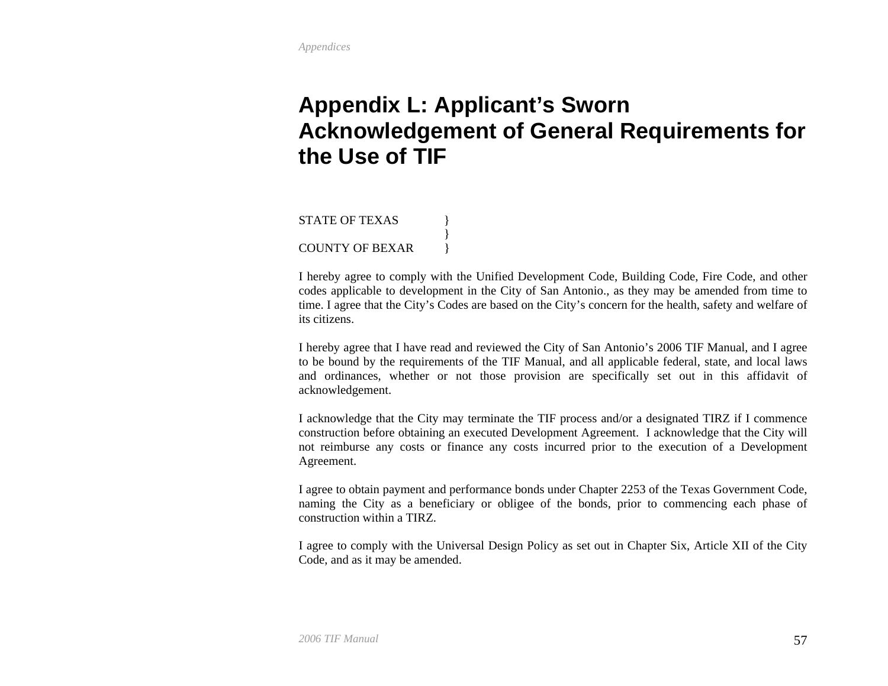# Appendix L: Applicant's Sworn Acknowledgement of General Requirements for the Use of TIF

STATE OF TEXAS }
}
COUNTY OF BEXAR }

I hereby agree to comply with the Unified Development Code, Building Code, Fire Code, and other codes applicable to development in the City of San Antonio., as they may be amended from time to time. I agree that the City's Codes are based on the City's concern for the health, safety and welfare of its citizens.

I hereby agree that I have read and reviewed the City of San Antonio's 2006 TIF Manual, and I agree to be bound by the requirements of the TIF Manual, and all applicable federal, state, and local laws and ordinances, whether or not those provision are specifically set out in this affidavit of acknowledgement.

I acknowledge that the City may terminate the TIF process and/or a designated TIRZ if I commence construction before obtaining an executed Development Agreement. I acknowledge that the City will not reimburse any costs or finance any costs incurred prior to the execution of a Development Agreement.

I agree to obtain payment and performance bonds under Chapter 2253 of the Texas Government Code, naming the City as a beneficiary or obligee of the bonds, prior to commencing each phase of construction within a TIRZ.

I agree to comply with the Universal Design Policy as set out in Chapter Six, Article XII of the City Code, and as it may be amended.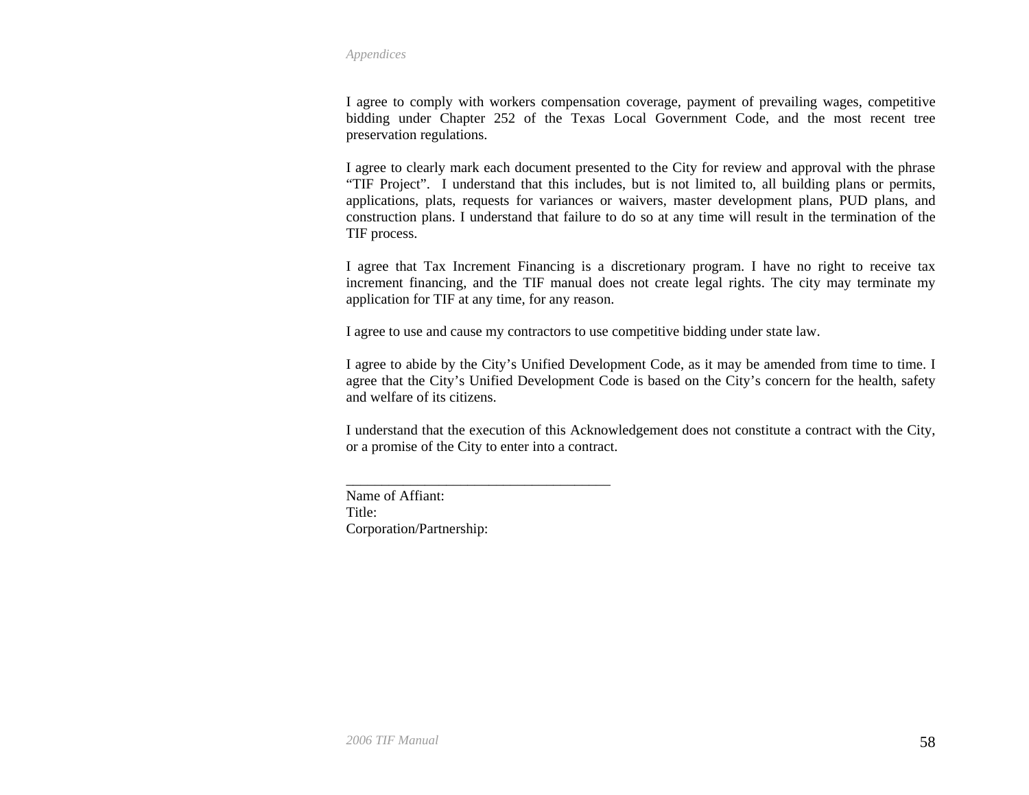I agree to comply with workers compensation coverage, payment of prevailing wages, competitive bidding under Chapter 252 of the Texas Local Government Code, and the most recent tree preservation regulations.

I agree to clearly mark each document presented to the City for review and approval with the phrase "TIF Project". I understand that this includes, but is not limited to, all building plans or permits, applications, plats, requests for variances or waivers, master development plans, PUD plans, and construction plans. I understand that failure to do so at any time will result in the termination of the TIF process.

I agree that Tax Increment Financing is a discretionary program. I have no right to receive tax increment financing, and the TIF manual does not create legal rights. The city may terminate my application for TIF at any time, for any reason.

I agree to use and cause my contractors to use competitive bidding under state law.

I agree to abide by the City's Unified Development Code, as it may be amended from time to time. I agree that the City's Unified Development Code is based on the City's concern for the health, safety and welfare of its citizens.

I understand that the execution of this Acknowledgement does not constitute a contract with the City, or a promise of the City to enter into a contract.

_____________________________________

Name of Affiant:

Title:

Corporation/Partnership: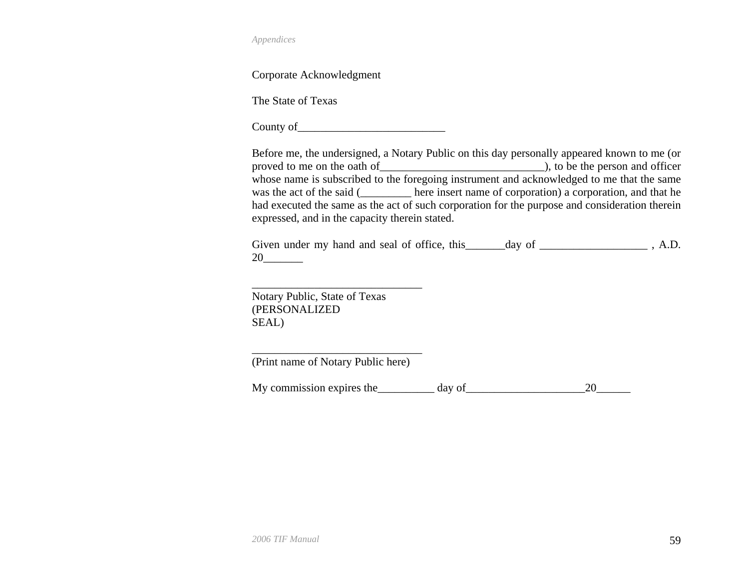Corporate Acknowledgment

The State of Texas

County of__________________________

Before me, the undersigned, a Notary Public on this day personally appeared known to me (or proved to me on the oath of____________________________), to be the person and officer whose name is subscribed to the foregoing instrument and acknowledged to me that the same was the act of the said (_________ here insert name of corporation) a corporation, and that he had executed the same as the act of such corporation for the purpose and consideration therein expressed, and in the capacity therein stated.

Given under my hand and seal of office, this_______day of ___________________ , A.D. 20_______

______________________________
Notary Public, State of Texas
(PERSONALIZED
SEAL)

______________________________
(Print name of Notary Public here)

My commission expires the__________ day of_____________________20______